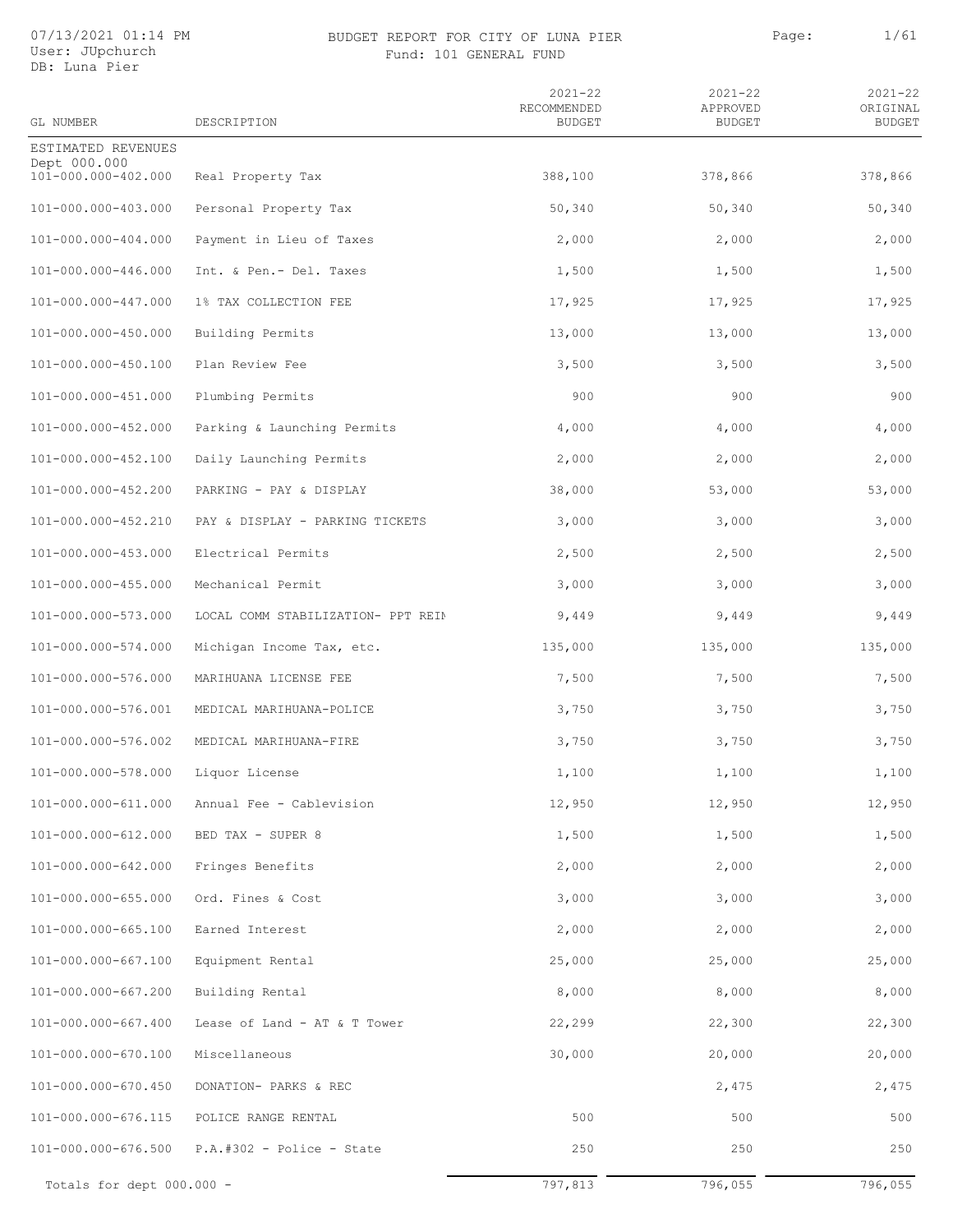# BUDGET REPORT FOR CITY OF LUNA PIER

Fund: 101 GENERAL FUND

07/13/2021 01:14 PM
User: JUpchurch
DB: Luna Pier

| GL NUMBER | DESCRIPTION | 2021-22 RECOMMENDED BUDGET | 2021-22 APPROVED BUDGET | 2021-22 ORIGINAL BUDGET |
|---|---|---|---|---|
| ESTIMATED REVENUES | | | | |
| Dept 000.000 | | | | |
| 101-000.000-402.000 | Real Property Tax | 388,100 | 378,866 | 378,866 |
| 101-000.000-403.000 | Personal Property Tax | 50,340 | 50,340 | 50,340 |
| 101-000.000-404.000 | Payment in Lieu of Taxes | 2,000 | 2,000 | 2,000 |
| 101-000.000-446.000 | Int. & Pen.- Del. Taxes | 1,500 | 1,500 | 1,500 |
| 101-000.000-447.000 | 1% TAX COLLECTION FEE | 17,925 | 17,925 | 17,925 |
| 101-000.000-450.000 | Building Permits | 13,000 | 13,000 | 13,000 |
| 101-000.000-450.100 | Plan Review Fee | 3,500 | 3,500 | 3,500 |
| 101-000.000-451.000 | Plumbing Permits | 900 | 900 | 900 |
| 101-000.000-452.000 | Parking & Launching Permits | 4,000 | 4,000 | 4,000 |
| 101-000.000-452.100 | Daily Launching Permits | 2,000 | 2,000 | 2,000 |
| 101-000.000-452.200 | PARKING - PAY & DISPLAY | 38,000 | 53,000 | 53,000 |
| 101-000.000-452.210 | PAY & DISPLAY - PARKING TICKETS | 3,000 | 3,000 | 3,000 |
| 101-000.000-453.000 | Electrical Permits | 2,500 | 2,500 | 2,500 |
| 101-000.000-455.000 | Mechanical Permit | 3,000 | 3,000 | 3,000 |
| 101-000.000-573.000 | LOCAL COMM STABILIZATION- PPT REIN | 9,449 | 9,449 | 9,449 |
| 101-000.000-574.000 | Michigan Income Tax, etc. | 135,000 | 135,000 | 135,000 |
| 101-000.000-576.000 | MARIHUANA LICENSE FEE | 7,500 | 7,500 | 7,500 |
| 101-000.000-576.001 | MEDICAL MARIHUANA-POLICE | 3,750 | 3,750 | 3,750 |
| 101-000.000-576.002 | MEDICAL MARIHUANA-FIRE | 3,750 | 3,750 | 3,750 |
| 101-000.000-578.000 | Liquor License | 1,100 | 1,100 | 1,100 |
| 101-000.000-611.000 | Annual Fee - Cablevision | 12,950 | 12,950 | 12,950 |
| 101-000.000-612.000 | BED TAX - SUPER 8 | 1,500 | 1,500 | 1,500 |
| 101-000.000-642.000 | Fringes Benefits | 2,000 | 2,000 | 2,000 |
| 101-000.000-655.000 | Ord. Fines & Cost | 3,000 | 3,000 | 3,000 |
| 101-000.000-665.100 | Earned Interest | 2,000 | 2,000 | 2,000 |
| 101-000.000-667.100 | Equipment Rental | 25,000 | 25,000 | 25,000 |
| 101-000.000-667.200 | Building Rental | 8,000 | 8,000 | 8,000 |
| 101-000.000-667.400 | Lease of Land - AT & T Tower | 22,299 | 22,300 | 22,300 |
| 101-000.000-670.100 | Miscellaneous | 30,000 | 20,000 | 20,000 |
| 101-000.000-670.450 | DONATION- PARKS & REC | | 2,475 | 2,475 |
| 101-000.000-676.115 | POLICE RANGE RENTAL | 500 | 500 | 500 |
| 101-000.000-676.500 | P.A.#302 - Police - State | 250 | 250 | 250 |
| Totals for dept 000.000 - | | 797,813 | 796,055 | 796,055 |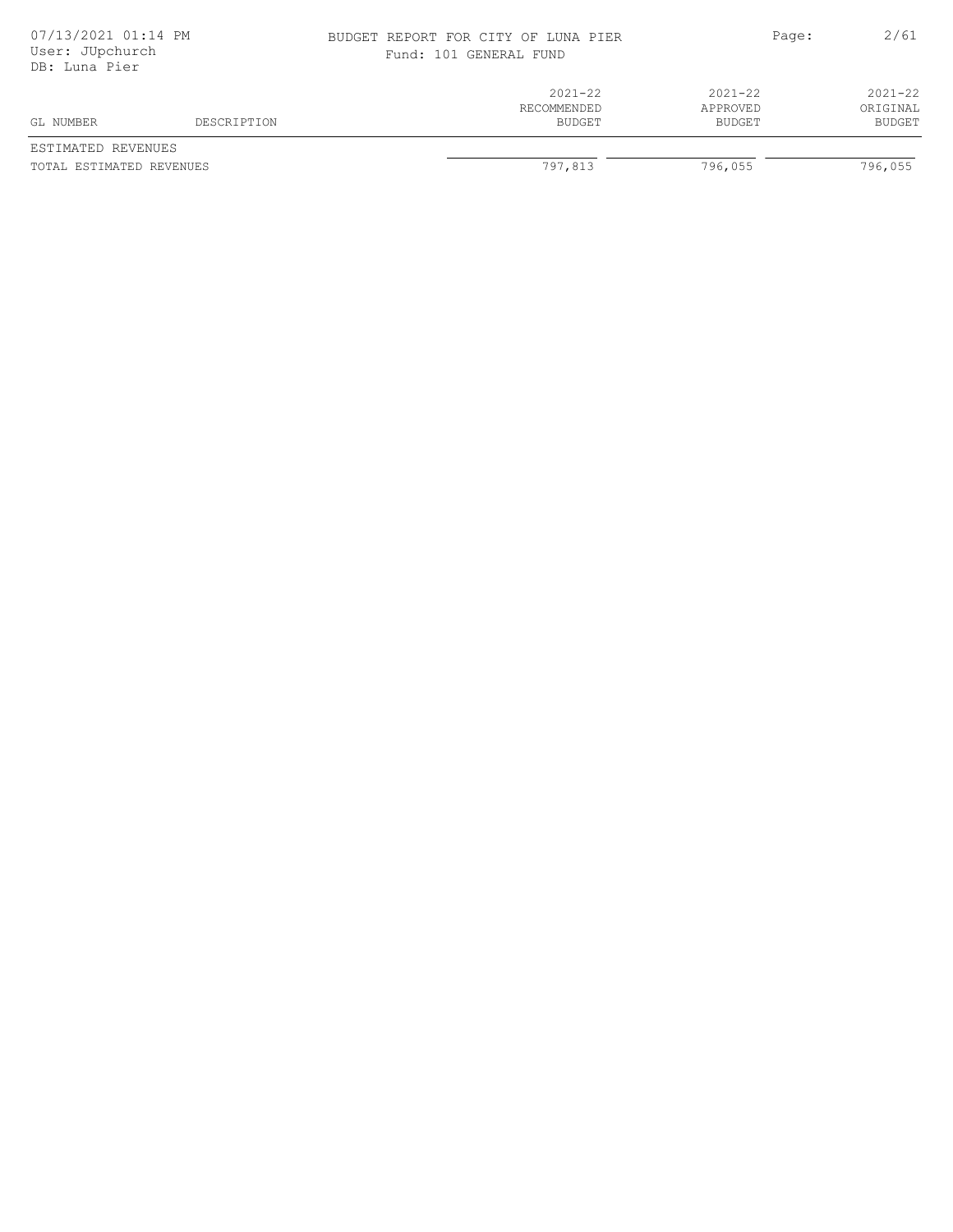BUDGET REPORT FOR CITY OF LUNA PIER
Fund: 101 GENERAL FUND

| GL NUMBER | DESCRIPTION | 2021-22 RECOMMENDED BUDGET | 2021-22 APPROVED BUDGET | 2021-22 ORIGINAL BUDGET |
|---|---|---|---|---|
| ESTIMATED REVENUES | | | | |
| TOTAL ESTIMATED REVENUES | | 797,813 | 796,055 | 796,055 |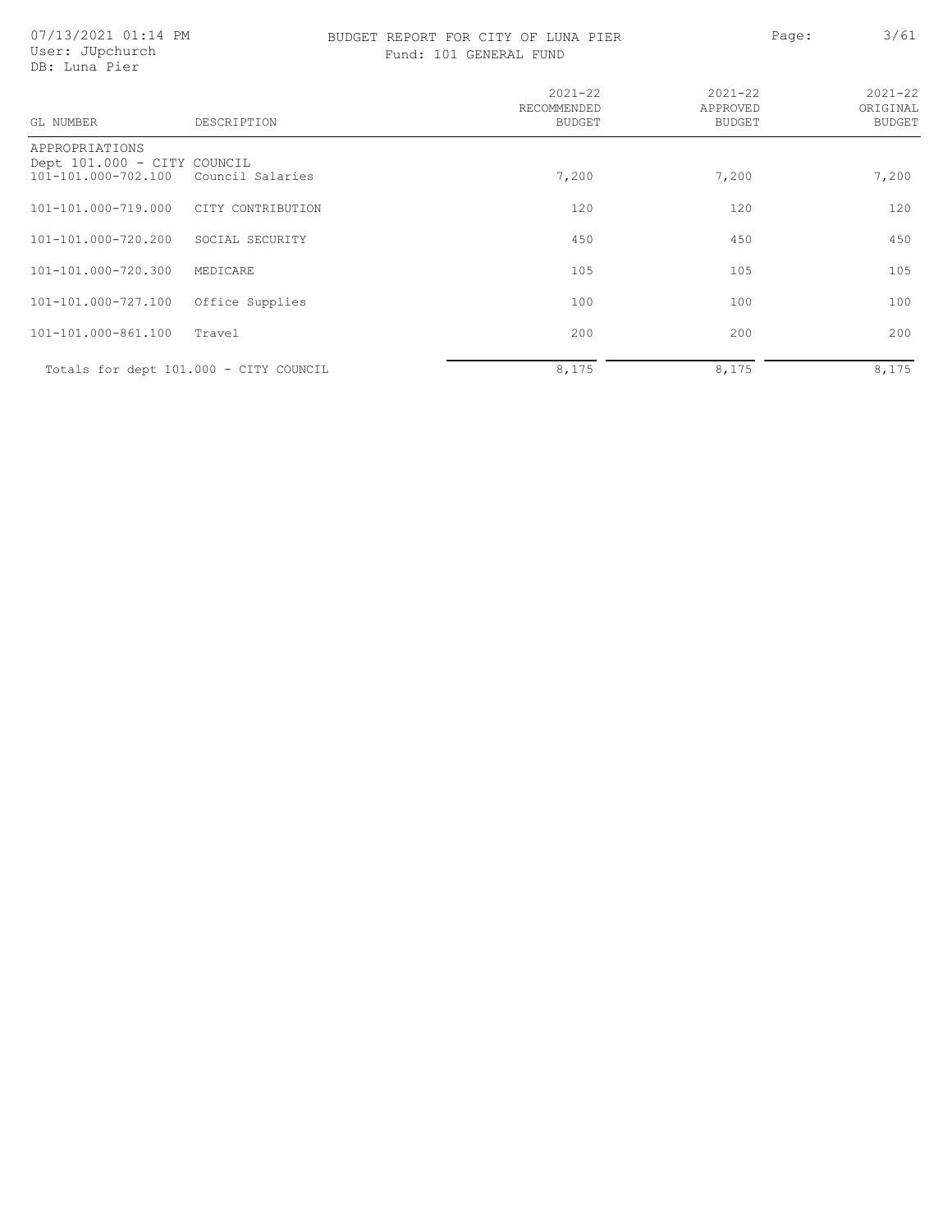# BUDGET REPORT FOR CITY OF LUNA PIER

Fund: 101 GENERAL FUND

| GL NUMBER | DESCRIPTION | 2021-22 RECOMMENDED BUDGET | 2021-22 APPROVED BUDGET | 2021-22 ORIGINAL BUDGET |
|---|---|---|---|---|
| APPROPRIATIONS | | | | |
| Dept 101.000 - CITY COUNCIL | | | | |
| 101-101.000-702.100 | Council Salaries | 7,200 | 7,200 | 7,200 |
| 101-101.000-719.000 | CITY CONTRIBUTION | 120 | 120 | 120 |
| 101-101.000-720.200 | SOCIAL SECURITY | 450 | 450 | 450 |
| 101-101.000-720.300 | MEDICARE | 105 | 105 | 105 |
| 101-101.000-727.100 | Office Supplies | 100 | 100 | 100 |
| 101-101.000-861.100 | Travel | 200 | 200 | 200 |
| Totals for dept 101.000 - CITY COUNCIL | | 8,175 | 8,175 | 8,175 |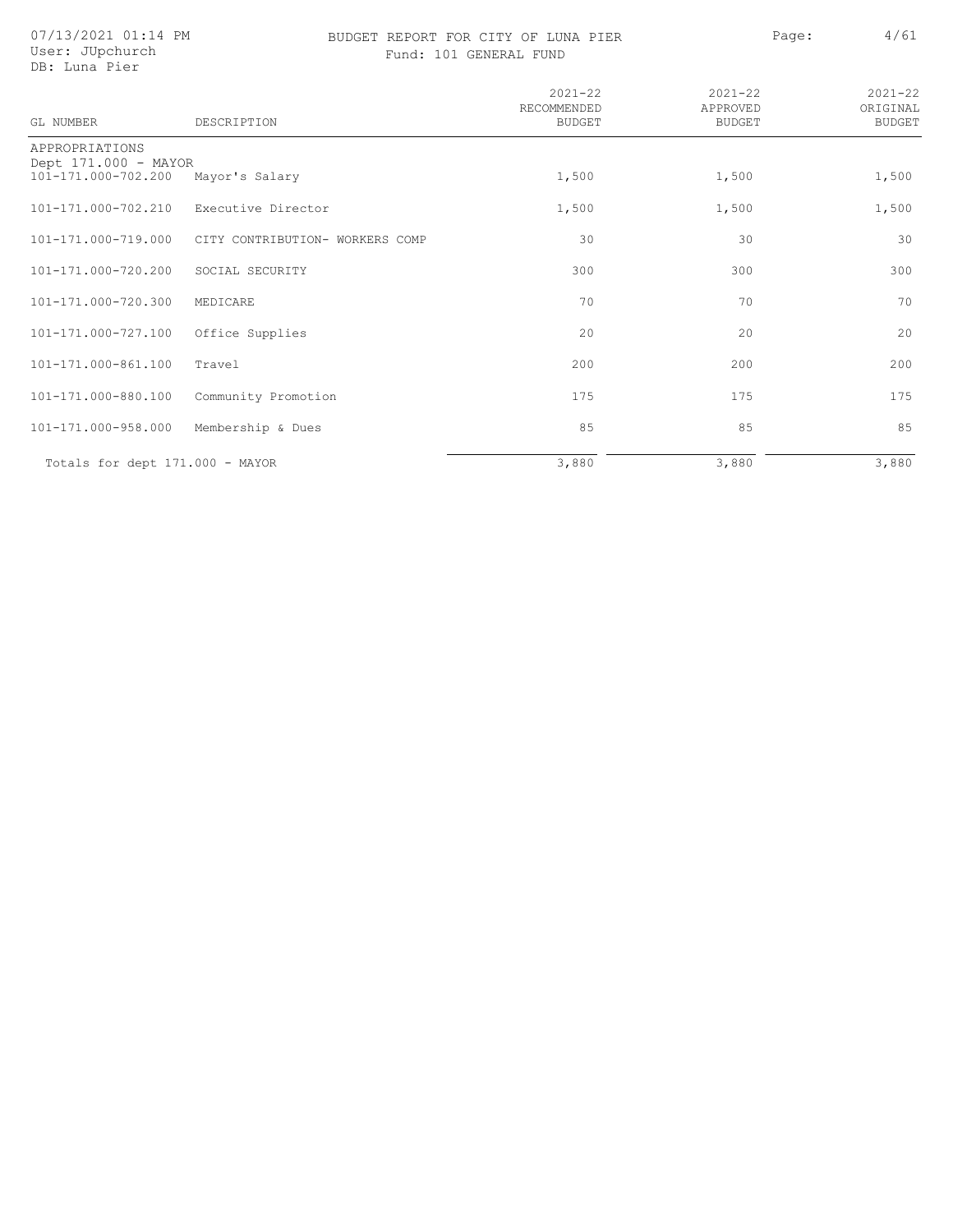BUDGET REPORT FOR CITY OF LUNA PIER

Fund: 101 GENERAL FUND

| GL NUMBER | DESCRIPTION | 2021-22 RECOMMENDED BUDGET | 2021-22 APPROVED BUDGET | 2021-22 ORIGINAL BUDGET |
|---|---|---|---|---|
| APPROPRIATIONS | | | | |
| Dept 171.000 - MAYOR | | | | |
| 101-171.000-702.200 | Mayor's Salary | 1,500 | 1,500 | 1,500 |
| 101-171.000-702.210 | Executive Director | 1,500 | 1,500 | 1,500 |
| 101-171.000-719.000 | CITY CONTRIBUTION- WORKERS COMP | 30 | 30 | 30 |
| 101-171.000-720.200 | SOCIAL SECURITY | 300 | 300 | 300 |
| 101-171.000-720.300 | MEDICARE | 70 | 70 | 70 |
| 101-171.000-727.100 | Office Supplies | 20 | 20 | 20 |
| 101-171.000-861.100 | Travel | 200 | 200 | 200 |
| 101-171.000-880.100 | Community Promotion | 175 | 175 | 175 |
| 101-171.000-958.000 | Membership & Dues | 85 | 85 | 85 |
| Totals for dept 171.000 - MAYOR | | 3,880 | 3,880 | 3,880 |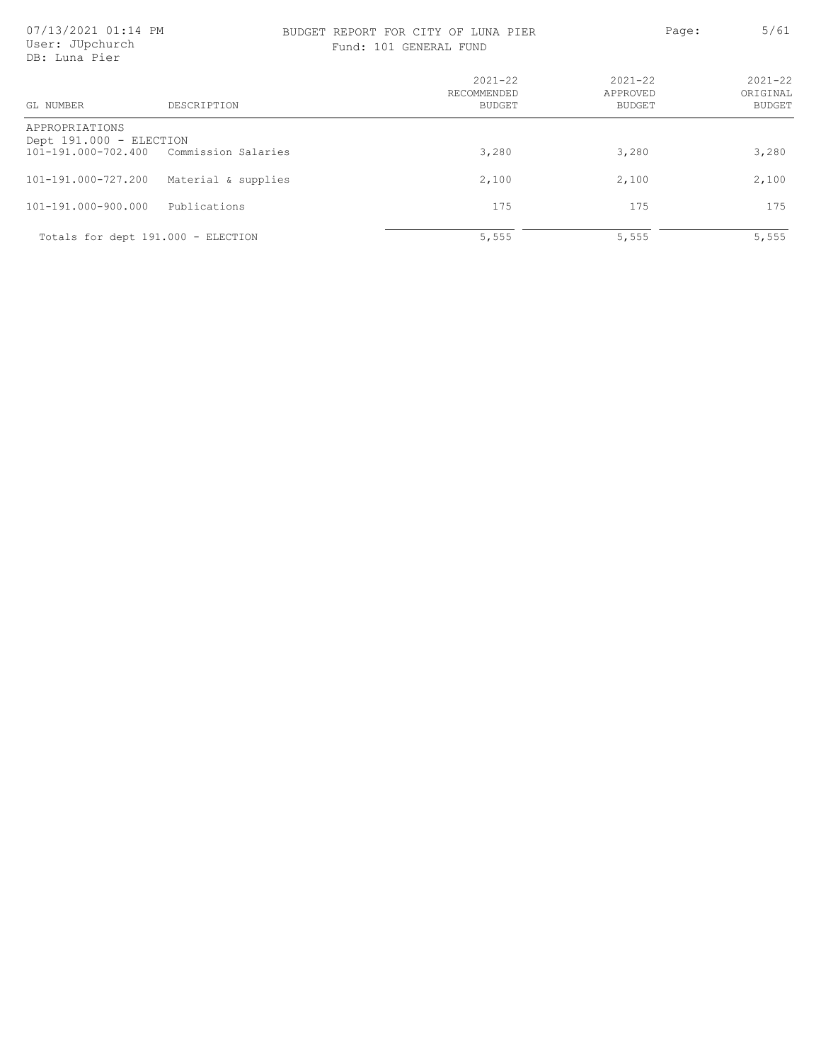# BUDGET REPORT FOR CITY OF LUNA PIER

Fund: 101 GENERAL FUND

| GL NUMBER | DESCRIPTION | 2021-22 RECOMMENDED BUDGET | 2021-22 APPROVED BUDGET | 2021-22 ORIGINAL BUDGET |
|---|---|---|---|---|
| APPROPRIATIONS | | | | |
| Dept 191.000 - ELECTION | | | | |
| 101-191.000-702.400 | Commission Salaries | 3,280 | 3,280 | 3,280 |
| 101-191.000-727.200 | Material & supplies | 2,100 | 2,100 | 2,100 |
| 101-191.000-900.000 | Publications | 175 | 175 | 175 |
| Totals for dept 191.000 - ELECTION | | 5,555 | 5,555 | 5,555 |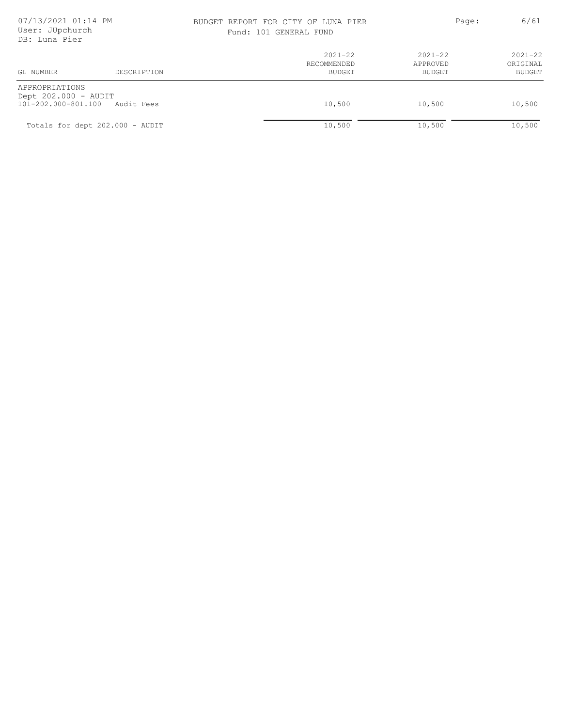BUDGET REPORT FOR CITY OF LUNA PIER

Fund: 101 GENERAL FUND

| GL NUMBER | DESCRIPTION | 2021-22 RECOMMENDED BUDGET | 2021-22 APPROVED BUDGET | 2021-22 ORIGINAL BUDGET |
|---|---|---|---|---|
| APPROPRIATIONS | | | | |
| Dept 202.000 - AUDIT | | | | |
| 101-202.000-801.100 | Audit Fees | 10,500 | 10,500 | 10,500 |
| Totals for dept 202.000 - AUDIT | | 10,500 | 10,500 | 10,500 |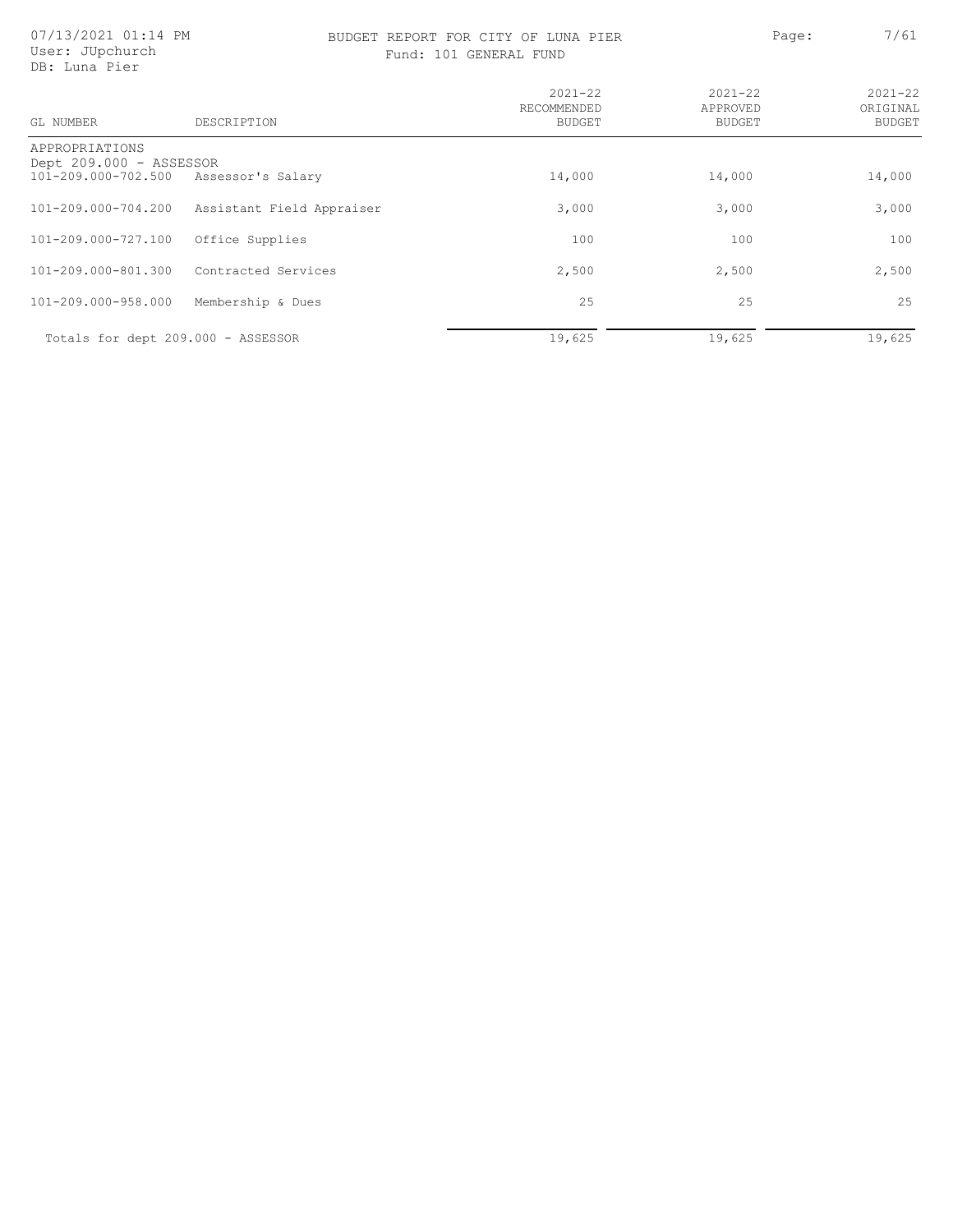# BUDGET REPORT FOR CITY OF LUNA PIER

Fund: 101 GENERAL FUND

| GL NUMBER | DESCRIPTION | 2021-22 RECOMMENDED BUDGET | 2021-22 APPROVED BUDGET | 2021-22 ORIGINAL BUDGET |
|---|---|---|---|---|
| APPROPRIATIONS | | | | |
| Dept 209.000 - ASSESSOR | | | | |
| 101-209.000-702.500 | Assessor's Salary | 14,000 | 14,000 | 14,000 |
| 101-209.000-704.200 | Assistant Field Appraiser | 3,000 | 3,000 | 3,000 |
| 101-209.000-727.100 | Office Supplies | 100 | 100 | 100 |
| 101-209.000-801.300 | Contracted Services | 2,500 | 2,500 | 2,500 |
| 101-209.000-958.000 | Membership & Dues | 25 | 25 | 25 |
| Totals for dept 209.000 - ASSESSOR | | 19,625 | 19,625 | 19,625 |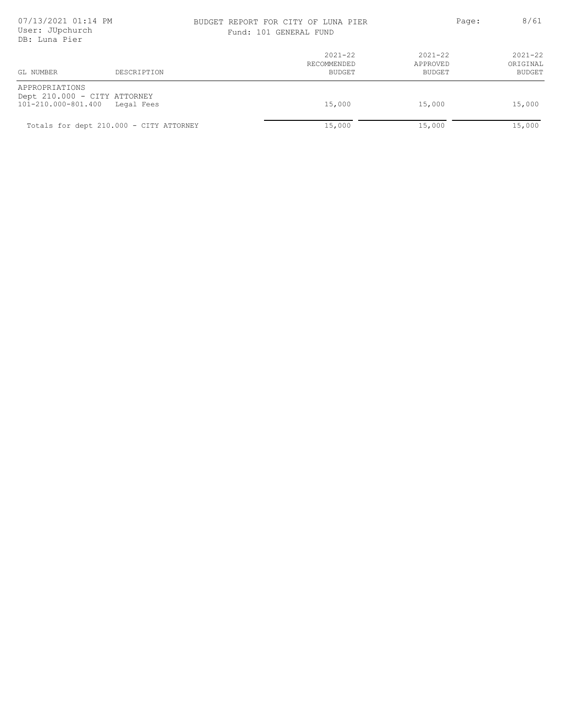BUDGET REPORT FOR CITY OF LUNA PIER

Fund: 101 GENERAL FUND

| GL NUMBER | DESCRIPTION | 2021-22 RECOMMENDED BUDGET | 2021-22 APPROVED BUDGET | 2021-22 ORIGINAL BUDGET |
|---|---|---|---|---|
| APPROPRIATIONS | | | | |
| Dept 210.000 - CITY ATTORNEY | | | | |
| 101-210.000-801.400 | Legal Fees | 15,000 | 15,000 | 15,000 |
| Totals for dept 210.000 - CITY ATTORNEY | | 15,000 | 15,000 | 15,000 |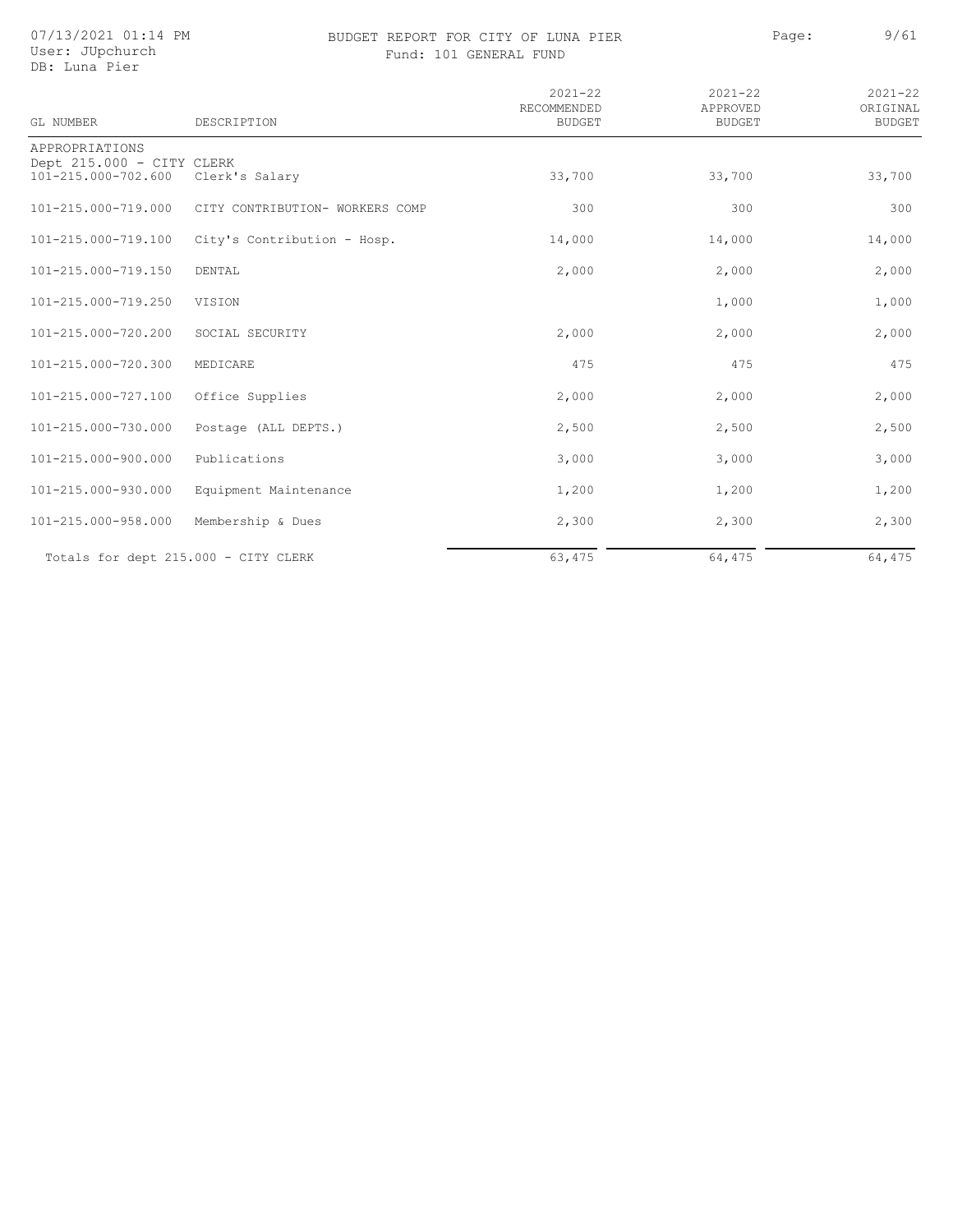# BUDGET REPORT FOR CITY OF LUNA PIER

## Fund: 101 GENERAL FUND

| GL NUMBER | DESCRIPTION | 2021-22 RECOMMENDED BUDGET | 2021-22 APPROVED BUDGET | 2021-22 ORIGINAL BUDGET |
|---|---|---|---|---|
| APPROPRIATIONS | | | | |
| Dept 215.000 - CITY CLERK | | | | |
| 101-215.000-702.600 | Clerk's Salary | 33,700 | 33,700 | 33,700 |
| 101-215.000-719.000 | CITY CONTRIBUTION- WORKERS COMP | 300 | 300 | 300 |
| 101-215.000-719.100 | City's Contribution - Hosp. | 14,000 | 14,000 | 14,000 |
| 101-215.000-719.150 | DENTAL | 2,000 | 2,000 | 2,000 |
| 101-215.000-719.250 | VISION | | 1,000 | 1,000 |
| 101-215.000-720.200 | SOCIAL SECURITY | 2,000 | 2,000 | 2,000 |
| 101-215.000-720.300 | MEDICARE | 475 | 475 | 475 |
| 101-215.000-727.100 | Office Supplies | 2,000 | 2,000 | 2,000 |
| 101-215.000-730.000 | Postage (ALL DEPTS.) | 2,500 | 2,500 | 2,500 |
| 101-215.000-900.000 | Publications | 3,000 | 3,000 | 3,000 |
| 101-215.000-930.000 | Equipment Maintenance | 1,200 | 1,200 | 1,200 |
| 101-215.000-958.000 | Membership & Dues | 2,300 | 2,300 | 2,300 |
| Totals for dept 215.000 - CITY CLERK | | 63,475 | 64,475 | 64,475 |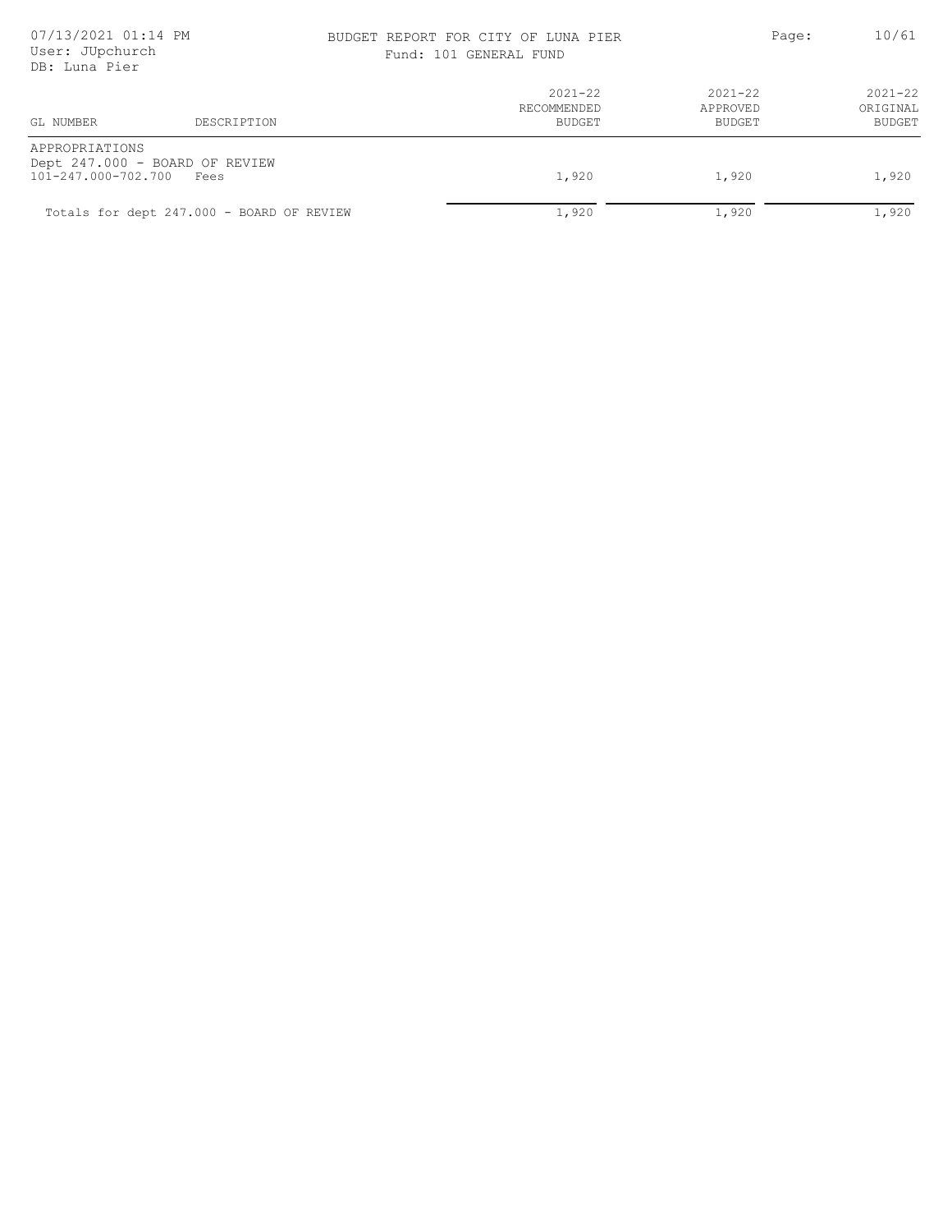BUDGET REPORT FOR CITY OF LUNA PIER

Fund: 101 GENERAL FUND

| GL NUMBER | DESCRIPTION | 2021-22 RECOMMENDED BUDGET | 2021-22 APPROVED BUDGET | 2021-22 ORIGINAL BUDGET |
|---|---|---|---|---|
| APPROPRIATIONS | | | | |
| Dept 247.000 - BOARD OF REVIEW | | | | |
| 101-247.000-702.700 | Fees | 1,920 | 1,920 | 1,920 |
| Totals for dept 247.000 - BOARD OF REVIEW | | 1,920 | 1,920 | 1,920 |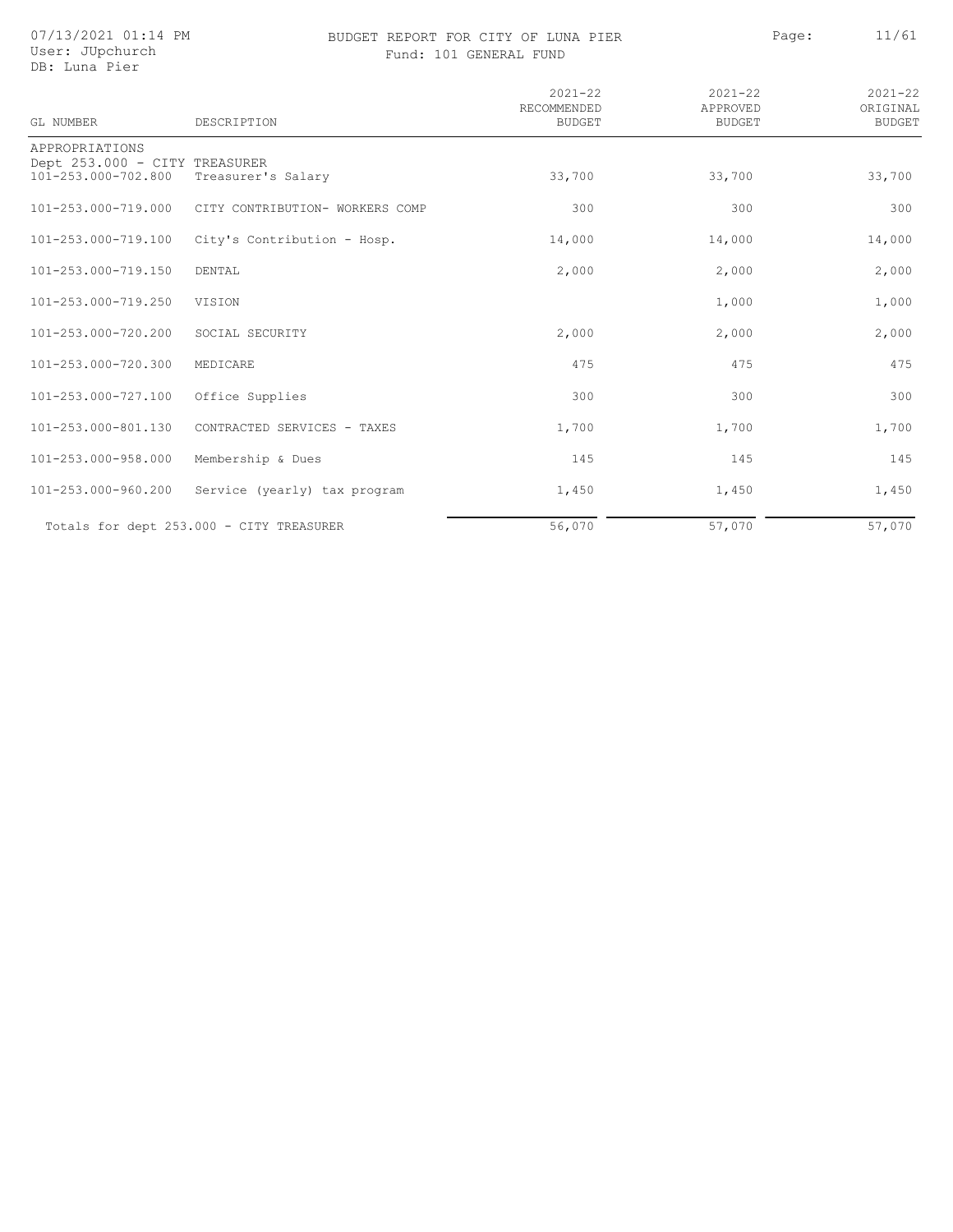BUDGET REPORT FOR CITY OF LUNA PIER
Fund: 101 GENERAL FUND

| GL NUMBER | DESCRIPTION | 2021-22 RECOMMENDED BUDGET | 2021-22 APPROVED BUDGET | 2021-22 ORIGINAL BUDGET |
|---|---|---|---|---|
| APPROPRIATIONS | | | | |
| Dept 253.000 - CITY TREASURER | | | | |
| 101-253.000-702.800 | Treasurer's Salary | 33,700 | 33,700 | 33,700 |
| 101-253.000-719.000 | CITY CONTRIBUTION- WORKERS COMP | 300 | 300 | 300 |
| 101-253.000-719.100 | City's Contribution - Hosp. | 14,000 | 14,000 | 14,000 |
| 101-253.000-719.150 | DENTAL | 2,000 | 2,000 | 2,000 |
| 101-253.000-719.250 | VISION | | 1,000 | 1,000 |
| 101-253.000-720.200 | SOCIAL SECURITY | 2,000 | 2,000 | 2,000 |
| 101-253.000-720.300 | MEDICARE | 475 | 475 | 475 |
| 101-253.000-727.100 | Office Supplies | 300 | 300 | 300 |
| 101-253.000-801.130 | CONTRACTED SERVICES - TAXES | 1,700 | 1,700 | 1,700 |
| 101-253.000-958.000 | Membership & Dues | 145 | 145 | 145 |
| 101-253.000-960.200 | Service (yearly) tax program | 1,450 | 1,450 | 1,450 |
| | Totals for dept 253.000 - CITY TREASURER | 56,070 | 57,070 | 57,070 |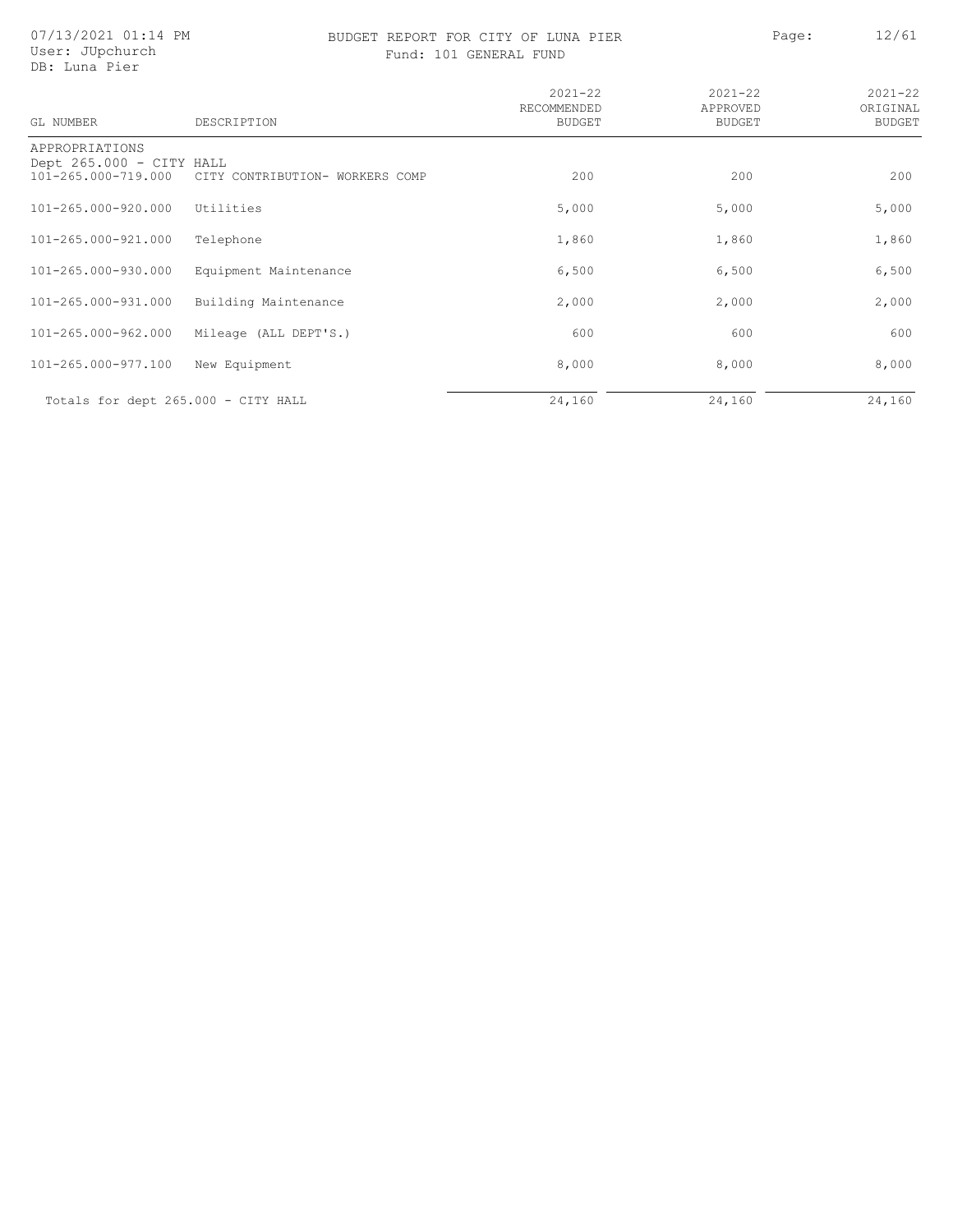# BUDGET REPORT FOR CITY OF LUNA PIER

Fund: 101 GENERAL FUND

| GL NUMBER | DESCRIPTION | 2021-22 RECOMMENDED BUDGET | 2021-22 APPROVED BUDGET | 2021-22 ORIGINAL BUDGET |
|---|---|---|---|---|
| APPROPRIATIONS | | | | |
| Dept 265.000 - CITY HALL | | | | |
| 101-265.000-719.000 | CITY CONTRIBUTION- WORKERS COMP | 200 | 200 | 200 |
| 101-265.000-920.000 | Utilities | 5,000 | 5,000 | 5,000 |
| 101-265.000-921.000 | Telephone | 1,860 | 1,860 | 1,860 |
| 101-265.000-930.000 | Equipment Maintenance | 6,500 | 6,500 | 6,500 |
| 101-265.000-931.000 | Building Maintenance | 2,000 | 2,000 | 2,000 |
| 101-265.000-962.000 | Mileage (ALL DEPT'S.) | 600 | 600 | 600 |
| 101-265.000-977.100 | New Equipment | 8,000 | 8,000 | 8,000 |
| Totals for dept 265.000 - CITY HALL | | 24,160 | 24,160 | 24,160 |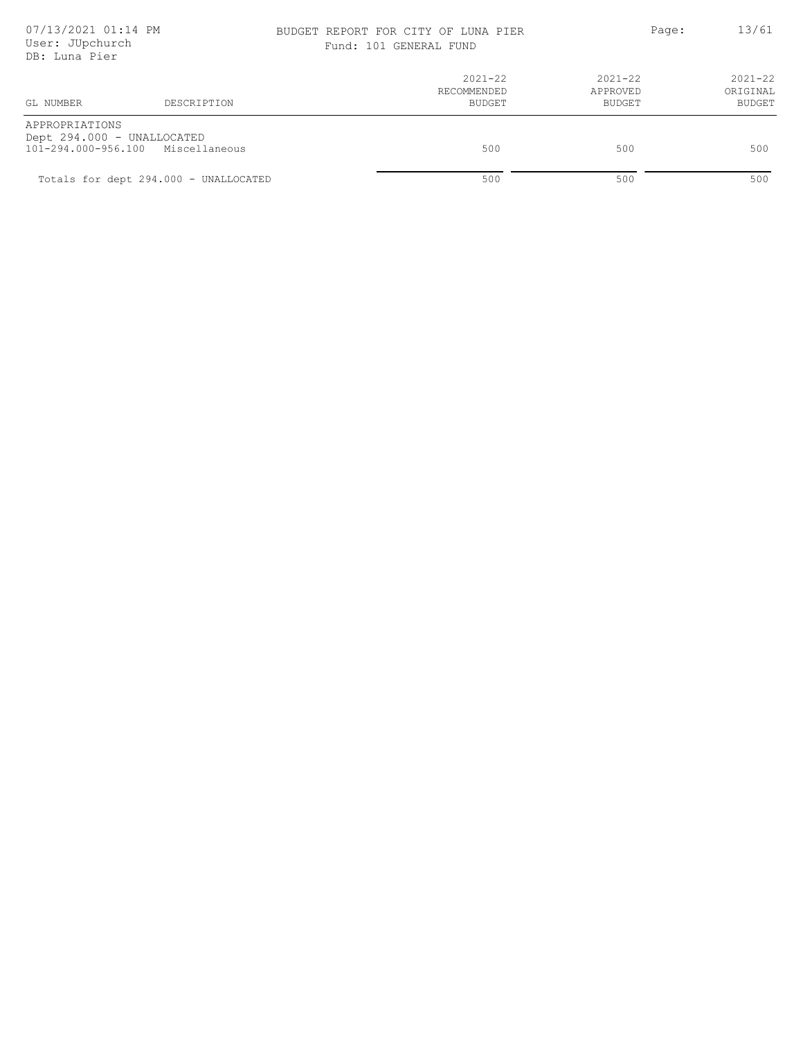BUDGET REPORT FOR CITY OF LUNA PIER

Fund: 101 GENERAL FUND

| GL NUMBER | DESCRIPTION | 2021-22 RECOMMENDED BUDGET | 2021-22 APPROVED BUDGET | 2021-22 ORIGINAL BUDGET |
|---|---|---|---|---|
| APPROPRIATIONS | | | | |
| Dept 294.000 - UNALLOCATED | | | | |
| 101-294.000-956.100 | Miscellaneous | 500 | 500 | 500 |
| Totals for dept 294.000 - UNALLOCATED | | 500 | 500 | 500 |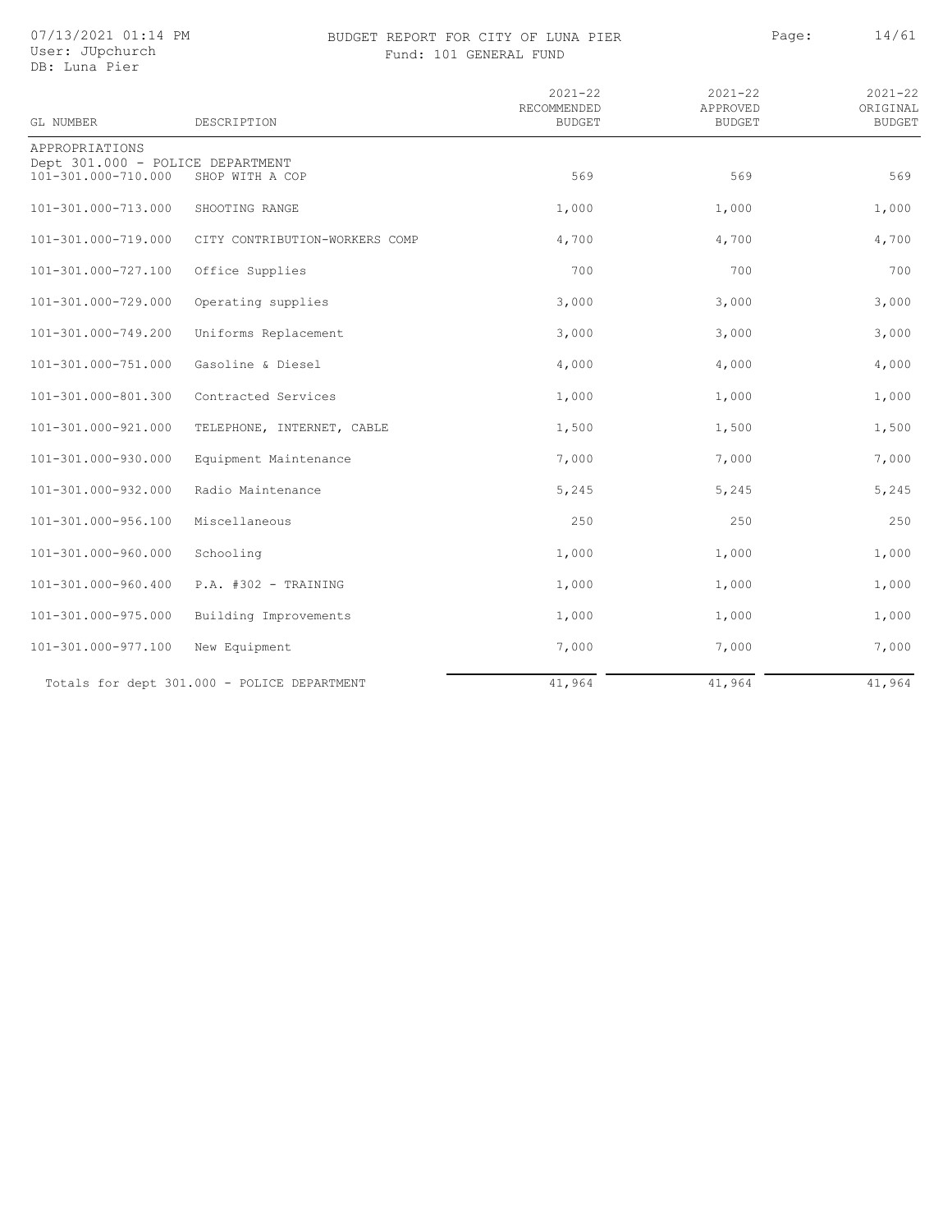BUDGET REPORT FOR CITY OF LUNA PIER

Fund: 101 GENERAL FUND

| GL NUMBER | DESCRIPTION | 2021-22 RECOMMENDED BUDGET | 2021-22 APPROVED BUDGET | 2021-22 ORIGINAL BUDGET |
|---|---|---|---|---|
| APPROPRIATIONS | | | | |
| Dept 301.000 - POLICE DEPARTMENT | | | | |
| 101-301.000-710.000 | SHOP WITH A COP | 569 | 569 | 569 |
| 101-301.000-713.000 | SHOOTING RANGE | 1,000 | 1,000 | 1,000 |
| 101-301.000-719.000 | CITY CONTRIBUTION-WORKERS COMP | 4,700 | 4,700 | 4,700 |
| 101-301.000-727.100 | Office Supplies | 700 | 700 | 700 |
| 101-301.000-729.000 | Operating supplies | 3,000 | 3,000 | 3,000 |
| 101-301.000-749.200 | Uniforms Replacement | 3,000 | 3,000 | 3,000 |
| 101-301.000-751.000 | Gasoline & Diesel | 4,000 | 4,000 | 4,000 |
| 101-301.000-801.300 | Contracted Services | 1,000 | 1,000 | 1,000 |
| 101-301.000-921.000 | TELEPHONE, INTERNET, CABLE | 1,500 | 1,500 | 1,500 |
| 101-301.000-930.000 | Equipment Maintenance | 7,000 | 7,000 | 7,000 |
| 101-301.000-932.000 | Radio Maintenance | 5,245 | 5,245 | 5,245 |
| 101-301.000-956.100 | Miscellaneous | 250 | 250 | 250 |
| 101-301.000-960.000 | Schooling | 1,000 | 1,000 | 1,000 |
| 101-301.000-960.400 | P.A. #302 - TRAINING | 1,000 | 1,000 | 1,000 |
| 101-301.000-975.000 | Building Improvements | 1,000 | 1,000 | 1,000 |
| 101-301.000-977.100 | New Equipment | 7,000 | 7,000 | 7,000 |
| Totals for dept 301.000 - POLICE DEPARTMENT | | 41,964 | 41,964 | 41,964 |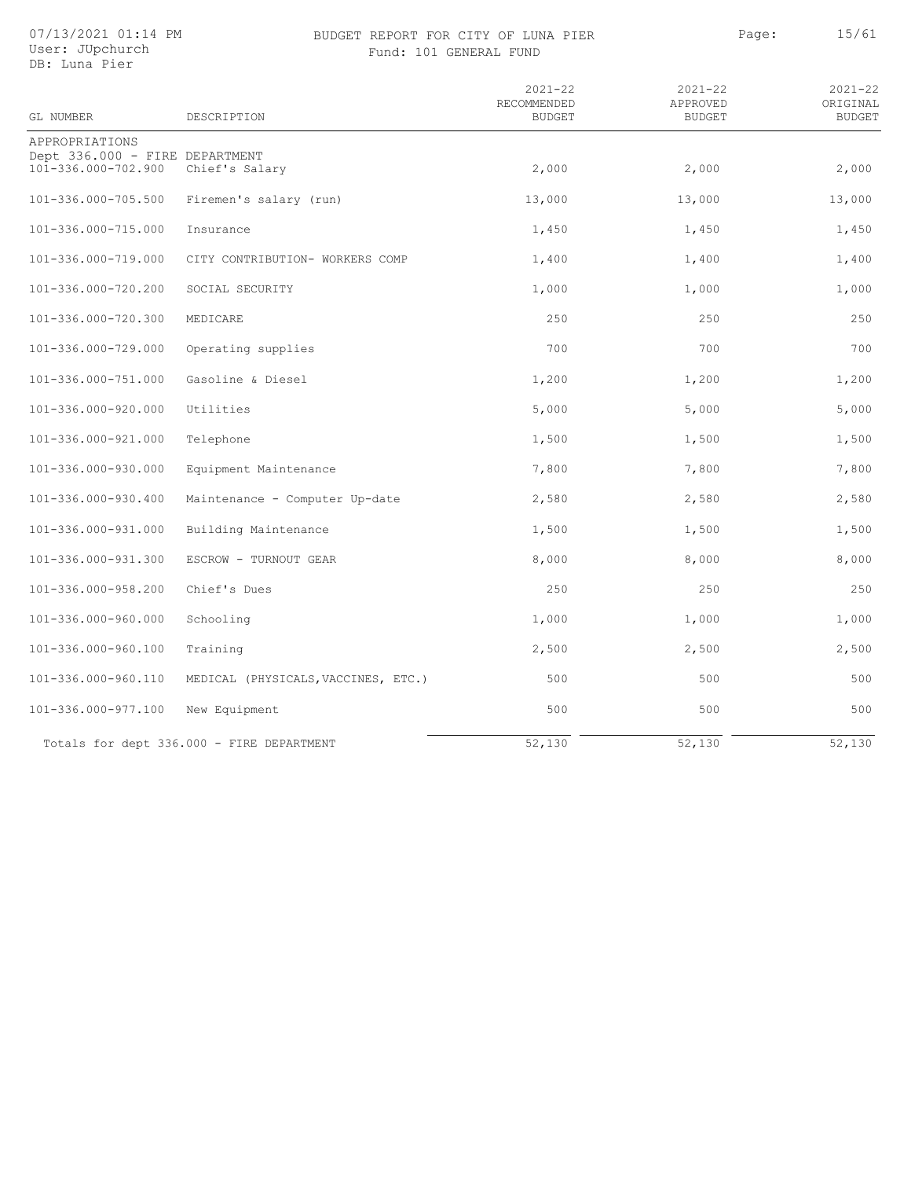# BUDGET REPORT FOR CITY OF LUNA PIER

Fund: 101 GENERAL FUND

| GL NUMBER | DESCRIPTION | 2021-22 RECOMMENDED BUDGET | 2021-22 APPROVED BUDGET | 2021-22 ORIGINAL BUDGET |
|---|---|---|---|---|
| APPROPRIATIONS | | | | |
| Dept 336.000 - FIRE DEPARTMENT | | | | |
| 101-336.000-702.900 | Chief's Salary | 2,000 | 2,000 | 2,000 |
| 101-336.000-705.500 | Firemen's salary (run) | 13,000 | 13,000 | 13,000 |
| 101-336.000-715.000 | Insurance | 1,450 | 1,450 | 1,450 |
| 101-336.000-719.000 | CITY CONTRIBUTION- WORKERS COMP | 1,400 | 1,400 | 1,400 |
| 101-336.000-720.200 | SOCIAL SECURITY | 1,000 | 1,000 | 1,000 |
| 101-336.000-720.300 | MEDICARE | 250 | 250 | 250 |
| 101-336.000-729.000 | Operating supplies | 700 | 700 | 700 |
| 101-336.000-751.000 | Gasoline & Diesel | 1,200 | 1,200 | 1,200 |
| 101-336.000-920.000 | Utilities | 5,000 | 5,000 | 5,000 |
| 101-336.000-921.000 | Telephone | 1,500 | 1,500 | 1,500 |
| 101-336.000-930.000 | Equipment Maintenance | 7,800 | 7,800 | 7,800 |
| 101-336.000-930.400 | Maintenance - Computer Up-date | 2,580 | 2,580 | 2,580 |
| 101-336.000-931.000 | Building Maintenance | 1,500 | 1,500 | 1,500 |
| 101-336.000-931.300 | ESCROW - TURNOUT GEAR | 8,000 | 8,000 | 8,000 |
| 101-336.000-958.200 | Chief's Dues | 250 | 250 | 250 |
| 101-336.000-960.000 | Schooling | 1,000 | 1,000 | 1,000 |
| 101-336.000-960.100 | Training | 2,500 | 2,500 | 2,500 |
| 101-336.000-960.110 | MEDICAL (PHYSICALS,VACCINES, ETC.) | 500 | 500 | 500 |
| 101-336.000-977.100 | New Equipment | 500 | 500 | 500 |
| | Totals for dept 336.000 - FIRE DEPARTMENT | 52,130 | 52,130 | 52,130 |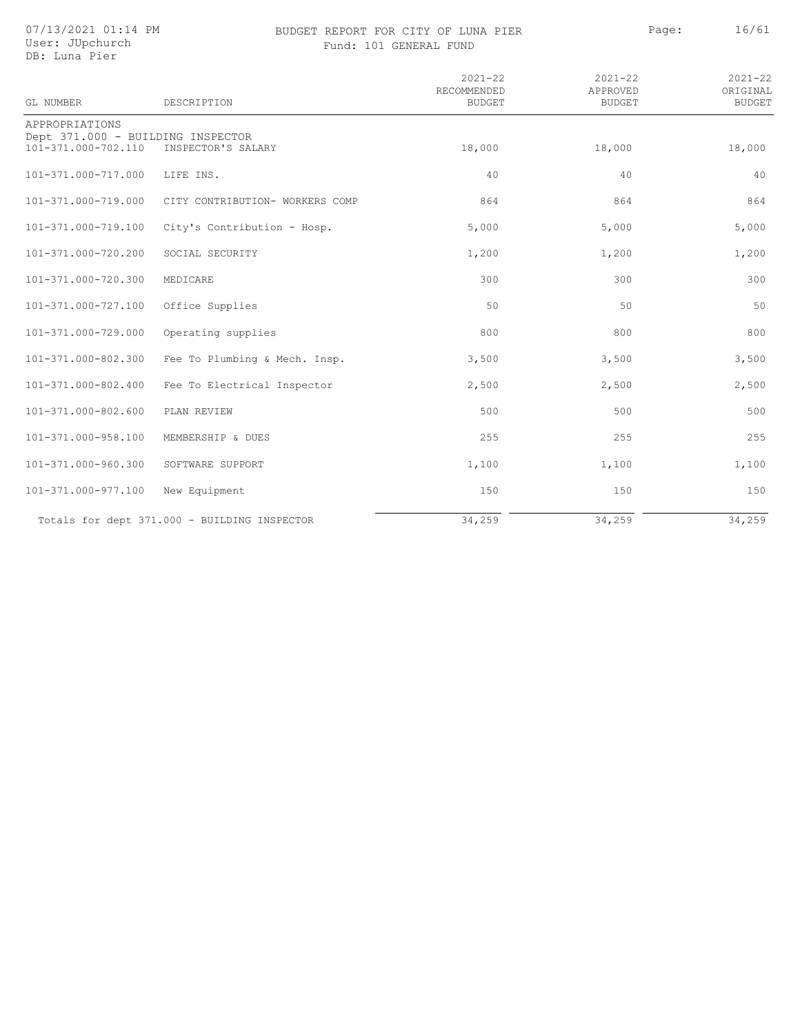BUDGET REPORT FOR CITY OF LUNA PIER

Fund: 101 GENERAL FUND

| GL NUMBER | DESCRIPTION | 2021-22 RECOMMENDED BUDGET | 2021-22 APPROVED BUDGET | 2021-22 ORIGINAL BUDGET |
|---|---|---|---|---|
| APPROPRIATIONS | | | | |
| Dept 371.000 - BUILDING INSPECTOR | | | | |
| 101-371.000-702.110 | INSPECTOR'S SALARY | 18,000 | 18,000 | 18,000 |
| 101-371.000-717.000 | LIFE INS. | 40 | 40 | 40 |
| 101-371.000-719.000 | CITY CONTRIBUTION- WORKERS COMP | 864 | 864 | 864 |
| 101-371.000-719.100 | City's Contribution - Hosp. | 5,000 | 5,000 | 5,000 |
| 101-371.000-720.200 | SOCIAL SECURITY | 1,200 | 1,200 | 1,200 |
| 101-371.000-720.300 | MEDICARE | 300 | 300 | 300 |
| 101-371.000-727.100 | Office Supplies | 50 | 50 | 50 |
| 101-371.000-729.000 | Operating supplies | 800 | 800 | 800 |
| 101-371.000-802.300 | Fee To Plumbing & Mech. Insp. | 3,500 | 3,500 | 3,500 |
| 101-371.000-802.400 | Fee To Electrical Inspector | 2,500 | 2,500 | 2,500 |
| 101-371.000-802.600 | PLAN REVIEW | 500 | 500 | 500 |
| 101-371.000-958.100 | MEMBERSHIP & DUES | 255 | 255 | 255 |
| 101-371.000-960.300 | SOFTWARE SUPPORT | 1,100 | 1,100 | 1,100 |
| 101-371.000-977.100 | New Equipment | 150 | 150 | 150 |
| Totals for dept 371.000 - BUILDING INSPECTOR | | 34,259 | 34,259 | 34,259 |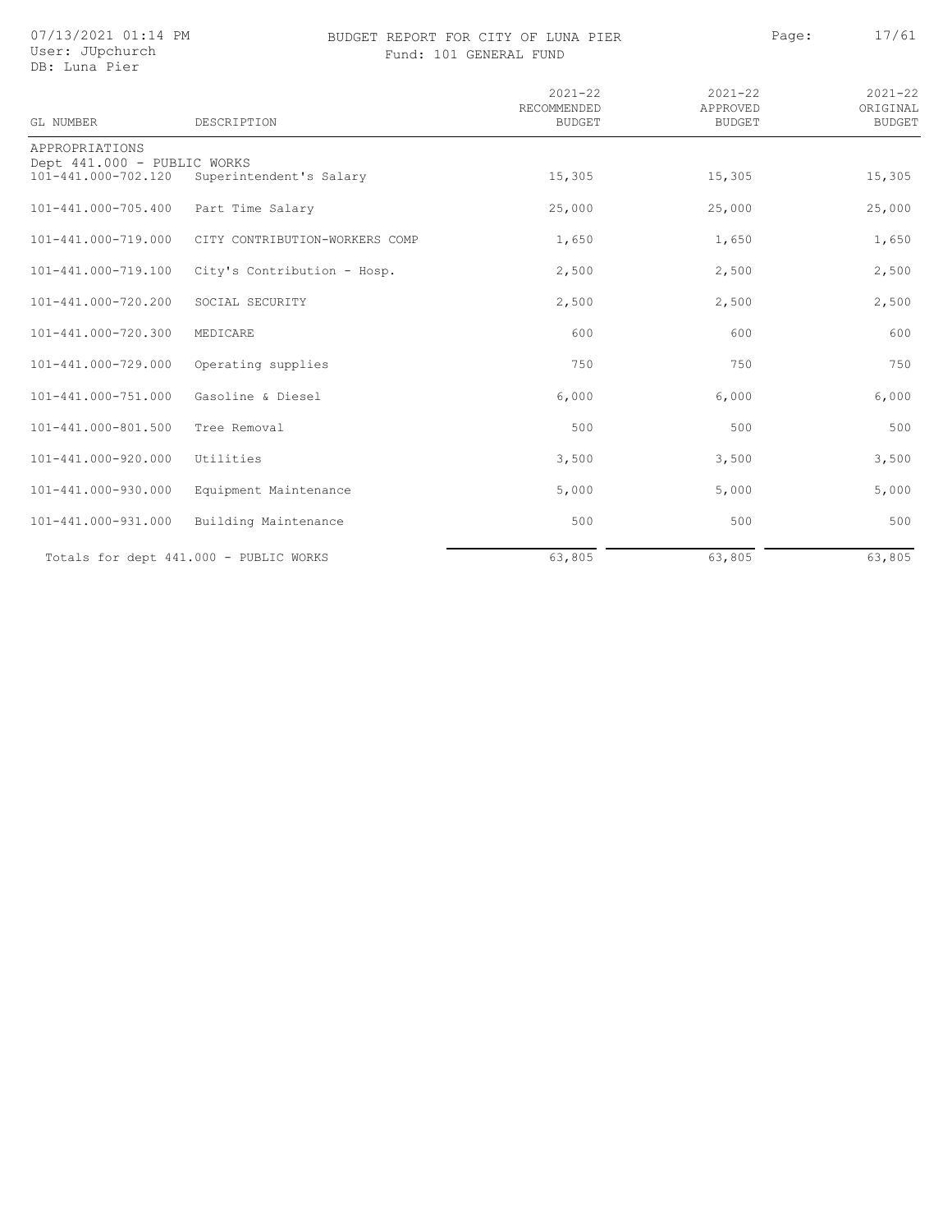# BUDGET REPORT FOR CITY OF LUNA PIER

Fund: 101 GENERAL FUND

| GL NUMBER | DESCRIPTION | 2021-22 RECOMMENDED BUDGET | 2021-22 APPROVED BUDGET | 2021-22 ORIGINAL BUDGET |
|---|---|---|---|---|
| APPROPRIATIONS | | | | |
| Dept 441.000 - PUBLIC WORKS | | | | |
| 101-441.000-702.120 | Superintendent's Salary | 15,305 | 15,305 | 15,305 |
| 101-441.000-705.400 | Part Time Salary | 25,000 | 25,000 | 25,000 |
| 101-441.000-719.000 | CITY CONTRIBUTION-WORKERS COMP | 1,650 | 1,650 | 1,650 |
| 101-441.000-719.100 | City's Contribution - Hosp. | 2,500 | 2,500 | 2,500 |
| 101-441.000-720.200 | SOCIAL SECURITY | 2,500 | 2,500 | 2,500 |
| 101-441.000-720.300 | MEDICARE | 600 | 600 | 600 |
| 101-441.000-729.000 | Operating supplies | 750 | 750 | 750 |
| 101-441.000-751.000 | Gasoline & Diesel | 6,000 | 6,000 | 6,000 |
| 101-441.000-801.500 | Tree Removal | 500 | 500 | 500 |
| 101-441.000-920.000 | Utilities | 3,500 | 3,500 | 3,500 |
| 101-441.000-930.000 | Equipment Maintenance | 5,000 | 5,000 | 5,000 |
| 101-441.000-931.000 | Building Maintenance | 500 | 500 | 500 |
| Totals for dept 441.000 - PUBLIC WORKS | | 63,805 | 63,805 | 63,805 |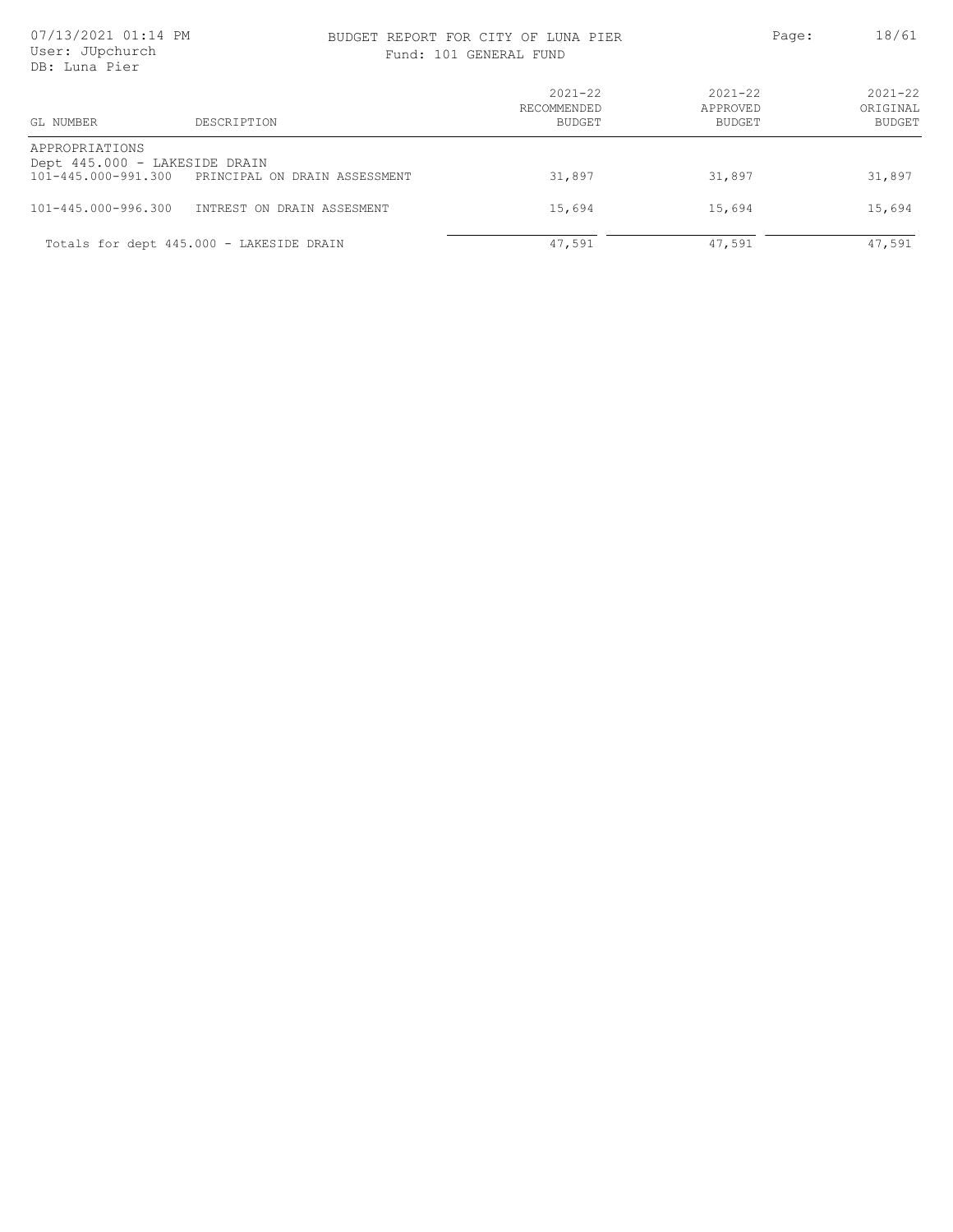# BUDGET REPORT FOR CITY OF LUNA PIER

Fund: 101 GENERAL FUND

| GL NUMBER | DESCRIPTION | 2021-22 RECOMMENDED BUDGET | 2021-22 APPROVED BUDGET | 2021-22 ORIGINAL BUDGET |
|---|---|---|---|---|
| APPROPRIATIONS | | | | |
| Dept 445.000 - LAKESIDE DRAIN | | | | |
| 101-445.000-991.300 | PRINCIPAL ON DRAIN ASSESSMENT | 31,897 | 31,897 | 31,897 |
| 101-445.000-996.300 | INTREST ON DRAIN ASSESMENT | 15,694 | 15,694 | 15,694 |
| Totals for dept 445.000 - LAKESIDE DRAIN | | 47,591 | 47,591 | 47,591 |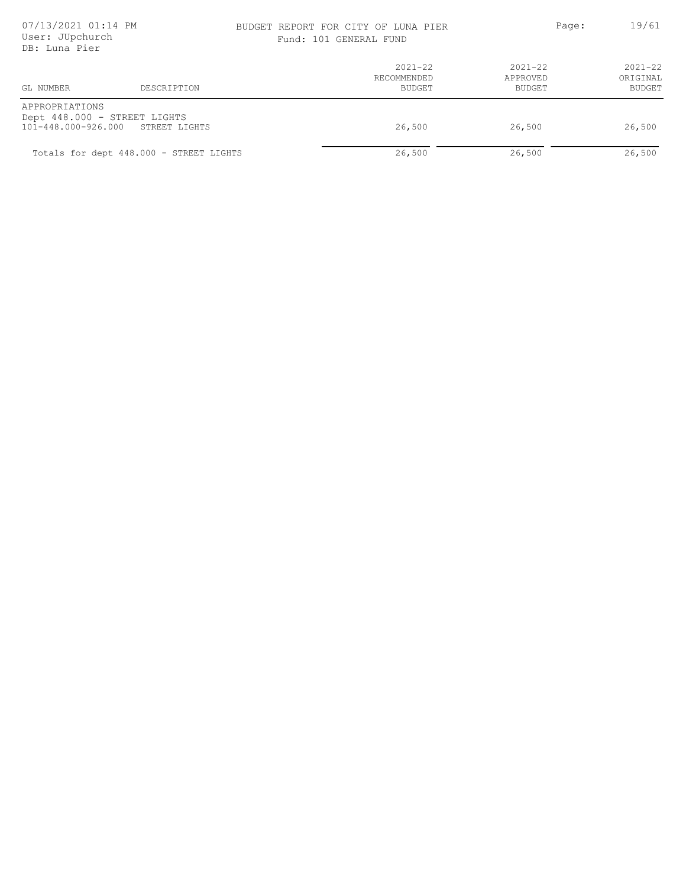BUDGET REPORT FOR CITY OF LUNA PIER

Fund: 101 GENERAL FUND

07/13/2021 01:14 PM
User: JUpchurch
DB: Luna Pier

| GL NUMBER | DESCRIPTION | 2021-22 RECOMMENDED BUDGET | 2021-22 APPROVED BUDGET | 2021-22 ORIGINAL BUDGET |
|---|---|---|---|---|
| APPROPRIATIONS | | | | |
| Dept 448.000 - STREET LIGHTS | | | | |
| 101-448.000-926.000 | STREET LIGHTS | 26,500 | 26,500 | 26,500 |
| Totals for dept 448.000 - STREET LIGHTS | | 26,500 | 26,500 | 26,500 |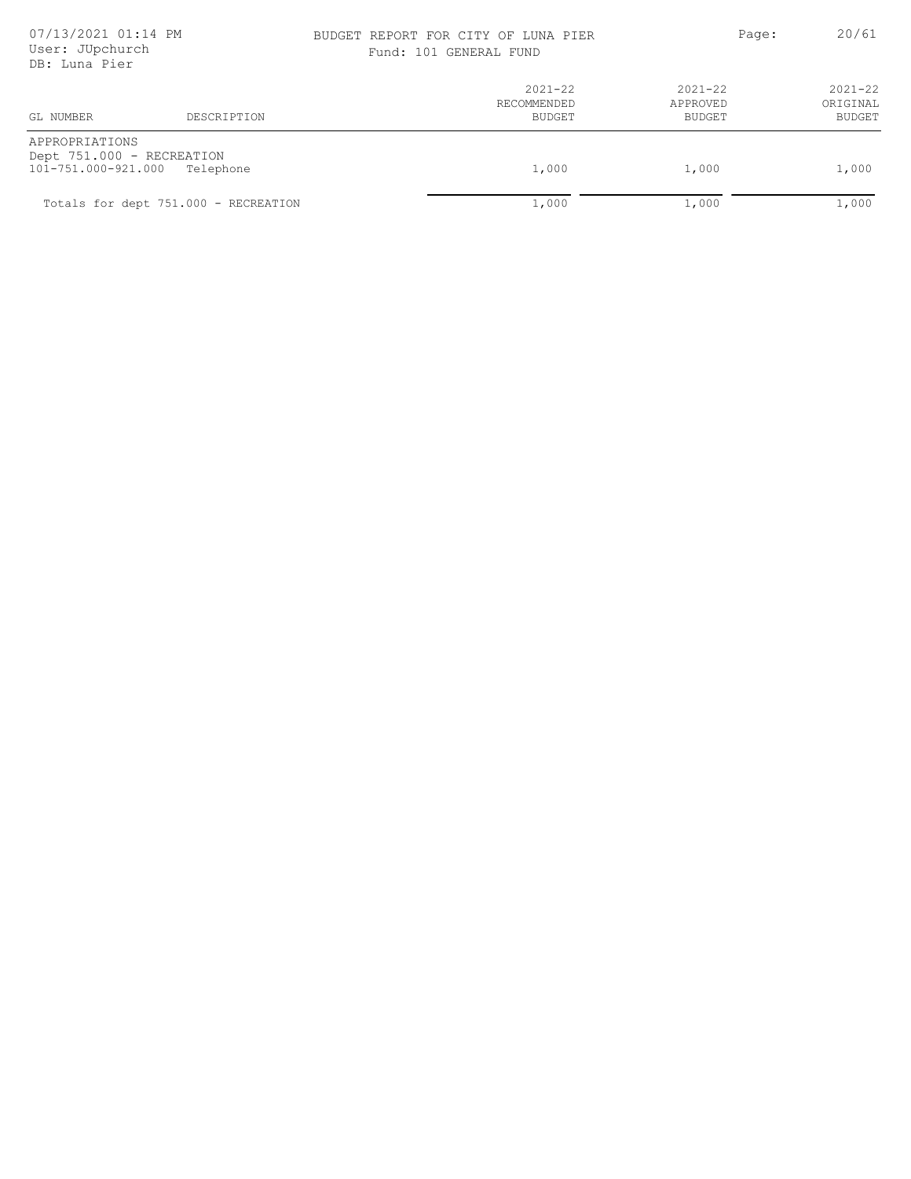| GL NUMBER | DESCRIPTION | 2021-22 RECOMMENDED BUDGET | 2021-22 APPROVED BUDGET | 2021-22 ORIGINAL BUDGET |
|---|---|---|---|---|
| APPROPRIATIONS | | | | |
| Dept 751.000 - RECREATION | | | | |
| 101-751.000-921.000 | Telephone | 1,000 | 1,000 | 1,000 |
| Totals for dept 751.000 - RECREATION | | 1,000 | 1,000 | 1,000 |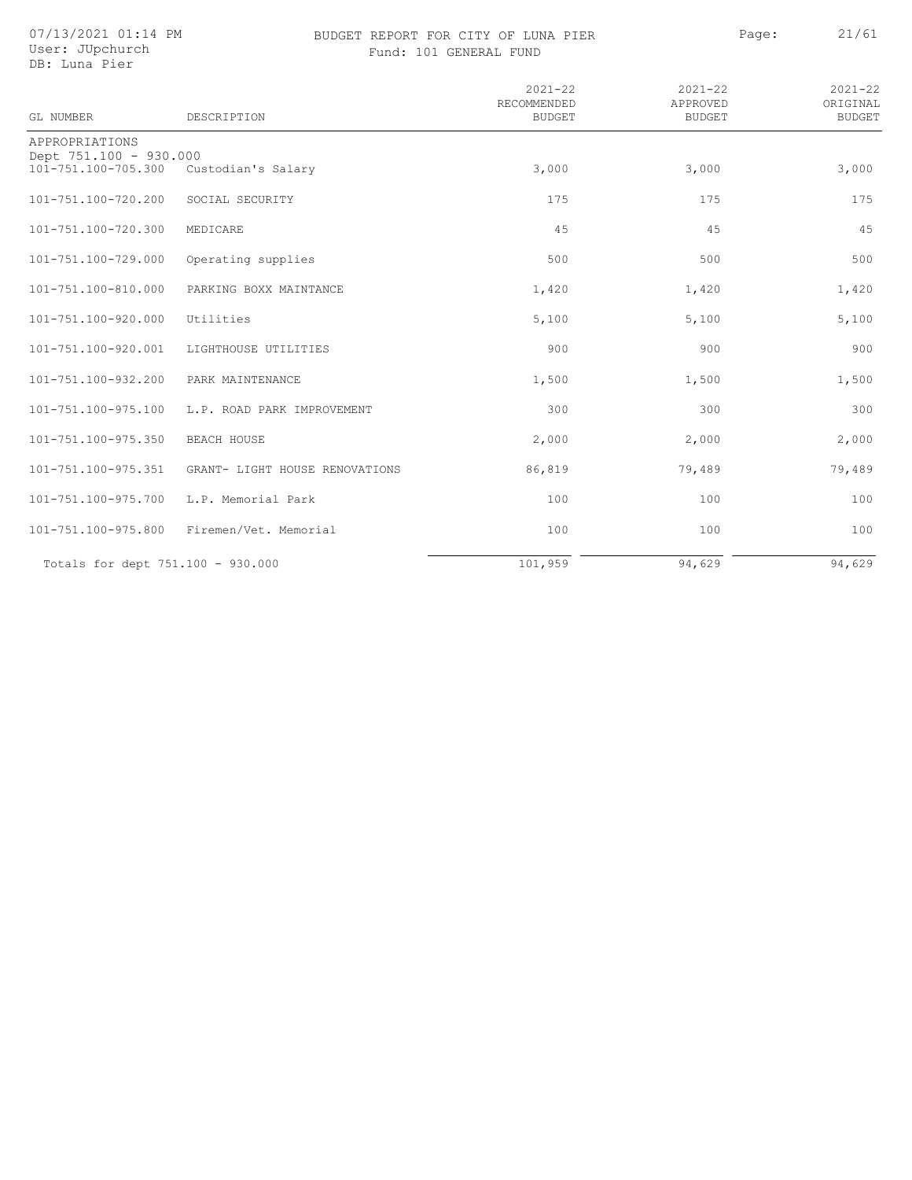# BUDGET REPORT FOR CITY OF LUNA PIER

Fund: 101 GENERAL FUND

| GL NUMBER | DESCRIPTION | 2021-22 RECOMMENDED BUDGET | 2021-22 APPROVED BUDGET | 2021-22 ORIGINAL BUDGET |
|---|---|---|---|---|
| APPROPRIATIONS | | | | |
| Dept 751.100 - 930.000 | | | | |
| 101-751.100-705.300 | Custodian's Salary | 3,000 | 3,000 | 3,000 |
| 101-751.100-720.200 | SOCIAL SECURITY | 175 | 175 | 175 |
| 101-751.100-720.300 | MEDICARE | 45 | 45 | 45 |
| 101-751.100-729.000 | Operating supplies | 500 | 500 | 500 |
| 101-751.100-810.000 | PARKING BOXX MAINTANCE | 1,420 | 1,420 | 1,420 |
| 101-751.100-920.000 | Utilities | 5,100 | 5,100 | 5,100 |
| 101-751.100-920.001 | LIGHTHOUSE UTILITIES | 900 | 900 | 900 |
| 101-751.100-932.200 | PARK MAINTENANCE | 1,500 | 1,500 | 1,500 |
| 101-751.100-975.100 | L.P. ROAD PARK IMPROVEMENT | 300 | 300 | 300 |
| 101-751.100-975.350 | BEACH HOUSE | 2,000 | 2,000 | 2,000 |
| 101-751.100-975.351 | GRANT- LIGHT HOUSE RENOVATIONS | 86,819 | 79,489 | 79,489 |
| 101-751.100-975.700 | L.P. Memorial Park | 100 | 100 | 100 |
| 101-751.100-975.800 | Firemen/Vet. Memorial | 100 | 100 | 100 |
| Totals for dept 751.100 - 930.000 | | 101,959 | 94,629 | 94,629 |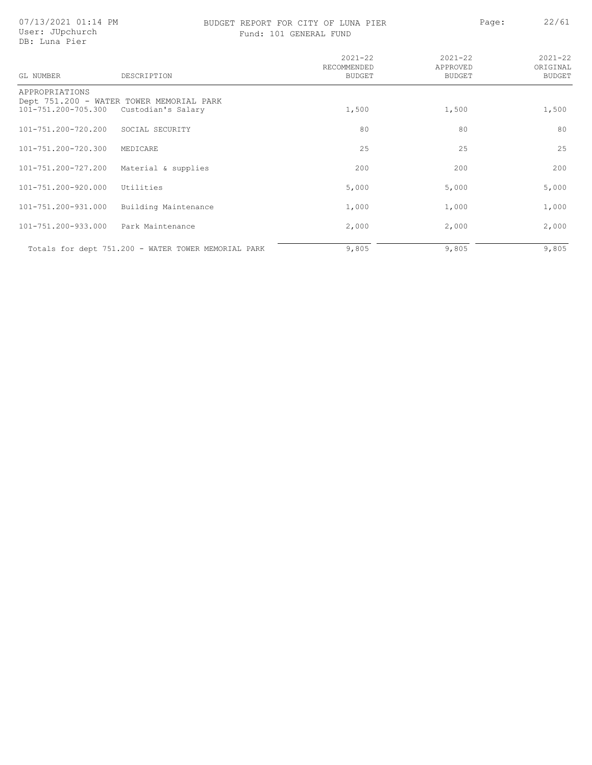BUDGET REPORT FOR CITY OF LUNA PIER

Fund: 101 GENERAL FUND

| GL NUMBER | DESCRIPTION | 2021-22 RECOMMENDED BUDGET | 2021-22 APPROVED BUDGET | 2021-22 ORIGINAL BUDGET |
|---|---|---|---|---|
| APPROPRIATIONS | | | | |
| Dept 751.200 - WATER TOWER MEMORIAL PARK | | | | |
| 101-751.200-705.300 | Custodian's Salary | 1,500 | 1,500 | 1,500 |
| 101-751.200-720.200 | SOCIAL SECURITY | 80 | 80 | 80 |
| 101-751.200-720.300 | MEDICARE | 25 | 25 | 25 |
| 101-751.200-727.200 | Material & supplies | 200 | 200 | 200 |
| 101-751.200-920.000 | Utilities | 5,000 | 5,000 | 5,000 |
| 101-751.200-931.000 | Building Maintenance | 1,000 | 1,000 | 1,000 |
| 101-751.200-933.000 | Park Maintenance | 2,000 | 2,000 | 2,000 |
| Totals for dept 751.200 - WATER TOWER MEMORIAL PARK | | 9,805 | 9,805 | 9,805 |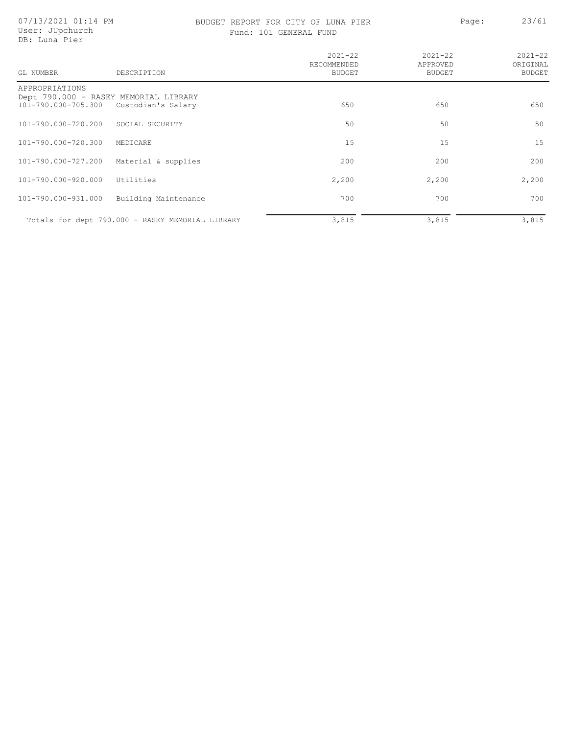# BUDGET REPORT FOR CITY OF LUNA PIER

Fund: 101 GENERAL FUND

07/13/2021 01:14 PM
User: JUpchurch
DB: Luna Pier

| GL NUMBER | DESCRIPTION | 2021-22 RECOMMENDED BUDGET | 2021-22 APPROVED BUDGET | 2021-22 ORIGINAL BUDGET |
|---|---|---|---|---|
| APPROPRIATIONS | | | | |
| Dept 790.000 - RASEY MEMORIAL LIBRARY | | | | |
| 101-790.000-705.300 | Custodian's Salary | 650 | 650 | 650 |
| 101-790.000-720.200 | SOCIAL SECURITY | 50 | 50 | 50 |
| 101-790.000-720.300 | MEDICARE | 15 | 15 | 15 |
| 101-790.000-727.200 | Material & supplies | 200 | 200 | 200 |
| 101-790.000-920.000 | Utilities | 2,200 | 2,200 | 2,200 |
| 101-790.000-931.000 | Building Maintenance | 700 | 700 | 700 |
| Totals for dept 790.000 - RASEY MEMORIAL LIBRARY | | 3,815 | 3,815 | 3,815 |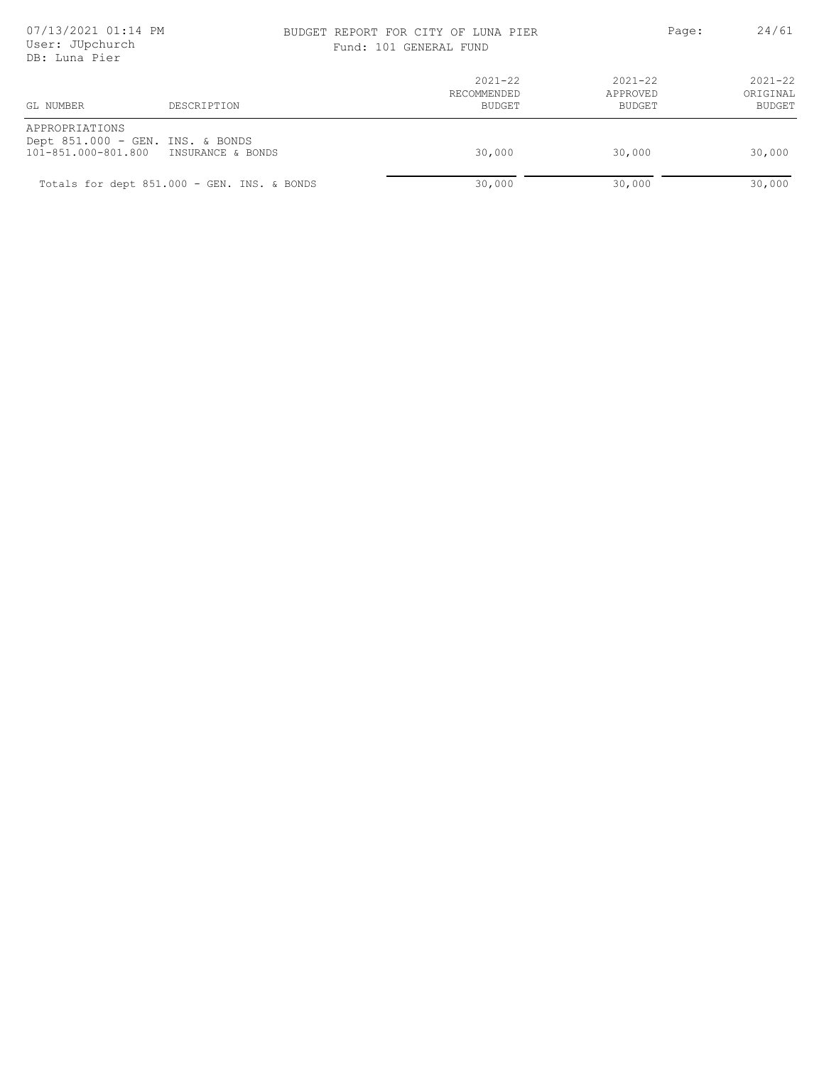BUDGET REPORT FOR CITY OF LUNA PIER

Fund: 101 GENERAL FUND

| GL NUMBER | DESCRIPTION | 2021-22 RECOMMENDED BUDGET | 2021-22 APPROVED BUDGET | 2021-22 ORIGINAL BUDGET |
|---|---|---|---|---|
| APPROPRIATIONS | | | | |
| Dept 851.000 - GEN. INS. & BONDS | | | | |
| 101-851.000-801.800 | INSURANCE & BONDS | 30,000 | 30,000 | 30,000 |
| Totals for dept 851.000 - GEN. INS. & BONDS | | 30,000 | 30,000 | 30,000 |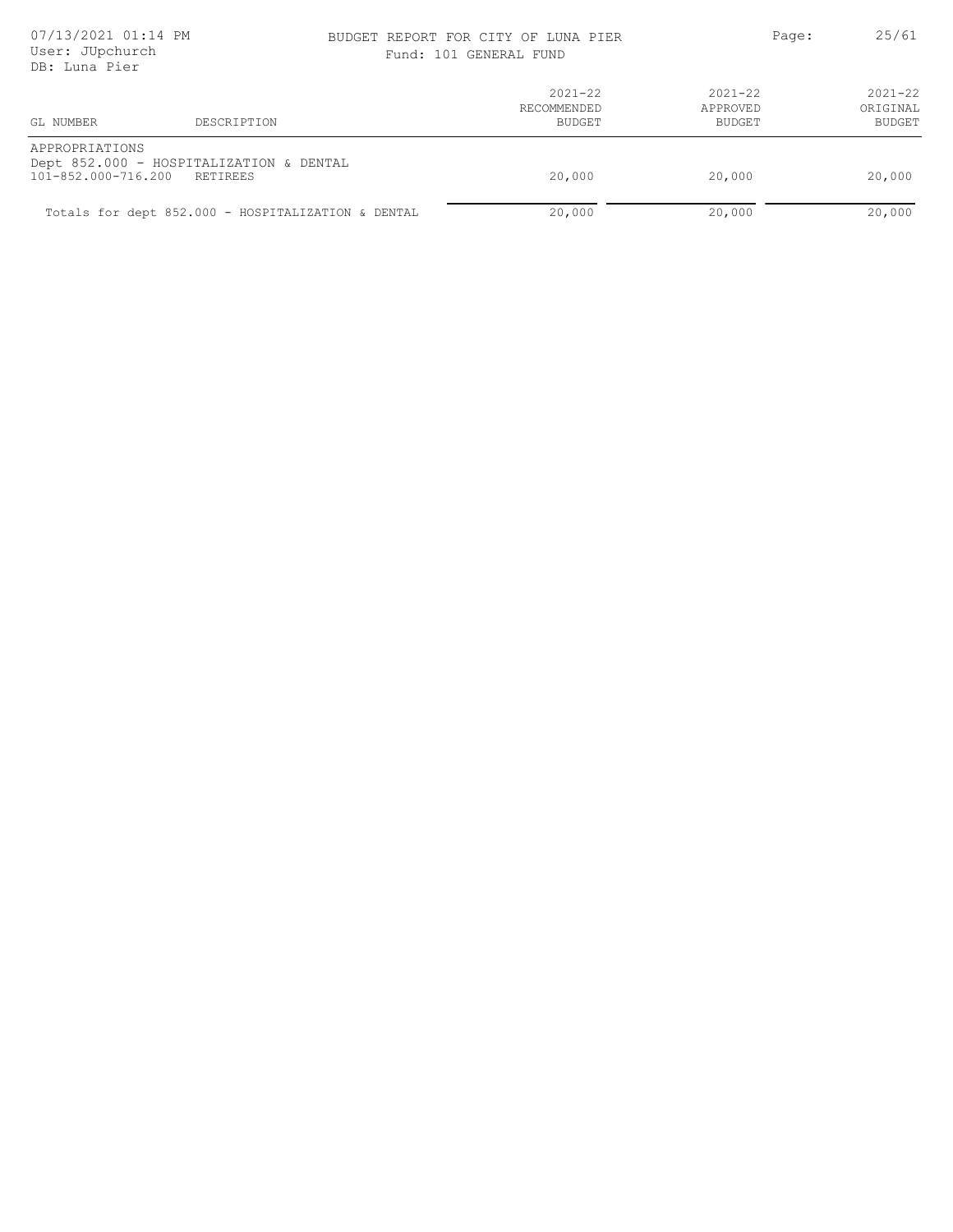BUDGET REPORT FOR CITY OF LUNA PIER

Fund: 101 GENERAL FUND

| GL NUMBER | DESCRIPTION | 2021-22 RECOMMENDED BUDGET | 2021-22 APPROVED BUDGET | 2021-22 ORIGINAL BUDGET |
|---|---|---|---|---|
| APPROPRIATIONS | | | | |
| Dept 852.000 - HOSPITALIZATION & DENTAL | | | | |
| 101-852.000-716.200 | RETIREES | 20,000 | 20,000 | 20,000 |
| Totals for dept 852.000 - HOSPITALIZATION & DENTAL | | 20,000 | 20,000 | 20,000 |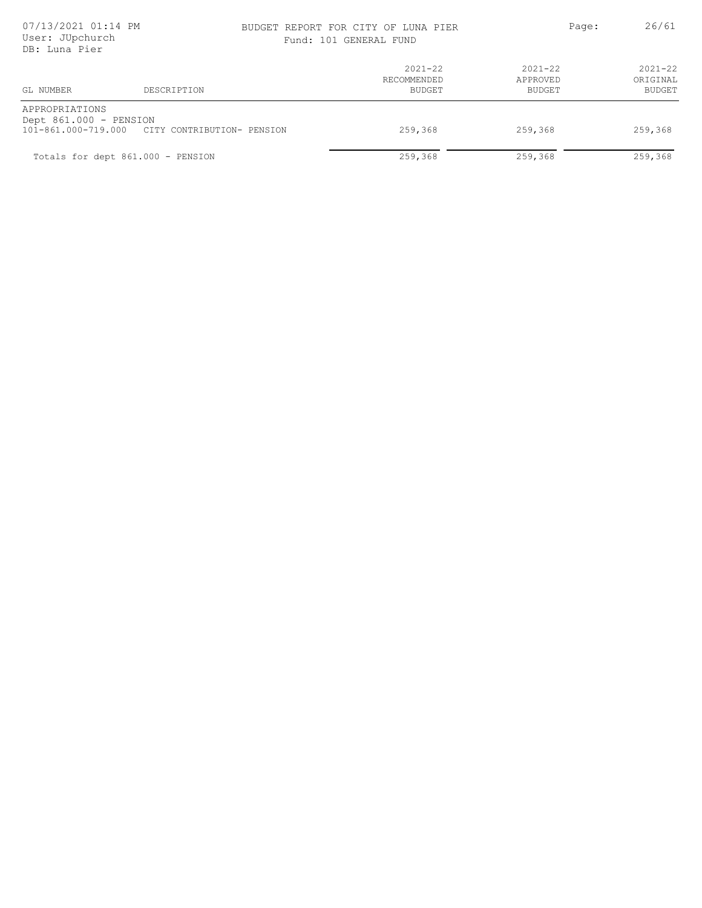BUDGET REPORT FOR CITY OF LUNA PIER

Fund: 101 GENERAL FUND

| GL NUMBER | DESCRIPTION | 2021-22 RECOMMENDED BUDGET | 2021-22 APPROVED BUDGET | 2021-22 ORIGINAL BUDGET |
|---|---|---|---|---|
| APPROPRIATIONS | | | | |
| Dept 861.000 - PENSION | | | | |
| 101-861.000-719.000 | CITY CONTRIBUTION- PENSION | 259,368 | 259,368 | 259,368 |
| Totals for dept 861.000 - PENSION | | 259,368 | 259,368 | 259,368 |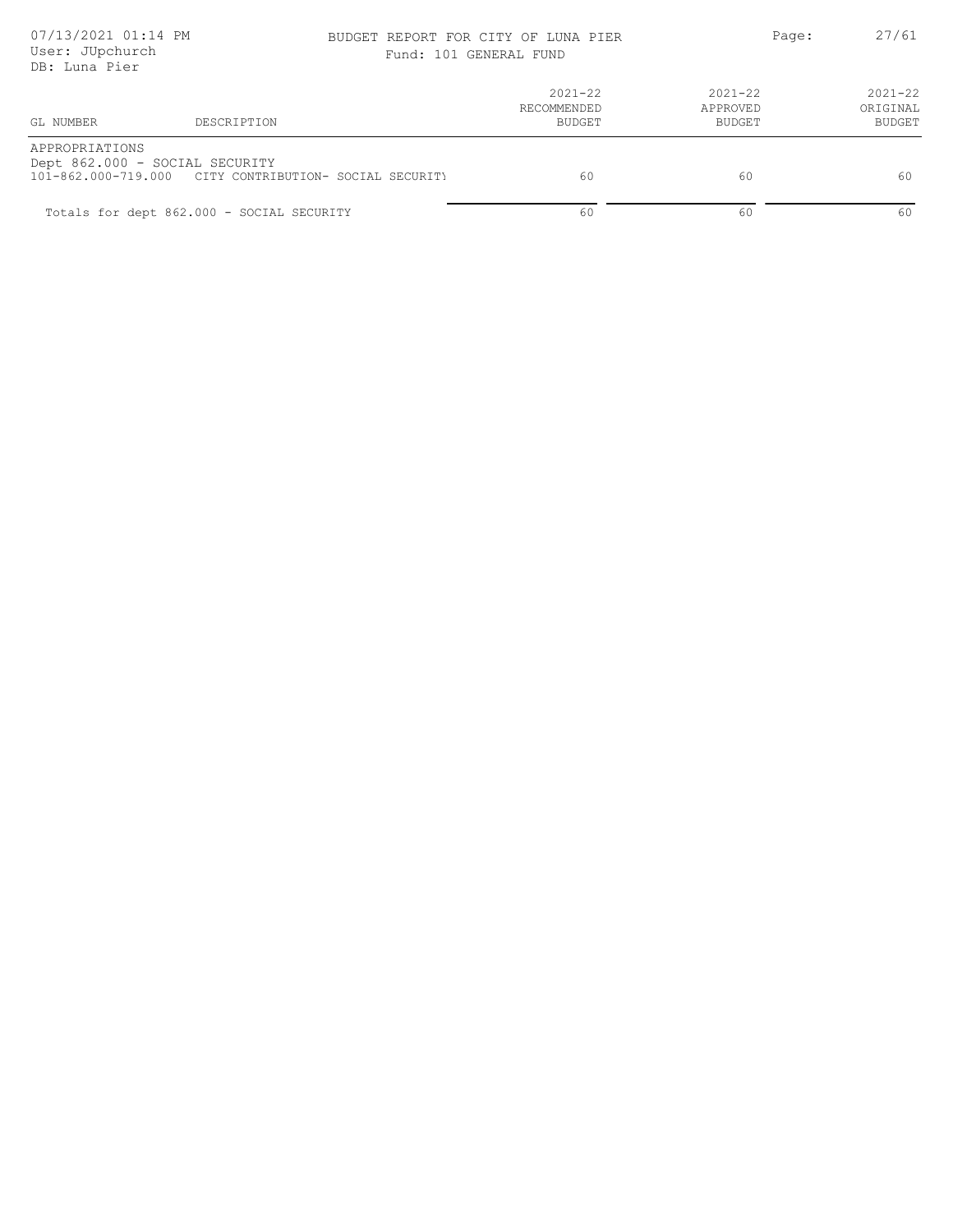07/13/2021 01:14 PM
User: JUpchurch
DB: Luna Pier

BUDGET REPORT FOR CITY OF LUNA PIER
Fund: 101 GENERAL FUND

| GL NUMBER | DESCRIPTION | 2021-22 RECOMMENDED BUDGET | 2021-22 APPROVED BUDGET | 2021-22 ORIGINAL BUDGET |
|---|---|---|---|---|
| APPROPRIATIONS | | | | |
| Dept 862.000 - SOCIAL SECURITY | | | | |
| 101-862.000-719.000 | CITY CONTRIBUTION- SOCIAL SECURITY | 60 | 60 | 60 |
| Totals for dept 862.000 - SOCIAL SECURITY | | 60 | 60 | 60 |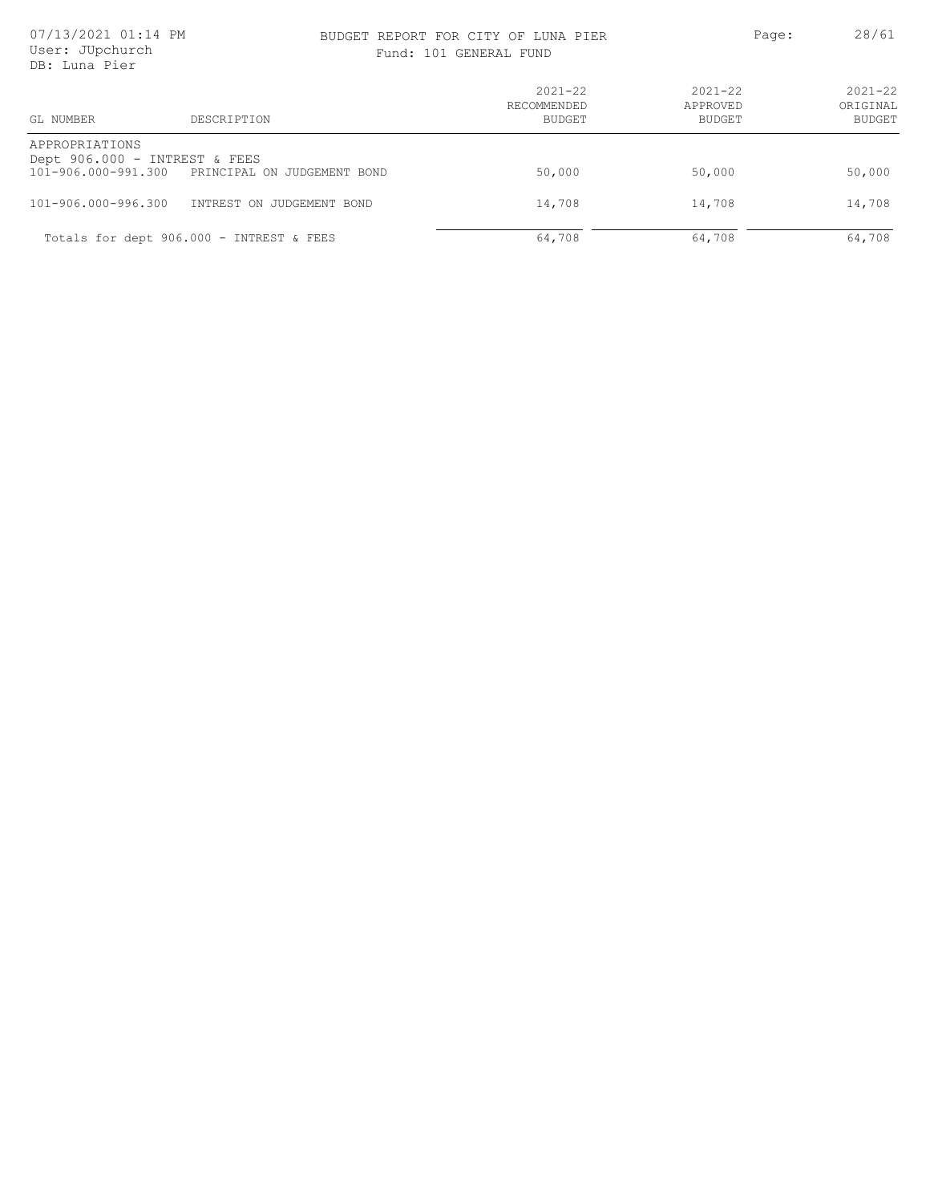BUDGET REPORT FOR CITY OF LUNA PIER

Fund: 101 GENERAL FUND

07/13/2021 01:14 PM
User: JUpchurch
DB: Luna Pier

| GL NUMBER | DESCRIPTION | 2021-22 RECOMMENDED BUDGET | 2021-22 APPROVED BUDGET | 2021-22 ORIGINAL BUDGET |
|---|---|---|---|---|
| APPROPRIATIONS | | | | |
| Dept 906.000 - INTREST & FEES | | | | |
| 101-906.000-991.300 | PRINCIPAL ON JUDGEMENT BOND | 50,000 | 50,000 | 50,000 |
| 101-906.000-996.300 | INTREST ON JUDGEMENT BOND | 14,708 | 14,708 | 14,708 |
| Totals for dept 906.000 - INTREST & FEES | | 64,708 | 64,708 | 64,708 |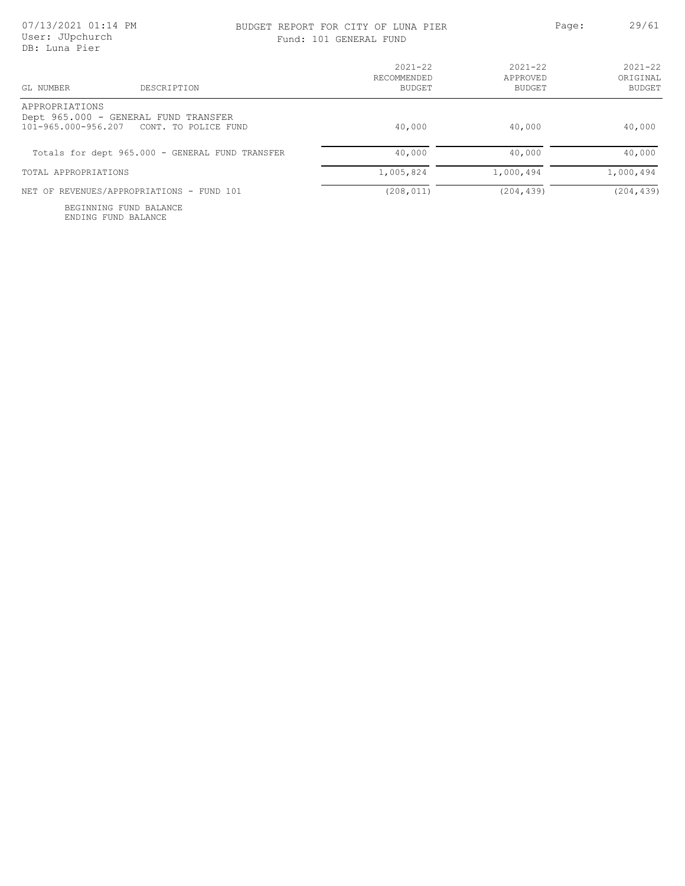# BUDGET REPORT FOR CITY OF LUNA PIER

Fund: 101 GENERAL FUND

| GL NUMBER | DESCRIPTION | 2021-22 RECOMMENDED BUDGET | 2021-22 APPROVED BUDGET | 2021-22 ORIGINAL BUDGET |
|---|---|---|---|---|
| APPROPRIATIONS | | | | |
| Dept 965.000 - GENERAL FUND TRANSFER | | | | |
| 101-965.000-956.207 | CONT. TO POLICE FUND | 40,000 | 40,000 | 40,000 |
| Totals for dept 965.000 - GENERAL FUND TRANSFER | | 40,000 | 40,000 | 40,000 |
| TOTAL APPROPRIATIONS | | 1,005,824 | 1,000,494 | 1,000,494 |
| NET OF REVENUES/APPROPRIATIONS - FUND 101 | | (208,011) | (204,439) | (204,439) |
| BEGINNING FUND BALANCE | | | | |
| ENDING FUND BALANCE | | | | |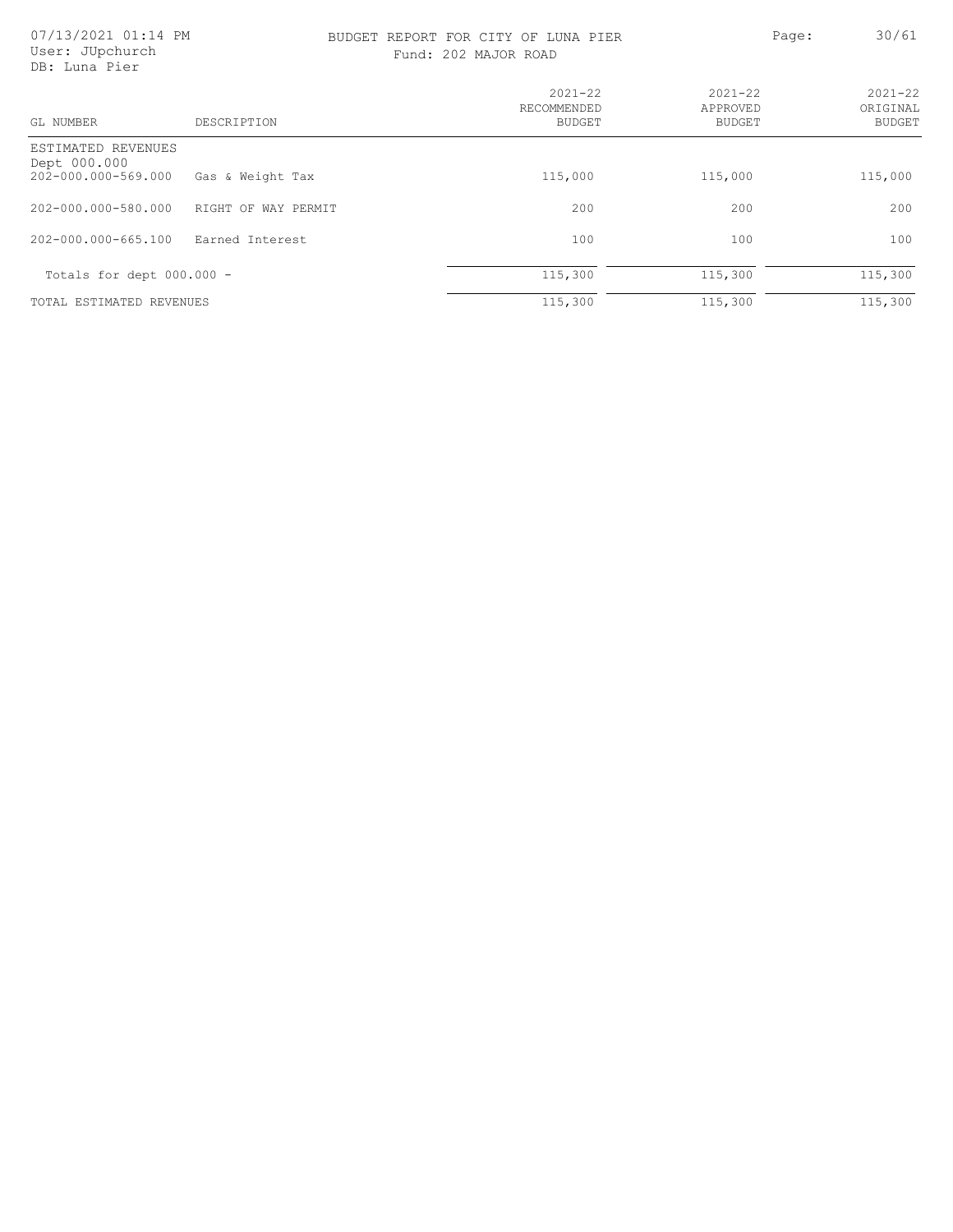# BUDGET REPORT FOR CITY OF LUNA PIER

## Fund: 202 MAJOR ROAD

| GL NUMBER | DESCRIPTION | 2021-22 RECOMMENDED BUDGET | 2021-22 APPROVED BUDGET | 2021-22 ORIGINAL BUDGET |
|---|---|---|---|---|
| ESTIMATED REVENUES | | | | |
| Dept 000.000 | | | | |
| 202-000.000-569.000 | Gas & Weight Tax | 115,000 | 115,000 | 115,000 |
| 202-000.000-580.000 | RIGHT OF WAY PERMIT | 200 | 200 | 200 |
| 202-000.000-665.100 | Earned Interest | 100 | 100 | 100 |
| Totals for dept 000.000 - | | 115,300 | 115,300 | 115,300 |
| TOTAL ESTIMATED REVENUES | | 115,300 | 115,300 | 115,300 |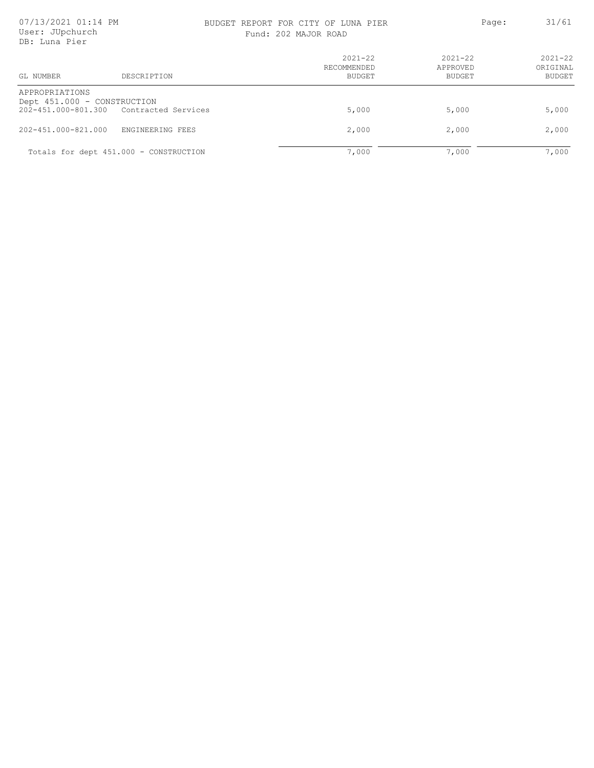BUDGET REPORT FOR CITY OF LUNA PIER

Fund: 202 MAJOR ROAD

| GL NUMBER | DESCRIPTION | 2021-22 RECOMMENDED BUDGET | 2021-22 APPROVED BUDGET | 2021-22 ORIGINAL BUDGET |
|---|---|---|---|---|
| APPROPRIATIONS | | | | |
| Dept 451.000 - CONSTRUCTION | | | | |
| 202-451.000-801.300 | Contracted Services | 5,000 | 5,000 | 5,000 |
| 202-451.000-821.000 | ENGINEERING FEES | 2,000 | 2,000 | 2,000 |
| Totals for dept 451.000 - CONSTRUCTION | | 7,000 | 7,000 | 7,000 |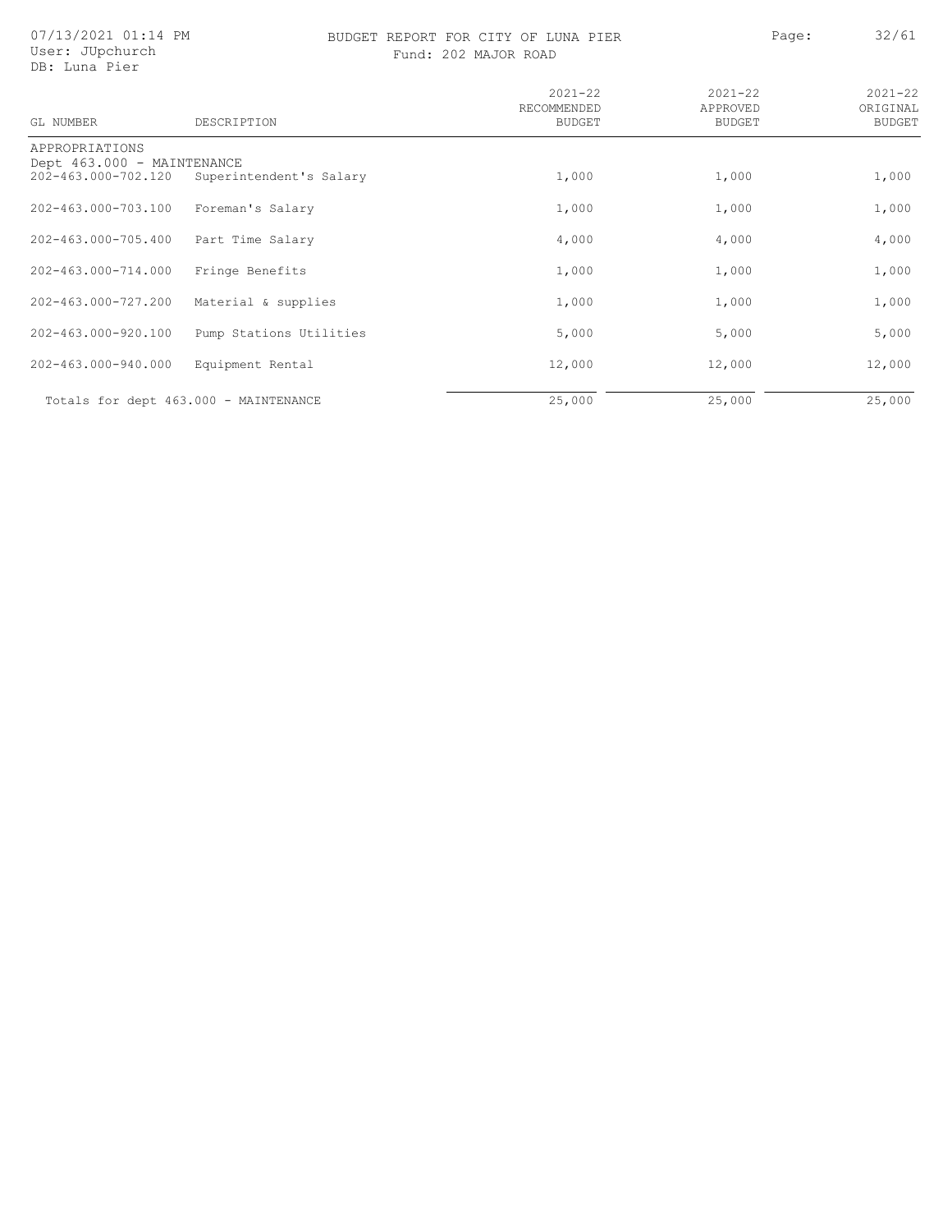BUDGET REPORT FOR CITY OF LUNA PIER

Fund: 202 MAJOR ROAD

| GL NUMBER | DESCRIPTION | 2021-22 RECOMMENDED BUDGET | 2021-22 APPROVED BUDGET | 2021-22 ORIGINAL BUDGET |
|---|---|---|---|---|
| APPROPRIATIONS | | | | |
| Dept 463.000 - MAINTENANCE | | | | |
| 202-463.000-702.120 | Superintendent's Salary | 1,000 | 1,000 | 1,000 |
| 202-463.000-703.100 | Foreman's Salary | 1,000 | 1,000 | 1,000 |
| 202-463.000-705.400 | Part Time Salary | 4,000 | 4,000 | 4,000 |
| 202-463.000-714.000 | Fringe Benefits | 1,000 | 1,000 | 1,000 |
| 202-463.000-727.200 | Material & supplies | 1,000 | 1,000 | 1,000 |
| 202-463.000-920.100 | Pump Stations Utilities | 5,000 | 5,000 | 5,000 |
| 202-463.000-940.000 | Equipment Rental | 12,000 | 12,000 | 12,000 |
| Totals for dept 463.000 - MAINTENANCE | | 25,000 | 25,000 | 25,000 |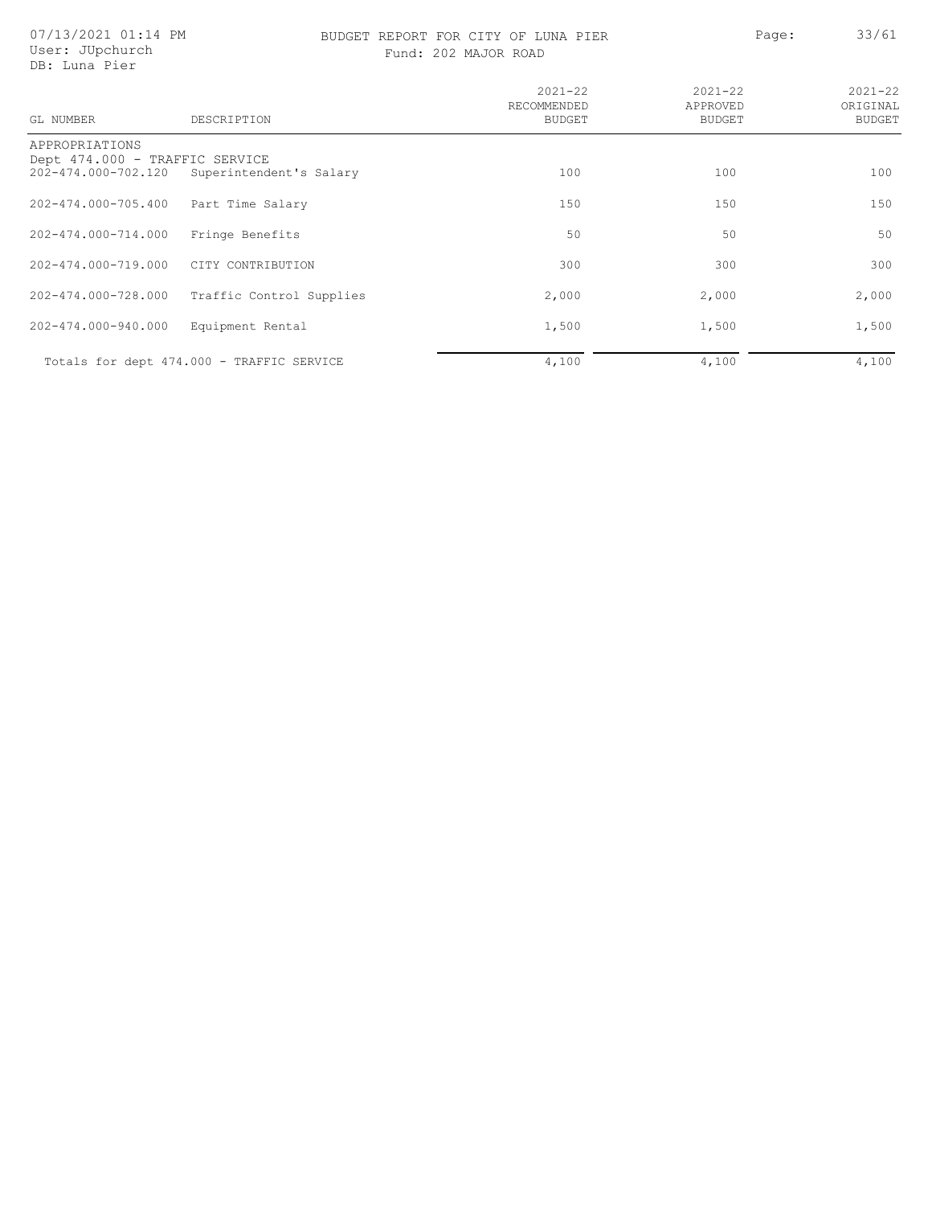BUDGET REPORT FOR CITY OF LUNA PIER

Fund: 202 MAJOR ROAD

07/13/2021 01:14 PM
User: JUpchurch
DB: Luna Pier

| GL NUMBER | DESCRIPTION | 2021-22 RECOMMENDED BUDGET | 2021-22 APPROVED BUDGET | 2021-22 ORIGINAL BUDGET |
|---|---|---|---|---|
| APPROPRIATIONS | | | | |
| Dept 474.000 - TRAFFIC SERVICE | | | | |
| 202-474.000-702.120 | Superintendent's Salary | 100 | 100 | 100 |
| 202-474.000-705.400 | Part Time Salary | 150 | 150 | 150 |
| 202-474.000-714.000 | Fringe Benefits | 50 | 50 | 50 |
| 202-474.000-719.000 | CITY CONTRIBUTION | 300 | 300 | 300 |
| 202-474.000-728.000 | Traffic Control Supplies | 2,000 | 2,000 | 2,000 |
| 202-474.000-940.000 | Equipment Rental | 1,500 | 1,500 | 1,500 |
| | Totals for dept 474.000 - TRAFFIC SERVICE | 4,100 | 4,100 | 4,100 |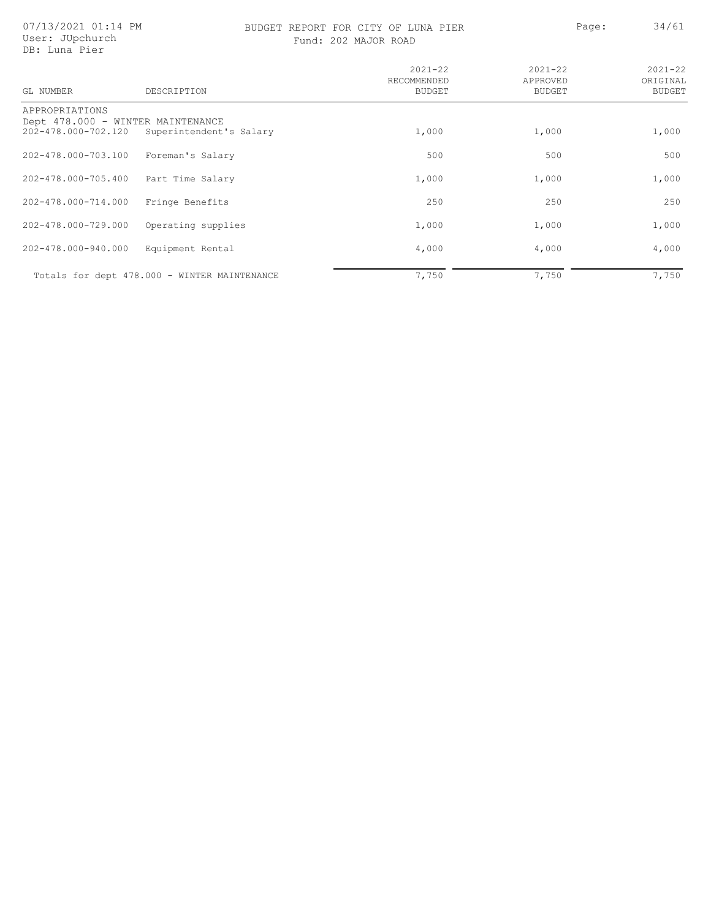BUDGET REPORT FOR CITY OF LUNA PIER

Fund: 202 MAJOR ROAD

| GL NUMBER | DESCRIPTION | 2021-22 RECOMMENDED BUDGET | 2021-22 APPROVED BUDGET | 2021-22 ORIGINAL BUDGET |
|---|---|---|---|---|
| APPROPRIATIONS | | | | |
| Dept 478.000 - WINTER MAINTENANCE | | | | |
| 202-478.000-702.120 | Superintendent's Salary | 1,000 | 1,000 | 1,000 |
| 202-478.000-703.100 | Foreman's Salary | 500 | 500 | 500 |
| 202-478.000-705.400 | Part Time Salary | 1,000 | 1,000 | 1,000 |
| 202-478.000-714.000 | Fringe Benefits | 250 | 250 | 250 |
| 202-478.000-729.000 | Operating supplies | 1,000 | 1,000 | 1,000 |
| 202-478.000-940.000 | Equipment Rental | 4,000 | 4,000 | 4,000 |
| Totals for dept 478.000 - WINTER MAINTENANCE | | 7,750 | 7,750 | 7,750 |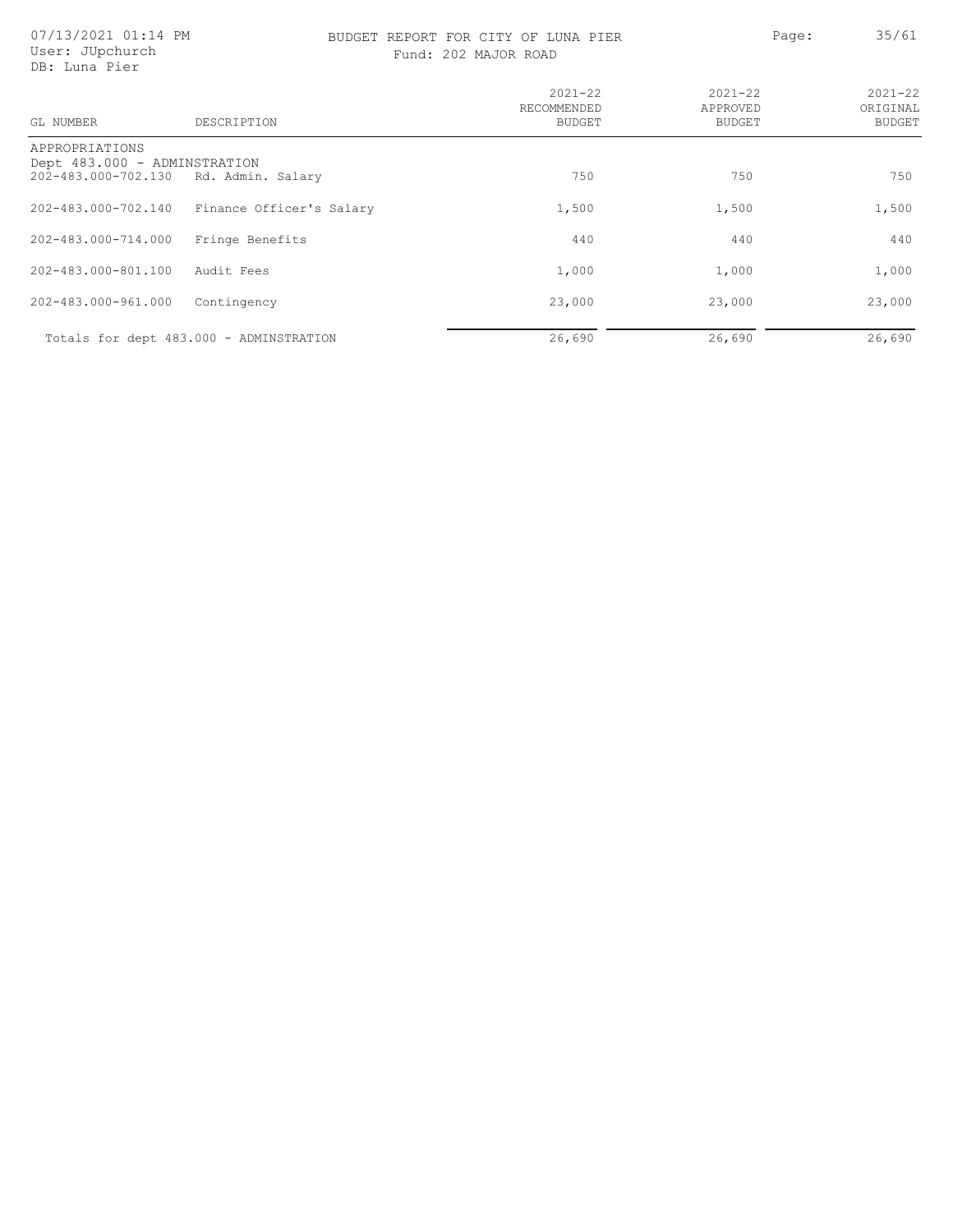BUDGET REPORT FOR CITY OF LUNA PIER

Fund: 202 MAJOR ROAD

| GL NUMBER | DESCRIPTION | 2021-22 RECOMMENDED BUDGET | 2021-22 APPROVED BUDGET | 2021-22 ORIGINAL BUDGET |
|---|---|---|---|---|
| APPROPRIATIONS | | | | |
| Dept 483.000 - ADMINSTRATION | | | | |
| 202-483.000-702.130 | Rd. Admin. Salary | 750 | 750 | 750 |
| 202-483.000-702.140 | Finance Officer's Salary | 1,500 | 1,500 | 1,500 |
| 202-483.000-714.000 | Fringe Benefits | 440 | 440 | 440 |
| 202-483.000-801.100 | Audit Fees | 1,000 | 1,000 | 1,000 |
| 202-483.000-961.000 | Contingency | 23,000 | 23,000 | 23,000 |
| Totals for dept 483.000 - ADMINSTRATION | | 26,690 | 26,690 | 26,690 |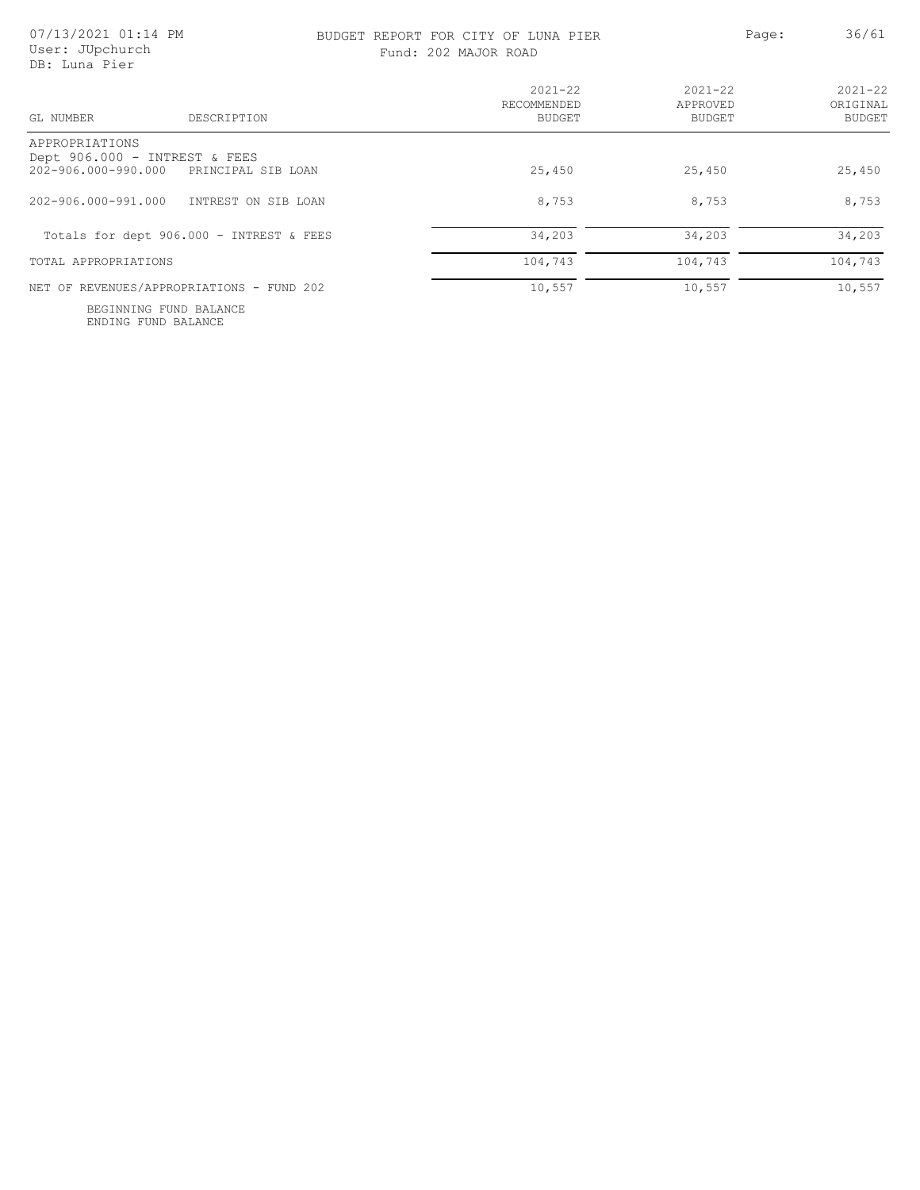# BUDGET REPORT FOR CITY OF LUNA PIER

Fund: 202 MAJOR ROAD

| GL NUMBER | DESCRIPTION | 2021-22 RECOMMENDED BUDGET | 2021-22 APPROVED BUDGET | 2021-22 ORIGINAL BUDGET |
|---|---|---|---|---|
| APPROPRIATIONS | | | | |
| Dept 906.000 - INTREST & FEES | | | | |
| 202-906.000-990.000 | PRINCIPAL SIB LOAN | 25,450 | 25,450 | 25,450 |
| 202-906.000-991.000 | INTREST ON SIB LOAN | 8,753 | 8,753 | 8,753 |
| Totals for dept 906.000 - INTREST & FEES | | 34,203 | 34,203 | 34,203 |
| TOTAL APPROPRIATIONS | | 104,743 | 104,743 | 104,743 |
| NET OF REVENUES/APPROPRIATIONS - FUND 202 | | 10,557 | 10,557 | 10,557 |
| BEGINNING FUND BALANCE | | | | |
| ENDING FUND BALANCE | | | | |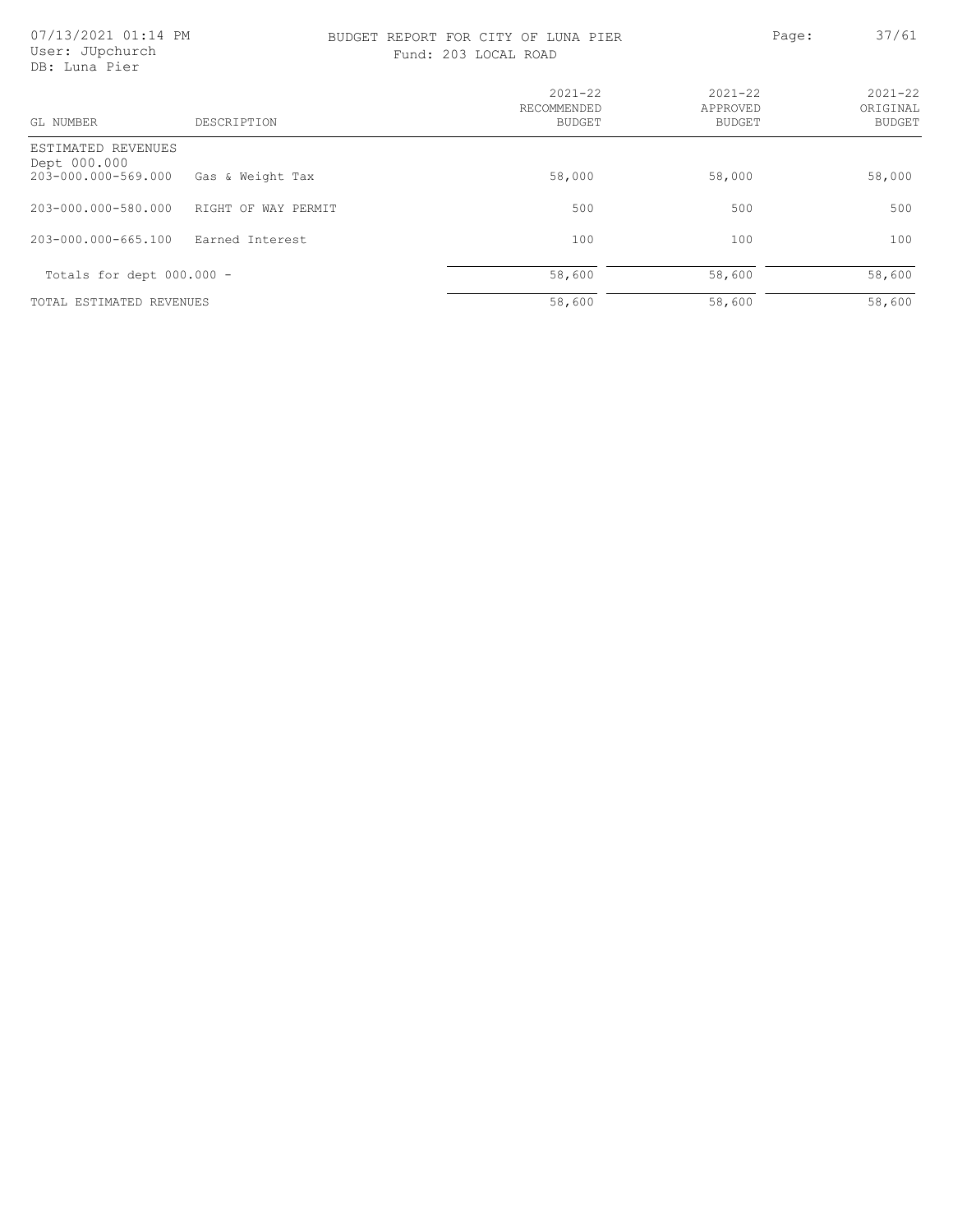# BUDGET REPORT FOR CITY OF LUNA PIER

Fund: 203 LOCAL ROAD

| GL NUMBER | DESCRIPTION | 2021-22 RECOMMENDED BUDGET | 2021-22 APPROVED BUDGET | 2021-22 ORIGINAL BUDGET |
|---|---|---|---|---|
| ESTIMATED REVENUES | | | | |
| Dept 000.000 | | | | |
| 203-000.000-569.000 | Gas & Weight Tax | 58,000 | 58,000 | 58,000 |
| 203-000.000-580.000 | RIGHT OF WAY PERMIT | 500 | 500 | 500 |
| 203-000.000-665.100 | Earned Interest | 100 | 100 | 100 |
| Totals for dept 000.000 - | | 58,600 | 58,600 | 58,600 |
| TOTAL ESTIMATED REVENUES | | 58,600 | 58,600 | 58,600 |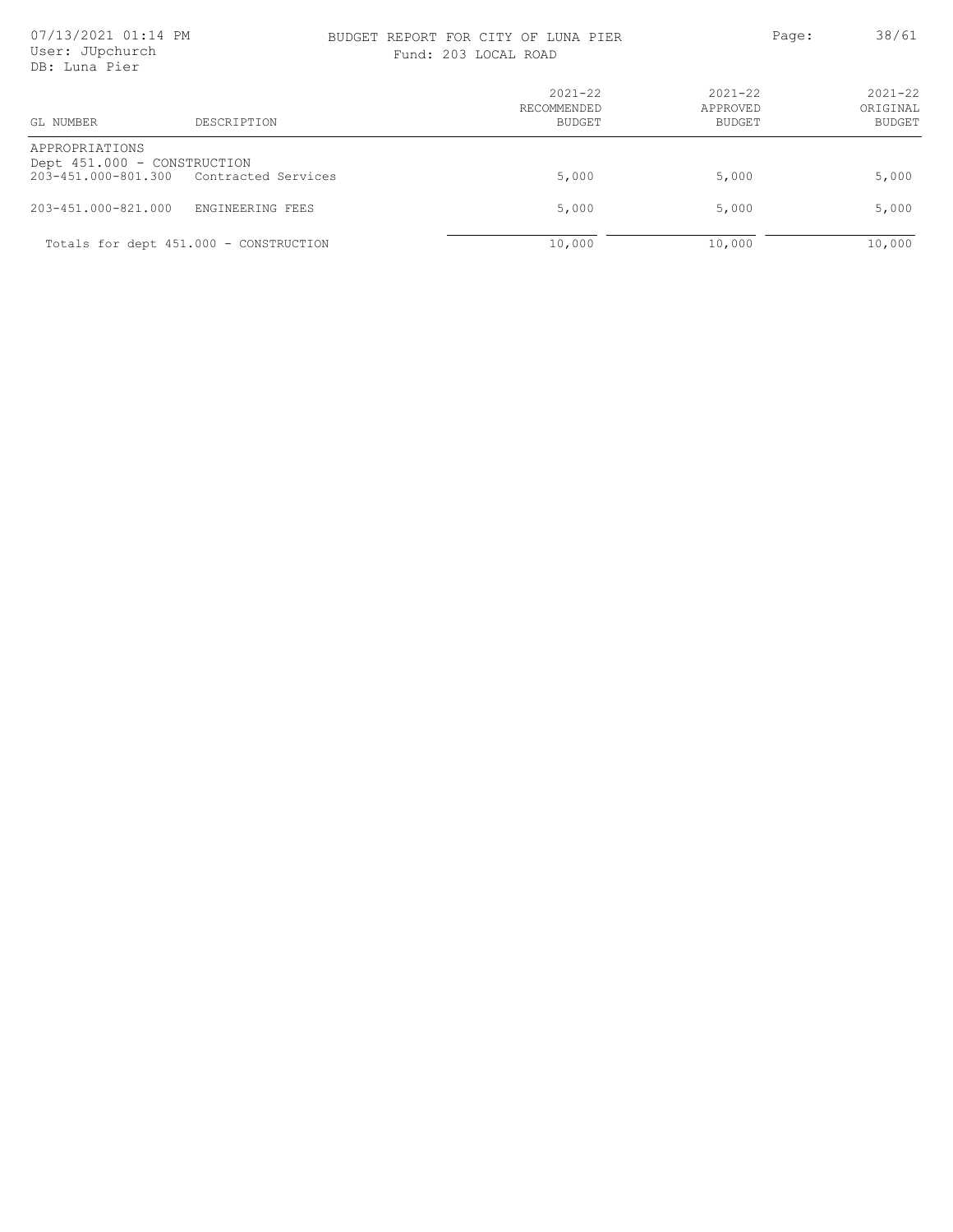BUDGET REPORT FOR CITY OF LUNA PIER
Fund: 203 LOCAL ROAD

07/13/2021 01:14 PM
User: JUpchurch
DB: Luna Pier

| GL NUMBER | DESCRIPTION | 2021-22 RECOMMENDED BUDGET | 2021-22 APPROVED BUDGET | 2021-22 ORIGINAL BUDGET |
|---|---|---|---|---|
| APPROPRIATIONS | | | | |
| Dept 451.000 - CONSTRUCTION | | | | |
| 203-451.000-801.300 | Contracted Services | 5,000 | 5,000 | 5,000 |
| 203-451.000-821.000 | ENGINEERING FEES | 5,000 | 5,000 | 5,000 |
| Totals for dept 451.000 - CONSTRUCTION | | 10,000 | 10,000 | 10,000 |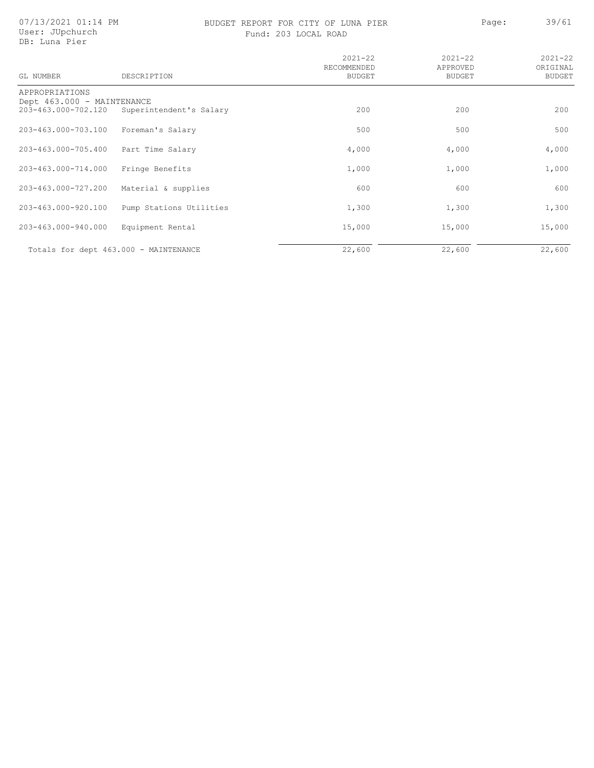BUDGET REPORT FOR CITY OF LUNA PIER

Fund: 203 LOCAL ROAD

| GL NUMBER | DESCRIPTION | 2021-22 RECOMMENDED BUDGET | 2021-22 APPROVED BUDGET | 2021-22 ORIGINAL BUDGET |
|---|---|---|---|---|
| APPROPRIATIONS | | | | |
| Dept 463.000 - MAINTENANCE | | | | |
| 203-463.000-702.120 | Superintendent's Salary | 200 | 200 | 200 |
| 203-463.000-703.100 | Foreman's Salary | 500 | 500 | 500 |
| 203-463.000-705.400 | Part Time Salary | 4,000 | 4,000 | 4,000 |
| 203-463.000-714.000 | Fringe Benefits | 1,000 | 1,000 | 1,000 |
| 203-463.000-727.200 | Material & supplies | 600 | 600 | 600 |
| 203-463.000-920.100 | Pump Stations Utilities | 1,300 | 1,300 | 1,300 |
| 203-463.000-940.000 | Equipment Rental | 15,000 | 15,000 | 15,000 |
| Totals for dept 463.000 - MAINTENANCE | | 22,600 | 22,600 | 22,600 |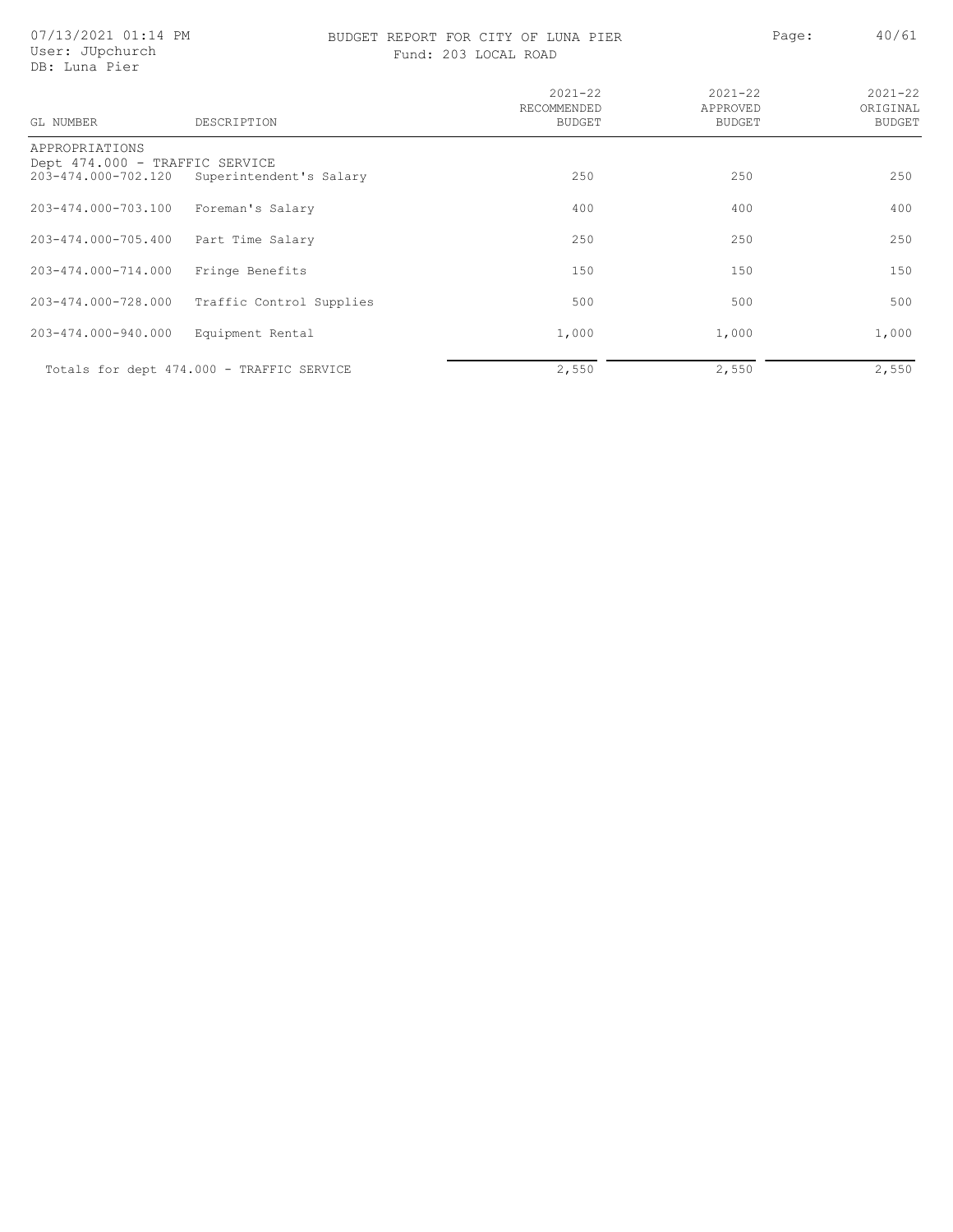BUDGET REPORT FOR CITY OF LUNA PIER

Fund: 203 LOCAL ROAD

| GL NUMBER | DESCRIPTION | 2021-22 RECOMMENDED BUDGET | 2021-22 APPROVED BUDGET | 2021-22 ORIGINAL BUDGET |
|---|---|---|---|---|
| APPROPRIATIONS | | | | |
| Dept 474.000 - TRAFFIC SERVICE | | | | |
| 203-474.000-702.120 | Superintendent's Salary | 250 | 250 | 250 |
| 203-474.000-703.100 | Foreman's Salary | 400 | 400 | 400 |
| 203-474.000-705.400 | Part Time Salary | 250 | 250 | 250 |
| 203-474.000-714.000 | Fringe Benefits | 150 | 150 | 150 |
| 203-474.000-728.000 | Traffic Control Supplies | 500 | 500 | 500 |
| 203-474.000-940.000 | Equipment Rental | 1,000 | 1,000 | 1,000 |
| | Totals for dept 474.000 - TRAFFIC SERVICE | 2,550 | 2,550 | 2,550 |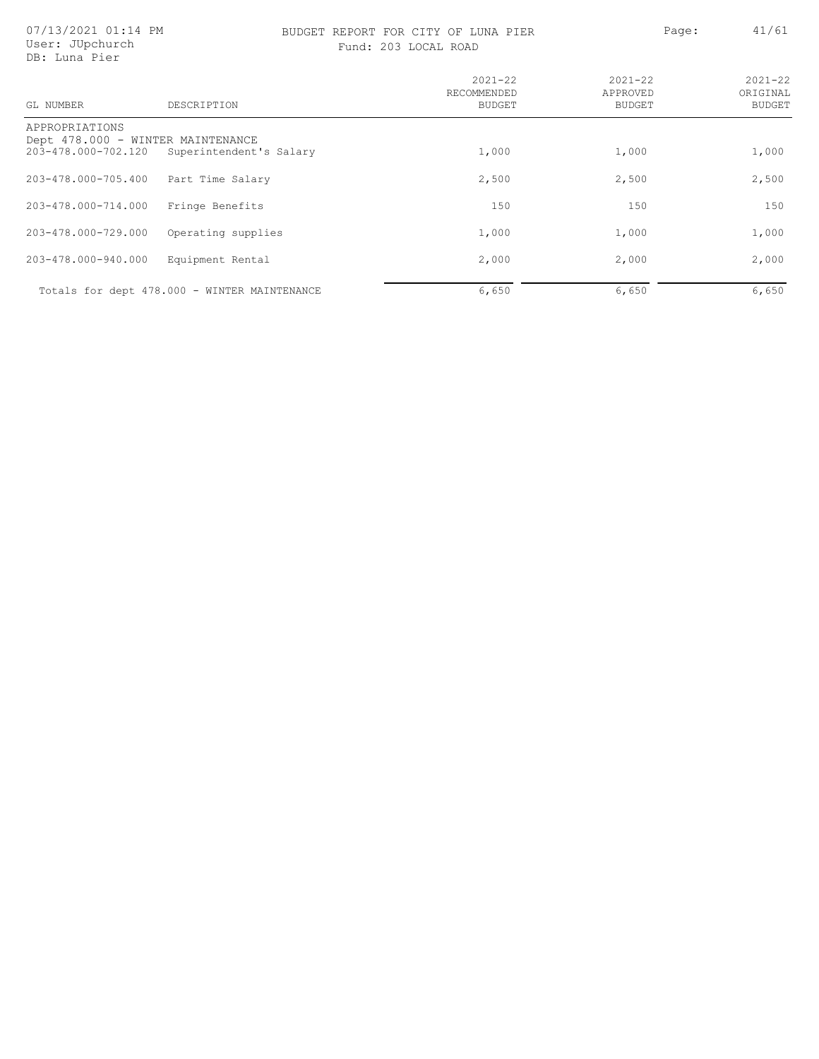# BUDGET REPORT FOR CITY OF LUNA PIER

## Fund: 203 LOCAL ROAD

07/13/2021 01:14 PM
User: JUpchurch
DB: Luna Pier

| GL NUMBER | DESCRIPTION | 2021-22 RECOMMENDED BUDGET | 2021-22 APPROVED BUDGET | 2021-22 ORIGINAL BUDGET |
|---|---|---|---|---|
| APPROPRIATIONS | | | | |
| Dept 478.000 - WINTER MAINTENANCE | | | | |
| 203-478.000-702.120 | Superintendent's Salary | 1,000 | 1,000 | 1,000 |
| 203-478.000-705.400 | Part Time Salary | 2,500 | 2,500 | 2,500 |
| 203-478.000-714.000 | Fringe Benefits | 150 | 150 | 150 |
| 203-478.000-729.000 | Operating supplies | 1,000 | 1,000 | 1,000 |
| 203-478.000-940.000 | Equipment Rental | 2,000 | 2,000 | 2,000 |
| | Totals for dept 478.000 - WINTER MAINTENANCE | 6,650 | 6,650 | 6,650 |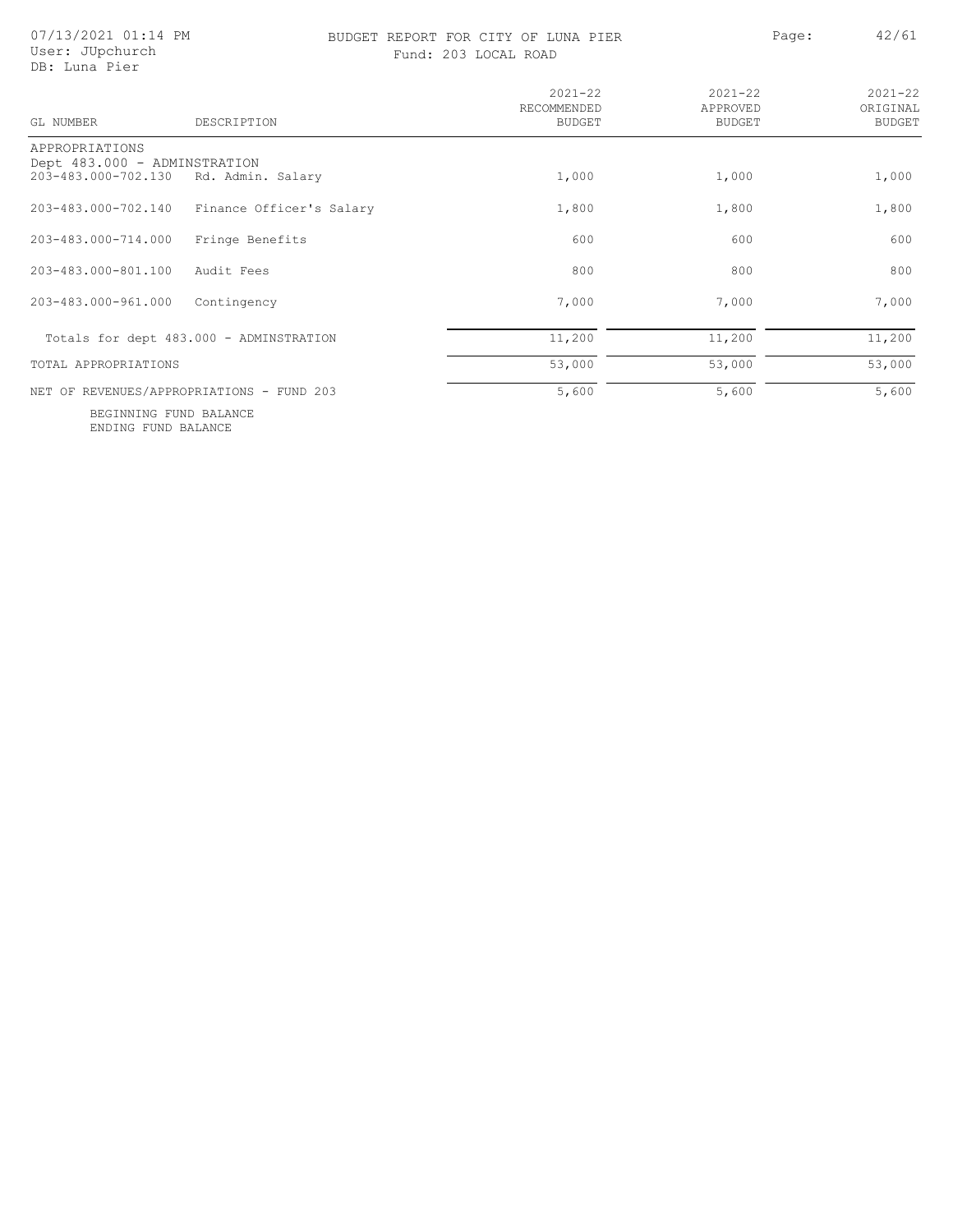BUDGET REPORT FOR CITY OF LUNA PIER

Fund: 203 LOCAL ROAD

| GL NUMBER | DESCRIPTION | 2021-22 RECOMMENDED BUDGET | 2021-22 APPROVED BUDGET | 2021-22 ORIGINAL BUDGET |
|---|---|---|---|---|
| APPROPRIATIONS | | | | |
| Dept 483.000 - ADMINSTRATION | | | | |
| 203-483.000-702.130 | Rd. Admin. Salary | 1,000 | 1,000 | 1,000 |
| 203-483.000-702.140 | Finance Officer's Salary | 1,800 | 1,800 | 1,800 |
| 203-483.000-714.000 | Fringe Benefits | 600 | 600 | 600 |
| 203-483.000-801.100 | Audit Fees | 800 | 800 | 800 |
| 203-483.000-961.000 | Contingency | 7,000 | 7,000 | 7,000 |
| Totals for dept 483.000 - ADMINSTRATION | | 11,200 | 11,200 | 11,200 |
| TOTAL APPROPRIATIONS | | 53,000 | 53,000 | 53,000 |
| NET OF REVENUES/APPROPRIATIONS - FUND 203 | | 5,600 | 5,600 | 5,600 |
| BEGINNING FUND BALANCE | | | | |
| ENDING FUND BALANCE | | | | |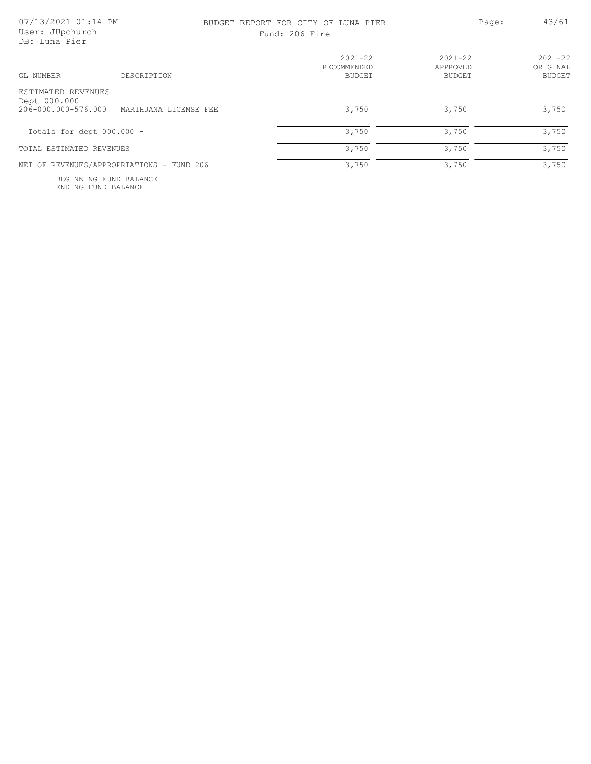07/13/2021 01:14 PM
User: JUpchurch
DB: Luna Pier

# BUDGET REPORT FOR CITY OF LUNA PIER

Fund: 206 Fire

| GL NUMBER | DESCRIPTION | 2021-22 RECOMMENDED BUDGET | 2021-22 APPROVED BUDGET | 2021-22 ORIGINAL BUDGET |
|---|---|---|---|---|
| ESTIMATED REVENUES | | | | |
| Dept 000.000 | | | | |
| 206-000.000-576.000 | MARIHUANA LICENSE FEE | 3,750 | 3,750 | 3,750 |
| Totals for dept 000.000 - | | 3,750 | 3,750 | 3,750 |
| TOTAL ESTIMATED REVENUES | | 3,750 | 3,750 | 3,750 |
| NET OF REVENUES/APPROPRIATIONS - FUND 206 | | 3,750 | 3,750 | 3,750 |
| BEGINNING FUND BALANCE | | | | |
| ENDING FUND BALANCE | | | | |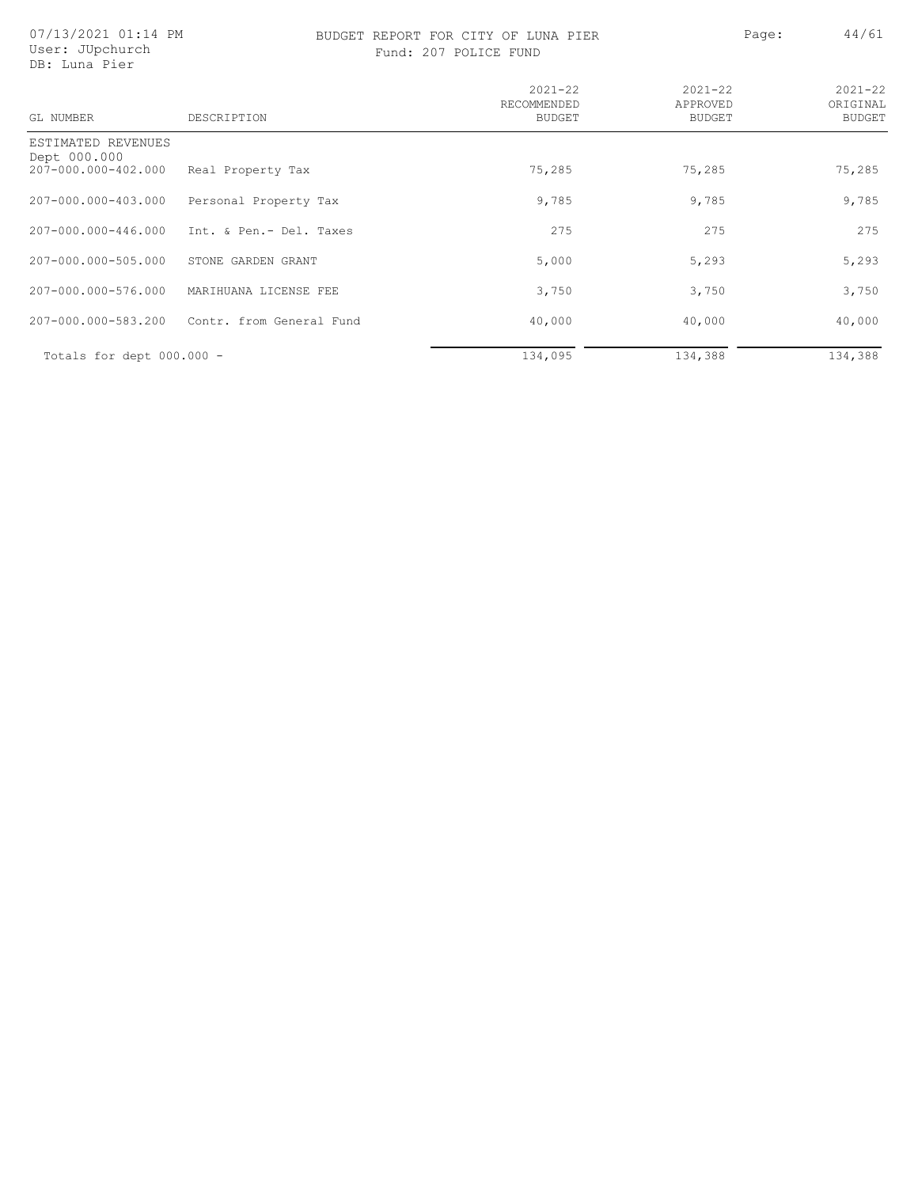BUDGET REPORT FOR CITY OF LUNA PIER
Fund: 207 POLICE FUND

07/13/2021 01:14 PM
User: JUpchurch
DB: Luna Pier

| GL NUMBER | DESCRIPTION | 2021-22 RECOMMENDED BUDGET | 2021-22 APPROVED BUDGET | 2021-22 ORIGINAL BUDGET |
|---|---|---|---|---|
| ESTIMATED REVENUES | | | | |
| Dept 000.000 | | | | |
| 207-000.000-402.000 | Real Property Tax | 75,285 | 75,285 | 75,285 |
| 207-000.000-403.000 | Personal Property Tax | 9,785 | 9,785 | 9,785 |
| 207-000.000-446.000 | Int. & Pen.- Del. Taxes | 275 | 275 | 275 |
| 207-000.000-505.000 | STONE GARDEN GRANT | 5,000 | 5,293 | 5,293 |
| 207-000.000-576.000 | MARIHUANA LICENSE FEE | 3,750 | 3,750 | 3,750 |
| 207-000.000-583.200 | Contr. from General Fund | 40,000 | 40,000 | 40,000 |
| Totals for dept 000.000 - | | 134,095 | 134,388 | 134,388 |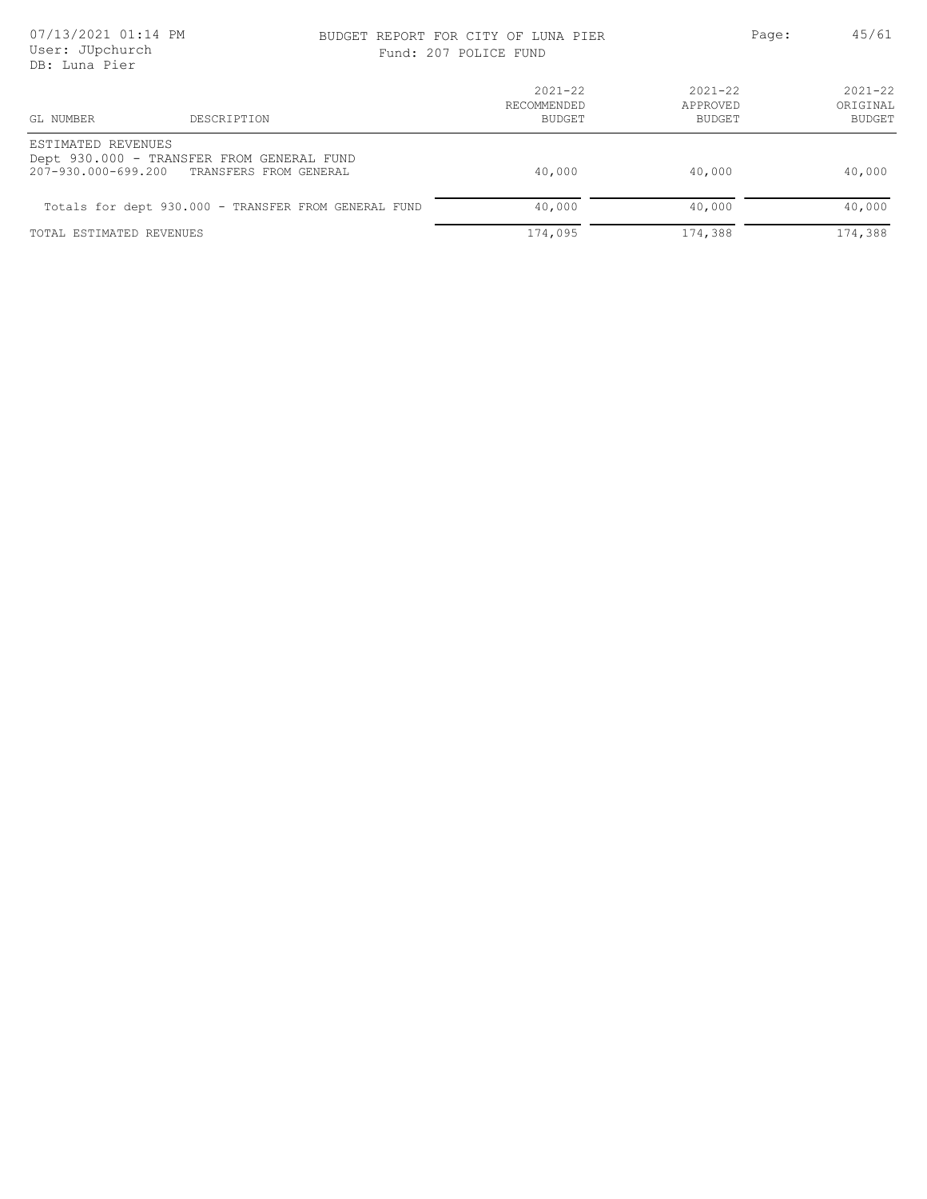BUDGET REPORT FOR CITY OF LUNA PIER

Fund: 207 POLICE FUND

| GL NUMBER | DESCRIPTION | 2021-22 RECOMMENDED BUDGET | 2021-22 APPROVED BUDGET | 2021-22 ORIGINAL BUDGET |
|---|---|---|---|---|
| ESTIMATED REVENUES | | | | |
| Dept 930.000 - TRANSFER FROM GENERAL FUND | | | | |
| 207-930.000-699.200 | TRANSFERS FROM GENERAL | 40,000 | 40,000 | 40,000 |
| Totals for dept 930.000 - TRANSFER FROM GENERAL FUND | | 40,000 | 40,000 | 40,000 |
| TOTAL ESTIMATED REVENUES | | 174,095 | 174,388 | 174,388 |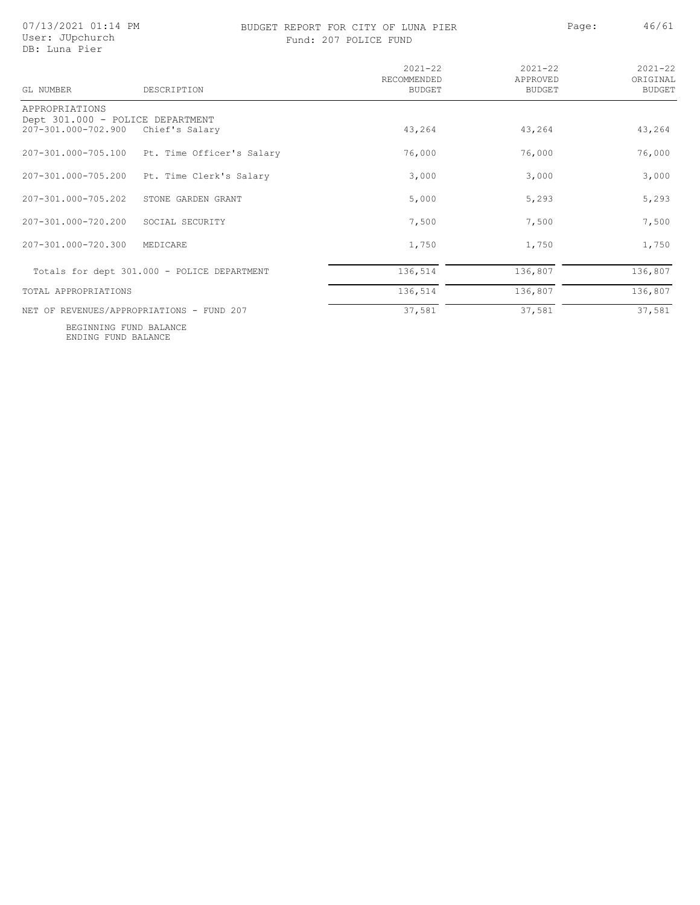# BUDGET REPORT FOR CITY OF LUNA PIER

Fund: 207 POLICE FUND

07/13/2021 01:14 PM
User: JUpchurch
DB: Luna Pier

| GL NUMBER | DESCRIPTION | 2021-22 RECOMMENDED BUDGET | 2021-22 APPROVED BUDGET | 2021-22 ORIGINAL BUDGET |
|---|---|---|---|---|
| APPROPRIATIONS | | | | |
| Dept 301.000 - POLICE DEPARTMENT | | | | |
| 207-301.000-702.900 | Chief's Salary | 43,264 | 43,264 | 43,264 |
| 207-301.000-705.100 | Pt. Time Officer's Salary | 76,000 | 76,000 | 76,000 |
| 207-301.000-705.200 | Pt. Time Clerk's Salary | 3,000 | 3,000 | 3,000 |
| 207-301.000-705.202 | STONE GARDEN GRANT | 5,000 | 5,293 | 5,293 |
| 207-301.000-720.200 | SOCIAL SECURITY | 7,500 | 7,500 | 7,500 |
| 207-301.000-720.300 | MEDICARE | 1,750 | 1,750 | 1,750 |
| Totals for dept 301.000 - POLICE DEPARTMENT | | 136,514 | 136,807 | 136,807 |
| TOTAL APPROPRIATIONS | | 136,514 | 136,807 | 136,807 |
| NET OF REVENUES/APPROPRIATIONS - FUND 207 | | 37,581 | 37,581 | 37,581 |
| BEGINNING FUND BALANCE | | | | |
| ENDING FUND BALANCE | | | | |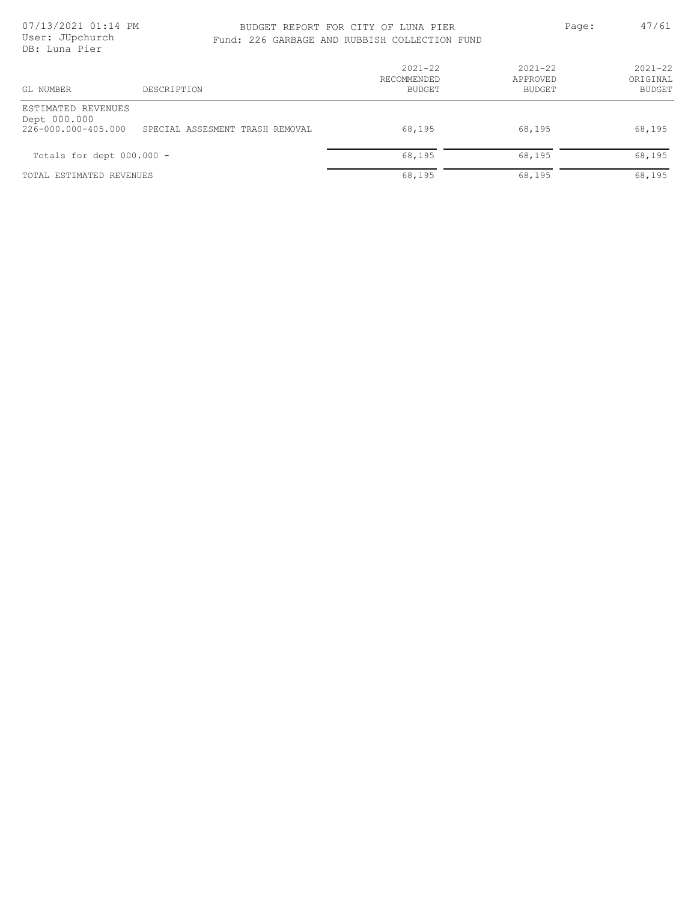# BUDGET REPORT FOR CITY OF LUNA PIER

## Fund: 226 GARBAGE AND RUBBISH COLLECTION FUND

| GL NUMBER | DESCRIPTION | 2021-22 RECOMMENDED BUDGET | 2021-22 APPROVED BUDGET | 2021-22 ORIGINAL BUDGET |
|---|---|---|---|---|
| ESTIMATED REVENUES | | | | |
| Dept 000.000 | | | | |
| 226-000.000-405.000 | SPECIAL ASSESMENT TRASH REMOVAL | 68,195 | 68,195 | 68,195 |
| Totals for dept 000.000 - | | 68,195 | 68,195 | 68,195 |
| TOTAL ESTIMATED REVENUES | | 68,195 | 68,195 | 68,195 |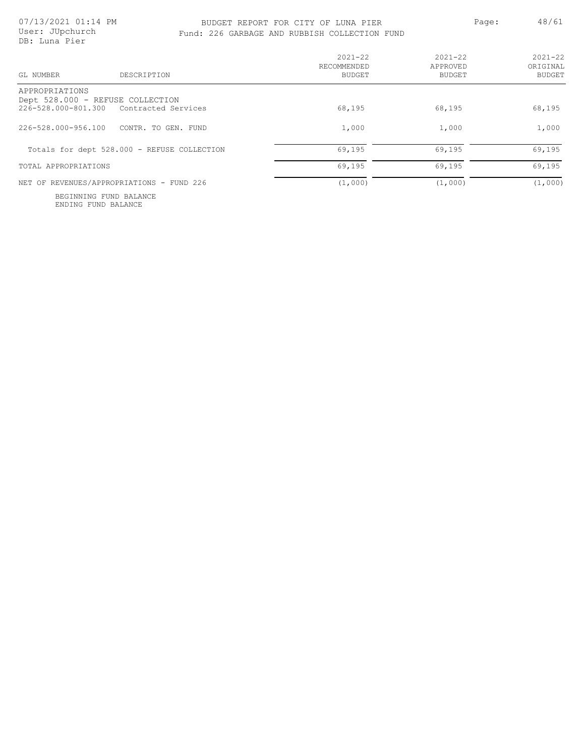BUDGET REPORT FOR CITY OF LUNA PIER

Fund: 226 GARBAGE AND RUBBISH COLLECTION FUND

07/13/2021 01:14 PM
User: JUpchurch
DB: Luna Pier

| GL NUMBER | DESCRIPTION | 2021-22 RECOMMENDED BUDGET | 2021-22 APPROVED BUDGET | 2021-22 ORIGINAL BUDGET |
|---|---|---|---|---|
| APPROPRIATIONS | | | | |
| Dept 528.000 - REFUSE COLLECTION | | | | |
| 226-528.000-801.300 | Contracted Services | 68,195 | 68,195 | 68,195 |
| 226-528.000-956.100 | CONTR. TO GEN. FUND | 1,000 | 1,000 | 1,000 |
| Totals for dept 528.000 - REFUSE COLLECTION | | 69,195 | 69,195 | 69,195 |
| TOTAL APPROPRIATIONS | | 69,195 | 69,195 | 69,195 |
| NET OF REVENUES/APPROPRIATIONS - FUND 226 | | (1,000) | (1,000) | (1,000) |
| BEGINNING FUND BALANCE | | | | |
| ENDING FUND BALANCE | | | | |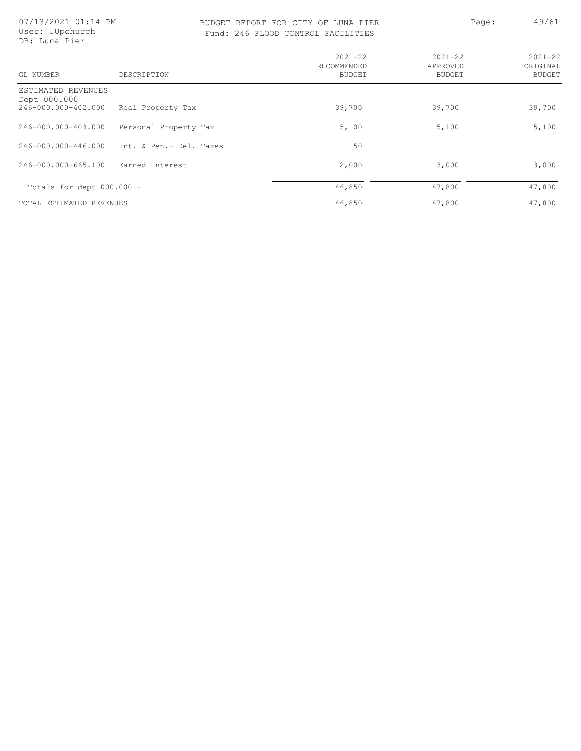# BUDGET REPORT FOR CITY OF LUNA PIER

## Fund: 246 FLOOD CONTROL FACILITIES

07/13/2021 01:14 PM
User: JUpchurch
DB: Luna Pier

| GL NUMBER | DESCRIPTION | 2021-22 RECOMMENDED BUDGET | 2021-22 APPROVED BUDGET | 2021-22 ORIGINAL BUDGET |
|---|---|---|---|---|
| ESTIMATED REVENUES | | | | |
| Dept 000.000 | | | | |
| 246-000.000-402.000 | Real Property Tax | 39,700 | 39,700 | 39,700 |
| 246-000.000-403.000 | Personal Property Tax | 5,100 | 5,100 | 5,100 |
| 246-000.000-446.000 | Int. & Pen.- Del. Taxes | 50 | | |
| 246-000.000-665.100 | Earned Interest | 2,000 | 3,000 | 3,000 |
| Totals for dept 000.000 - | | 46,850 | 47,800 | 47,800 |
| TOTAL ESTIMATED REVENUES | | 46,850 | 47,800 | 47,800 |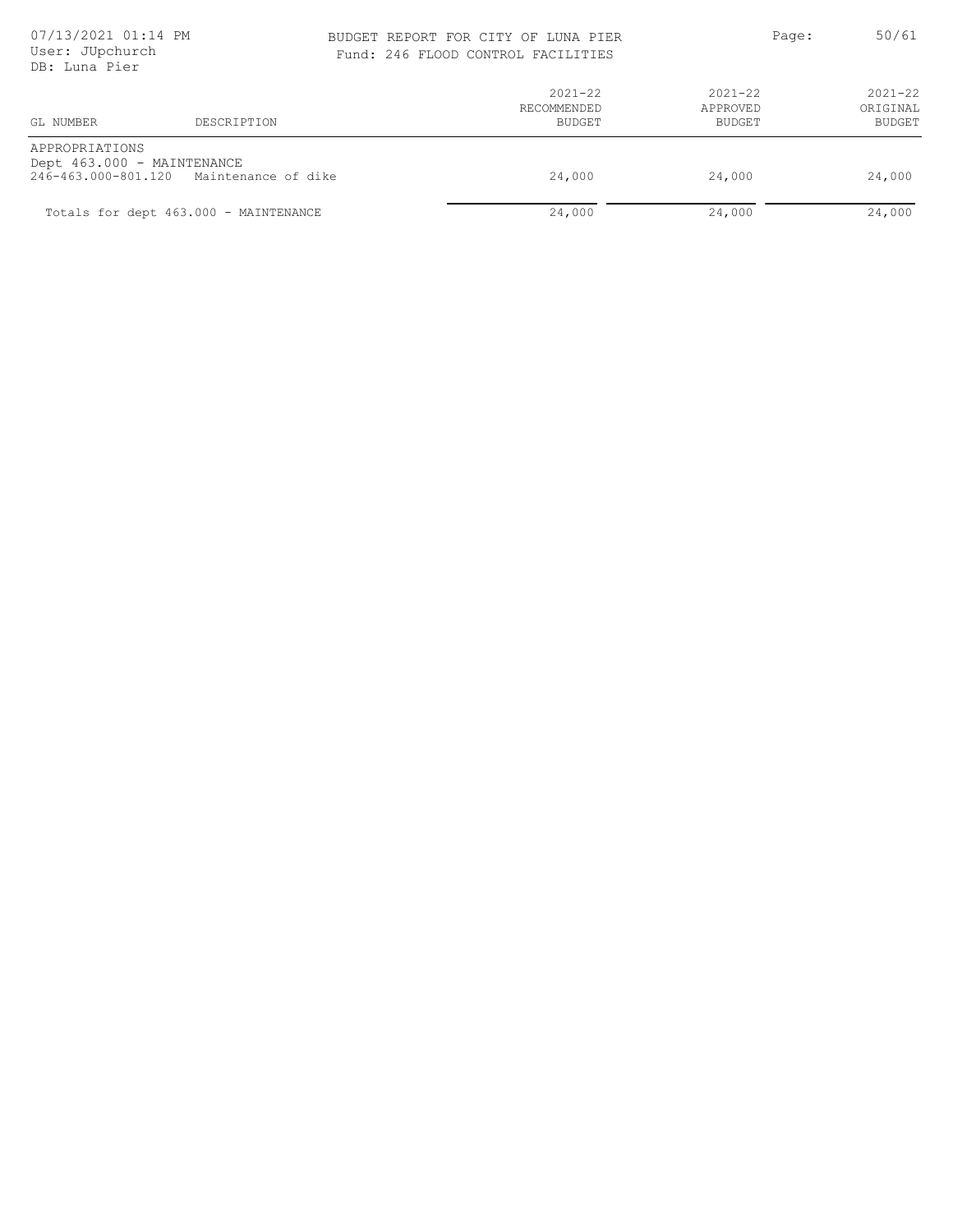BUDGET REPORT FOR CITY OF LUNA PIER

Fund: 246 FLOOD CONTROL FACILITIES

07/13/2021 01:14 PM
User: JUpchurch
DB: Luna Pier

| GL NUMBER | DESCRIPTION | 2021-22 RECOMMENDED BUDGET | 2021-22 APPROVED BUDGET | 2021-22 ORIGINAL BUDGET |
|---|---|---|---|---|
| APPROPRIATIONS | | | | |
| Dept 463.000 - MAINTENANCE | | | | |
| 246-463.000-801.120 | Maintenance of dike | 24,000 | 24,000 | 24,000 |
| Totals for dept 463.000 - MAINTENANCE | | 24,000 | 24,000 | 24,000 |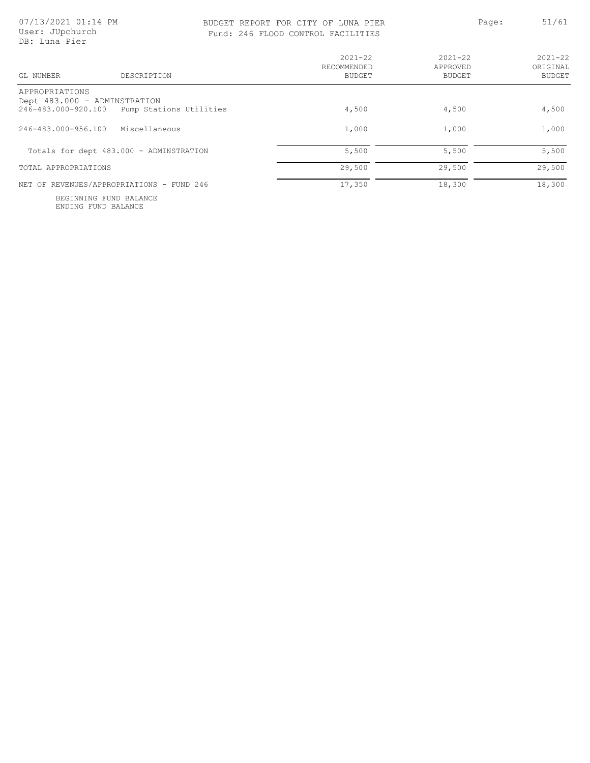BUDGET REPORT FOR CITY OF LUNA PIER

Fund: 246 FLOOD CONTROL FACILITIES

| GL NUMBER | DESCRIPTION | 2021-22 RECOMMENDED BUDGET | 2021-22 APPROVED BUDGET | 2021-22 ORIGINAL BUDGET |
|---|---|---|---|---|
| APPROPRIATIONS | | | | |
| Dept 483.000 - ADMINSTRATION | | | | |
| 246-483.000-920.100 | Pump Stations Utilities | 4,500 | 4,500 | 4,500 |
| 246-483.000-956.100 | Miscellaneous | 1,000 | 1,000 | 1,000 |
| Totals for dept 483.000 - ADMINSTRATION | | 5,500 | 5,500 | 5,500 |
| TOTAL APPROPRIATIONS | | 29,500 | 29,500 | 29,500 |
| NET OF REVENUES/APPROPRIATIONS - FUND 246 | | 17,350 | 18,300 | 18,300 |
| BEGINNING FUND BALANCE | | | | |
| ENDING FUND BALANCE | | | | |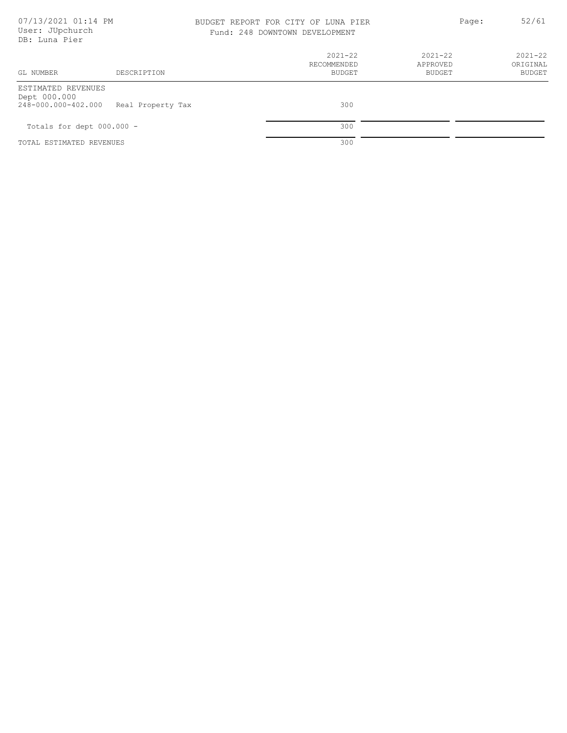BUDGET REPORT FOR CITY OF LUNA PIER

Fund: 248 DOWNTOWN DEVELOPMENT

| GL NUMBER | DESCRIPTION | 2021-22 RECOMMENDED BUDGET | 2021-22 APPROVED BUDGET | 2021-22 ORIGINAL BUDGET |
|---|---|---|---|---|
| ESTIMATED REVENUES | | | | |
| Dept 000.000 | | | | |
| 248-000.000-402.000 | Real Property Tax | 300 | | |
| Totals for dept 000.000 - | | 300 | | |
| TOTAL ESTIMATED REVENUES | | 300 | | |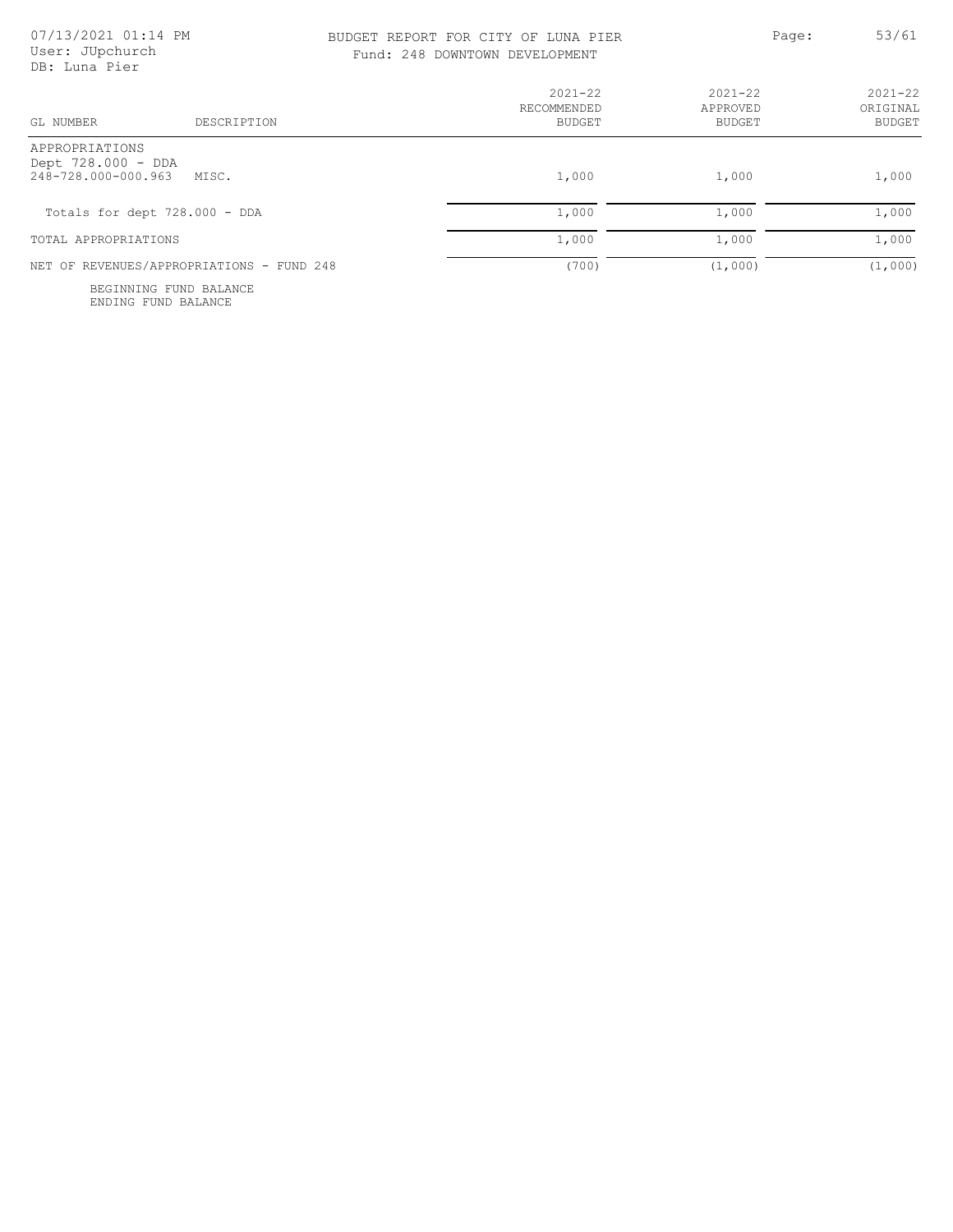BUDGET REPORT FOR CITY OF LUNA PIER

Fund: 248 DOWNTOWN DEVELOPMENT

| GL NUMBER | DESCRIPTION | 2021-22 RECOMMENDED BUDGET | 2021-22 APPROVED BUDGET | 2021-22 ORIGINAL BUDGET |
|---|---|---|---|---|
| APPROPRIATIONS | | | | |
| Dept 728.000 - DDA | | | | |
| 248-728.000-000.963 | MISC. | 1,000 | 1,000 | 1,000 |
| Totals for dept 728.000 - DDA | | 1,000 | 1,000 | 1,000 |
| TOTAL APPROPRIATIONS | | 1,000 | 1,000 | 1,000 |
| NET OF REVENUES/APPROPRIATIONS - FUND 248 | | (700) | (1,000) | (1,000) |
| BEGINNING FUND BALANCE | | | | |
| ENDING FUND BALANCE | | | | |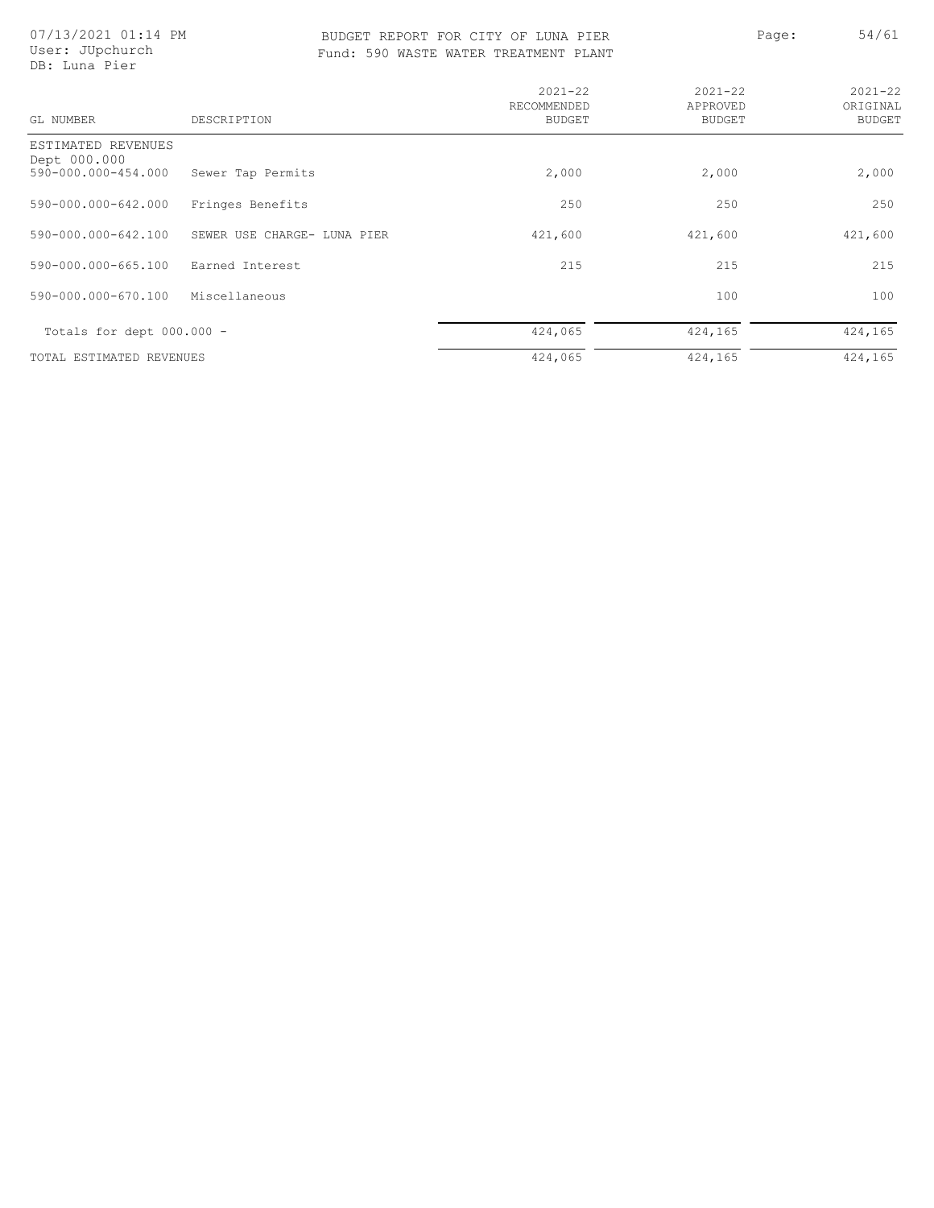BUDGET REPORT FOR CITY OF LUNA PIER

Fund: 590 WASTE WATER TREATMENT PLANT

07/13/2021 01:14 PM
User: JUpchurch
DB: Luna Pier

| GL NUMBER | DESCRIPTION | 2021-22 RECOMMENDED BUDGET | 2021-22 APPROVED BUDGET | 2021-22 ORIGINAL BUDGET |
|---|---|---|---|---|
| ESTIMATED REVENUES | | | | |
| Dept 000.000 | | | | |
| 590-000.000-454.000 | Sewer Tap Permits | 2,000 | 2,000 | 2,000 |
| 590-000.000-642.000 | Fringes Benefits | 250 | 250 | 250 |
| 590-000.000-642.100 | SEWER USE CHARGE- LUNA PIER | 421,600 | 421,600 | 421,600 |
| 590-000.000-665.100 | Earned Interest | 215 | 215 | 215 |
| 590-000.000-670.100 | Miscellaneous | | 100 | 100 |
| Totals for dept 000.000 - | | 424,065 | 424,165 | 424,165 |
| TOTAL ESTIMATED REVENUES | | 424,065 | 424,165 | 424,165 |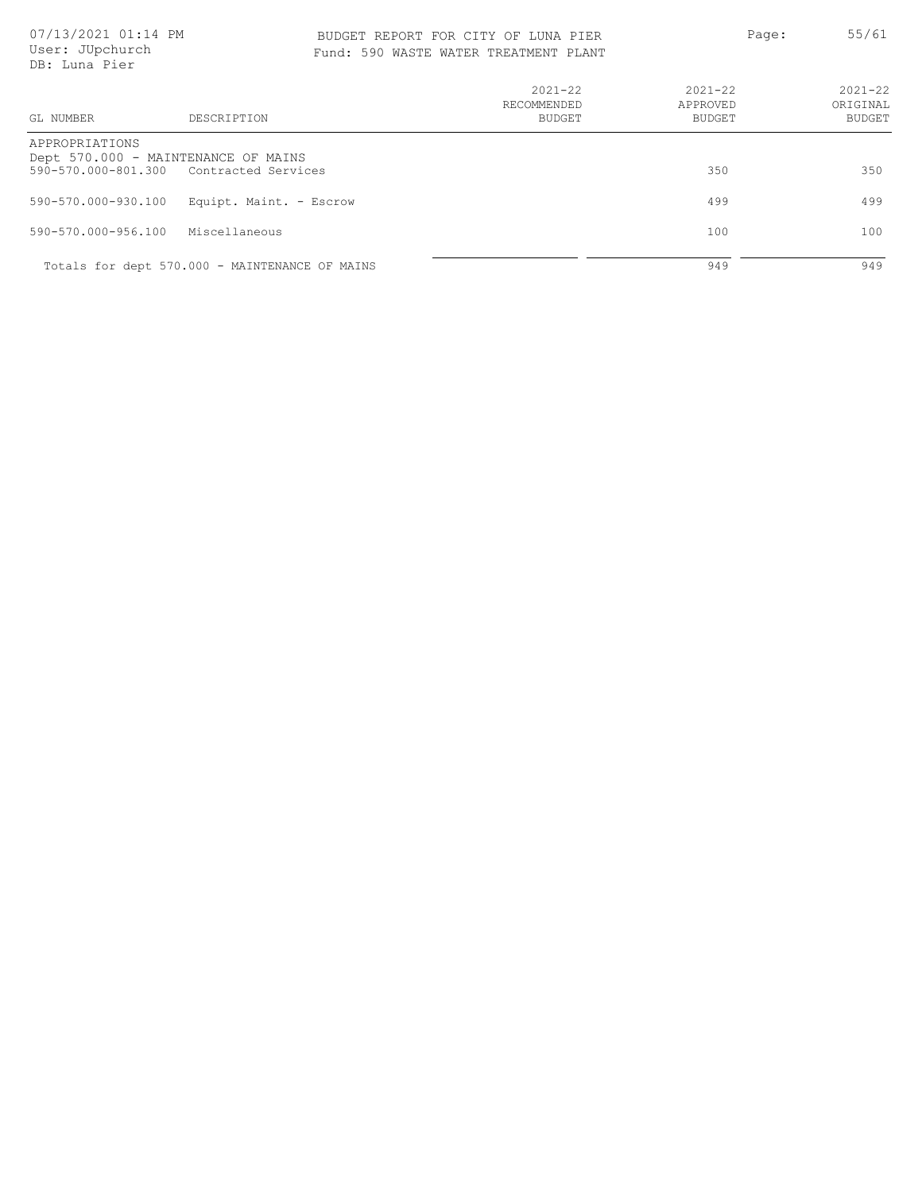BUDGET REPORT FOR CITY OF LUNA PIER

Fund: 590 WASTE WATER TREATMENT PLANT

| GL NUMBER | DESCRIPTION | 2021-22 RECOMMENDED BUDGET | 2021-22 APPROVED BUDGET | 2021-22 ORIGINAL BUDGET |
|---|---|---|---|---|
| APPROPRIATIONS | | | | |
| Dept 570.000 - MAINTENANCE OF MAINS | | | | |
| 590-570.000-801.300 | Contracted Services | | 350 | 350 |
| 590-570.000-930.100 | Equipt. Maint. - Escrow | | 499 | 499 |
| 590-570.000-956.100 | Miscellaneous | | 100 | 100 |
| | Totals for dept 570.000 - MAINTENANCE OF MAINS | | 949 | 949 |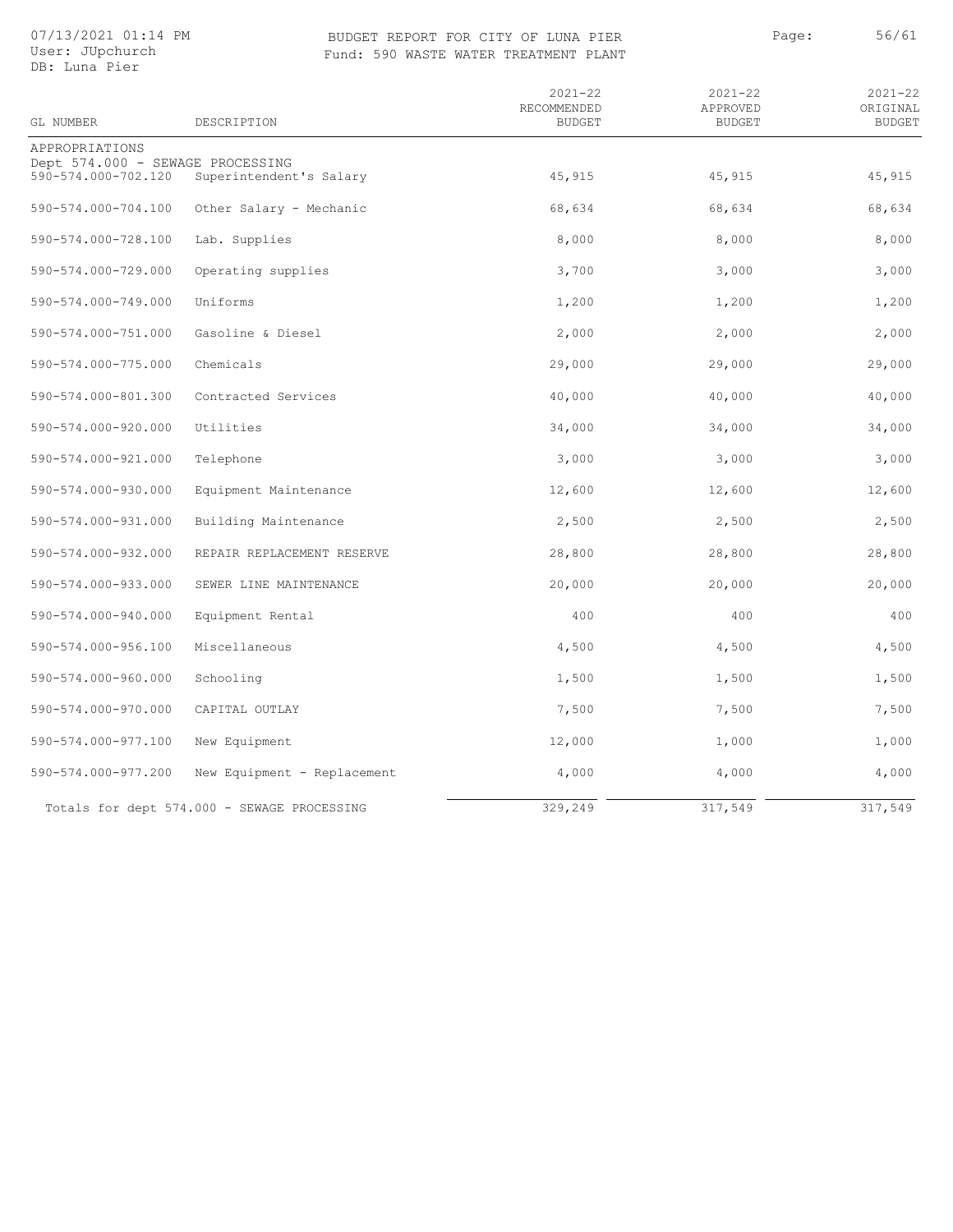BUDGET REPORT FOR CITY OF LUNA PIER

Fund: 590 WASTE WATER TREATMENT PLANT

| GL NUMBER | DESCRIPTION | 2021-22 RECOMMENDED BUDGET | 2021-22 APPROVED BUDGET | 2021-22 ORIGINAL BUDGET |
|---|---|---|---|---|
| APPROPRIATIONS | | | | |
| Dept 574.000 - SEWAGE PROCESSING | | | | |
| 590-574.000-702.120 | Superintendent's Salary | 45,915 | 45,915 | 45,915 |
| 590-574.000-704.100 | Other Salary - Mechanic | 68,634 | 68,634 | 68,634 |
| 590-574.000-728.100 | Lab. Supplies | 8,000 | 8,000 | 8,000 |
| 590-574.000-729.000 | Operating supplies | 3,700 | 3,000 | 3,000 |
| 590-574.000-749.000 | Uniforms | 1,200 | 1,200 | 1,200 |
| 590-574.000-751.000 | Gasoline & Diesel | 2,000 | 2,000 | 2,000 |
| 590-574.000-775.000 | Chemicals | 29,000 | 29,000 | 29,000 |
| 590-574.000-801.300 | Contracted Services | 40,000 | 40,000 | 40,000 |
| 590-574.000-920.000 | Utilities | 34,000 | 34,000 | 34,000 |
| 590-574.000-921.000 | Telephone | 3,000 | 3,000 | 3,000 |
| 590-574.000-930.000 | Equipment Maintenance | 12,600 | 12,600 | 12,600 |
| 590-574.000-931.000 | Building Maintenance | 2,500 | 2,500 | 2,500 |
| 590-574.000-932.000 | REPAIR REPLACEMENT RESERVE | 28,800 | 28,800 | 28,800 |
| 590-574.000-933.000 | SEWER LINE MAINTENANCE | 20,000 | 20,000 | 20,000 |
| 590-574.000-940.000 | Equipment Rental | 400 | 400 | 400 |
| 590-574.000-956.100 | Miscellaneous | 4,500 | 4,500 | 4,500 |
| 590-574.000-960.000 | Schooling | 1,500 | 1,500 | 1,500 |
| 590-574.000-970.000 | CAPITAL OUTLAY | 7,500 | 7,500 | 7,500 |
| 590-574.000-977.100 | New Equipment | 12,000 | 1,000 | 1,000 |
| 590-574.000-977.200 | New Equipment - Replacement | 4,000 | 4,000 | 4,000 |
| Totals for dept 574.000 - SEWAGE PROCESSING | | 329,249 | 317,549 | 317,549 |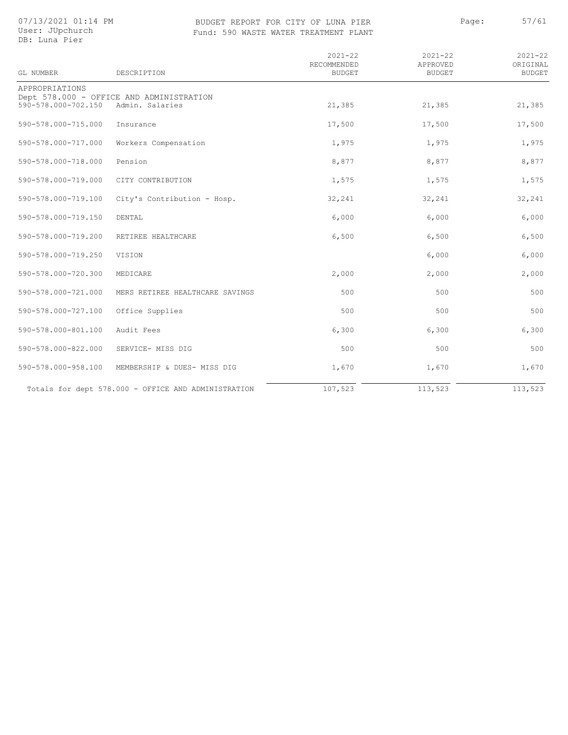BUDGET REPORT FOR CITY OF LUNA PIER

Fund: 590 WASTE WATER TREATMENT PLANT

| GL NUMBER | DESCRIPTION | 2021-22 RECOMMENDED BUDGET | 2021-22 APPROVED BUDGET | 2021-22 ORIGINAL BUDGET |
|---|---|---|---|---|
| APPROPRIATIONS | | | | |
| Dept 578.000 - OFFICE AND ADMINISTRATION | | | | |
| 590-578.000-702.150 | Admin. Salaries | 21,385 | 21,385 | 21,385 |
| 590-578.000-715.000 | Insurance | 17,500 | 17,500 | 17,500 |
| 590-578.000-717.000 | Workers Compensation | 1,975 | 1,975 | 1,975 |
| 590-578.000-718.000 | Pension | 8,877 | 8,877 | 8,877 |
| 590-578.000-719.000 | CITY CONTRIBUTION | 1,575 | 1,575 | 1,575 |
| 590-578.000-719.100 | City's Contribution - Hosp. | 32,241 | 32,241 | 32,241 |
| 590-578.000-719.150 | DENTAL | 6,000 | 6,000 | 6,000 |
| 590-578.000-719.200 | RETIREE HEALTHCARE | 6,500 | 6,500 | 6,500 |
| 590-578.000-719.250 | VISION | | 6,000 | 6,000 |
| 590-578.000-720.300 | MEDICARE | 2,000 | 2,000 | 2,000 |
| 590-578.000-721.000 | MERS RETIREE HEALTHCARE SAVINGS | 500 | 500 | 500 |
| 590-578.000-727.100 | Office Supplies | 500 | 500 | 500 |
| 590-578.000-801.100 | Audit Fees | 6,300 | 6,300 | 6,300 |
| 590-578.000-822.000 | SERVICE- MISS DIG | 500 | 500 | 500 |
| 590-578.000-958.100 | MEMBERSHIP & DUES- MISS DIG | 1,670 | 1,670 | 1,670 |
| Totals for dept 578.000 - OFFICE AND ADMINISTRATION | | 107,523 | 113,523 | 113,523 |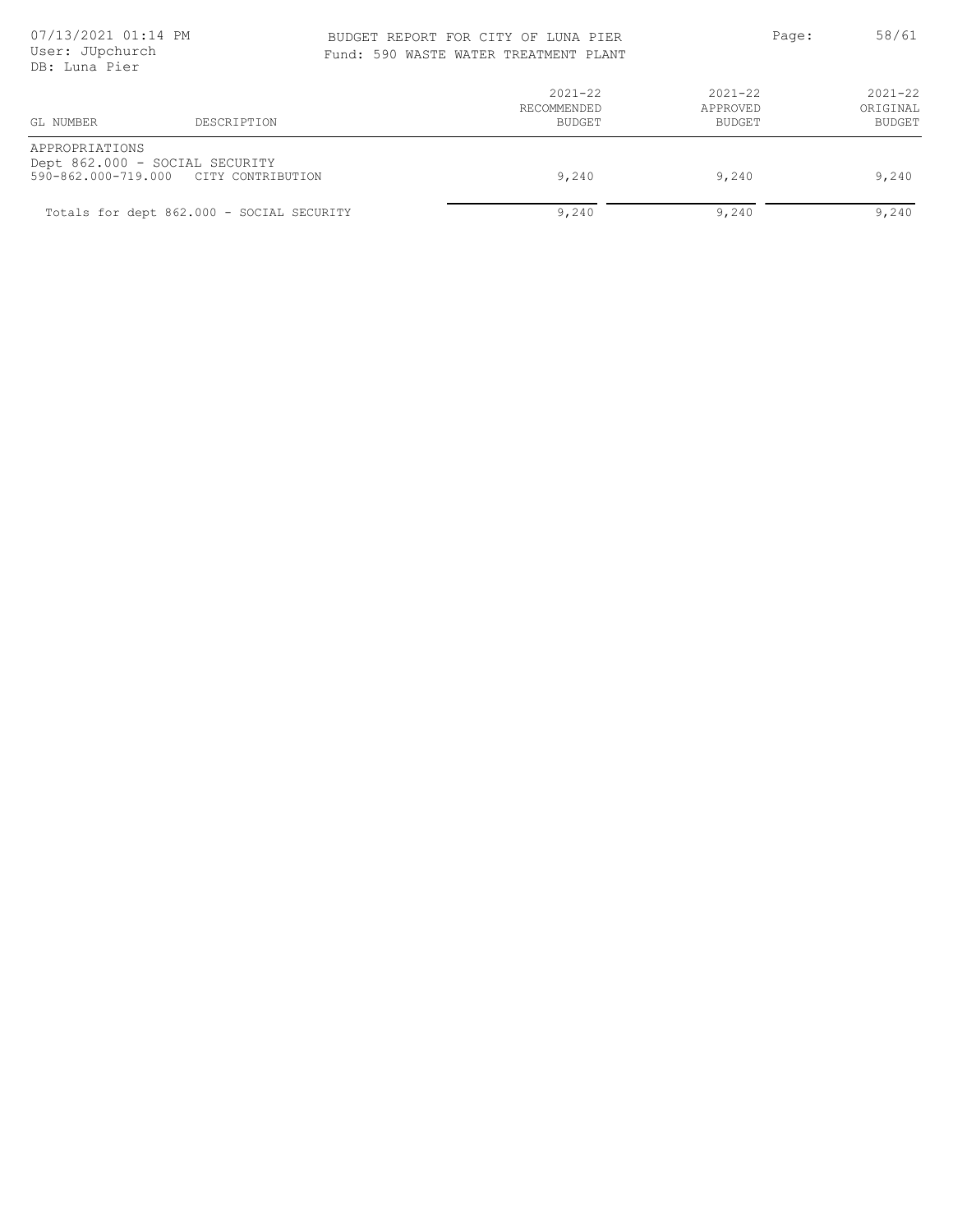BUDGET REPORT FOR CITY OF LUNA PIER
Fund: 590 WASTE WATER TREATMENT PLANT

| GL NUMBER | DESCRIPTION | 2021-22 RECOMMENDED BUDGET | 2021-22 APPROVED BUDGET | 2021-22 ORIGINAL BUDGET |
|---|---|---|---|---|
| APPROPRIATIONS | | | | |
| Dept 862.000 - SOCIAL SECURITY | | | | |
| 590-862.000-719.000 | CITY CONTRIBUTION | 9,240 | 9,240 | 9,240 |
| Totals for dept 862.000 - SOCIAL SECURITY | | 9,240 | 9,240 | 9,240 |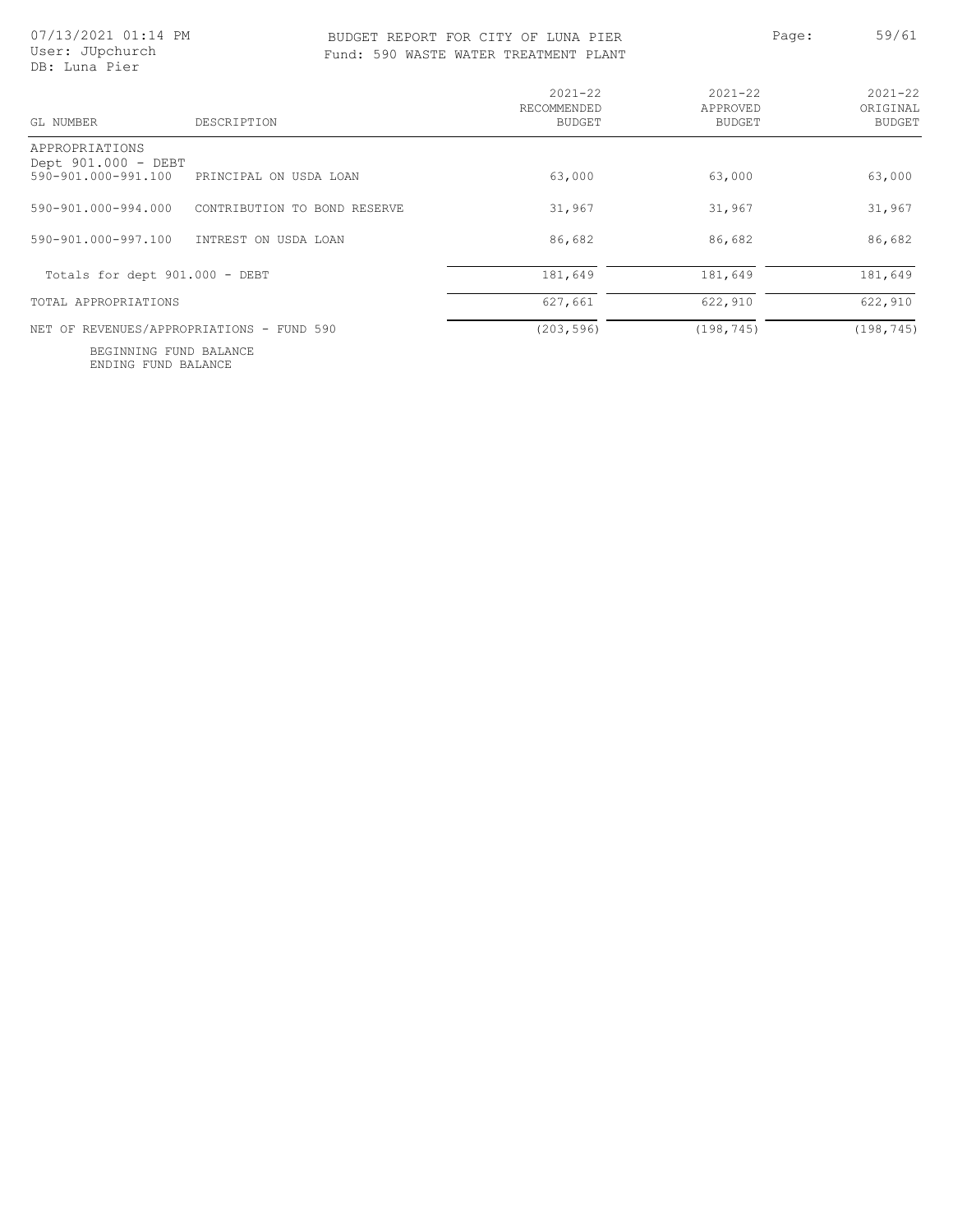BUDGET REPORT FOR CITY OF LUNA PIER
Fund: 590 WASTE WATER TREATMENT PLANT

| GL NUMBER | DESCRIPTION | 2021-22 RECOMMENDED BUDGET | 2021-22 APPROVED BUDGET | 2021-22 ORIGINAL BUDGET |
|---|---|---|---|---|
| APPROPRIATIONS | | | | |
| Dept 901.000 - DEBT | | | | |
| 590-901.000-991.100 | PRINCIPAL ON USDA LOAN | 63,000 | 63,000 | 63,000 |
| 590-901.000-994.000 | CONTRIBUTION TO BOND RESERVE | 31,967 | 31,967 | 31,967 |
| 590-901.000-997.100 | INTREST ON USDA LOAN | 86,682 | 86,682 | 86,682 |
| Totals for dept 901.000 - DEBT | | 181,649 | 181,649 | 181,649 |
| TOTAL APPROPRIATIONS | | 627,661 | 622,910 | 622,910 |
| NET OF REVENUES/APPROPRIATIONS - FUND 590 | | (203,596) | (198,745) | (198,745) |
| BEGINNING FUND BALANCE | | | | |
| ENDING FUND BALANCE | | | | |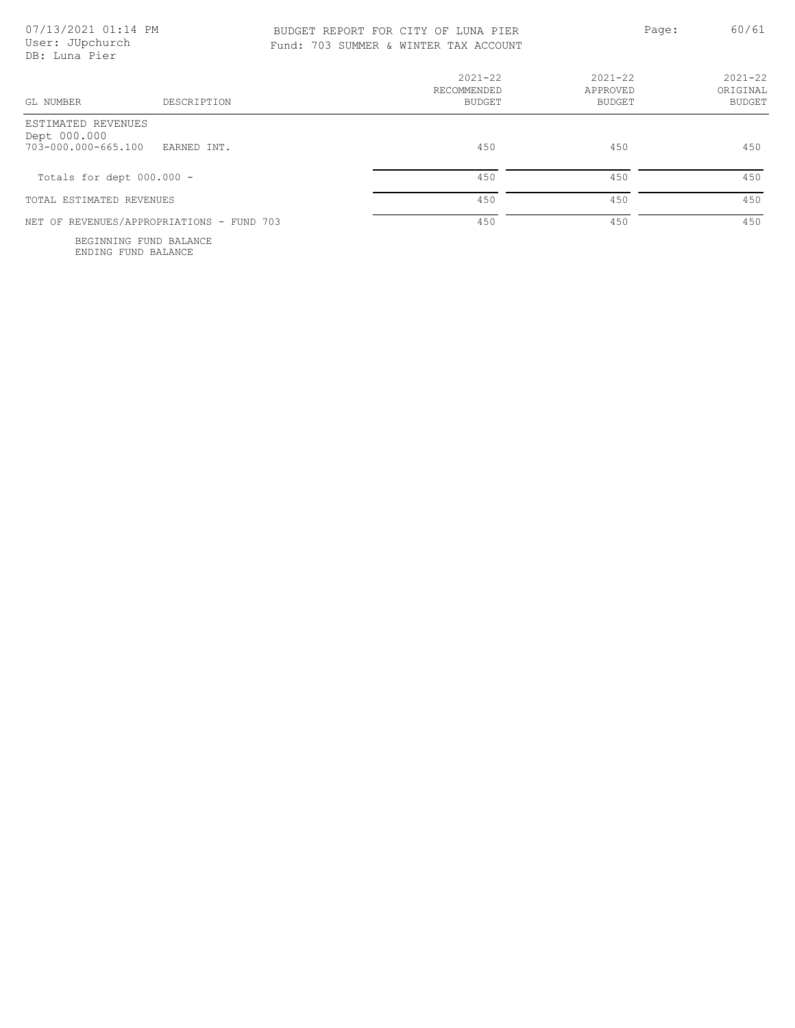07/13/2021 01:14 PM
User: JUpchurch
DB: Luna Pier

BUDGET REPORT FOR CITY OF LUNA PIER
Fund: 703 SUMMER & WINTER TAX ACCOUNT

| GL NUMBER | DESCRIPTION | 2021-22 RECOMMENDED BUDGET | 2021-22 APPROVED BUDGET | 2021-22 ORIGINAL BUDGET |
|---|---|---|---|---|
| ESTIMATED REVENUES | | | | |
| Dept 000.000 | | | | |
| 703-000.000-665.100 | EARNED INT. | 450 | 450 | 450 |
| Totals for dept 000.000 - | | 450 | 450 | 450 |
| TOTAL ESTIMATED REVENUES | | 450 | 450 | 450 |
| NET OF REVENUES/APPROPRIATIONS - FUND 703 | | 450 | 450 | 450 |
| BEGINNING FUND BALANCE | | | | |
| ENDING FUND BALANCE | | | | |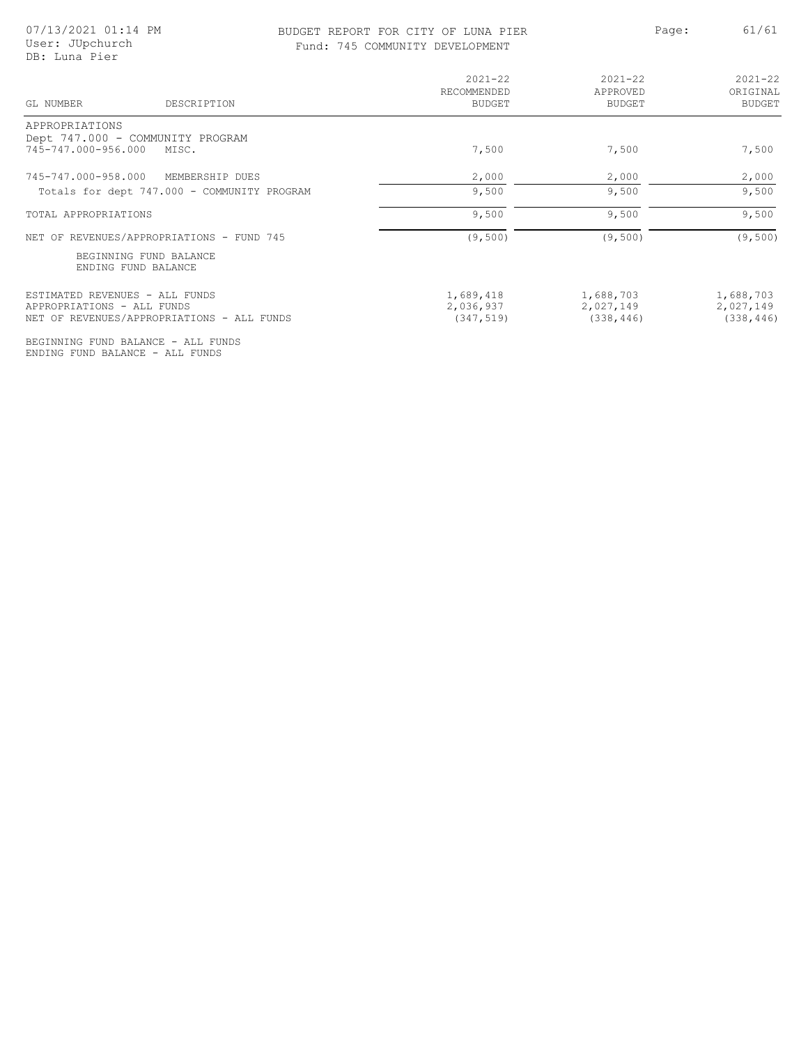BUDGET REPORT FOR CITY OF LUNA PIER

Fund: 745 COMMUNITY DEVELOPMENT

| GL NUMBER | DESCRIPTION | 2021-22 RECOMMENDED BUDGET | 2021-22 APPROVED BUDGET | 2021-22 ORIGINAL BUDGET |
|---|---|---|---|---|
| APPROPRIATIONS | | | | |
| Dept 747.000 - COMMUNITY PROGRAM | | | | |
| 745-747.000-956.000 | MISC. | 7,500 | 7,500 | 7,500 |
| 745-747.000-958.000 | MEMBERSHIP DUES | 2,000 | 2,000 | 2,000 |
| | Totals for dept 747.000 - COMMUNITY PROGRAM | 9,500 | 9,500 | 9,500 |
| TOTAL APPROPRIATIONS | | 9,500 | 9,500 | 9,500 |
| NET OF REVENUES/APPROPRIATIONS - FUND 745 | | (9,500) | (9,500) | (9,500) |
| | BEGINNING FUND BALANCE | | | |
| | ENDING FUND BALANCE | | | |
| ESTIMATED REVENUES - ALL FUNDS | | 1,689,418 | 1,688,703 | 1,688,703 |
| APPROPRIATIONS - ALL FUNDS | | 2,036,937 | 2,027,149 | 2,027,149 |
| NET OF REVENUES/APPROPRIATIONS - ALL FUNDS | | (347,519) | (338,446) | (338,446) |
| BEGINNING FUND BALANCE - ALL FUNDS | | | | |
| ENDING FUND BALANCE - ALL FUNDS | | | | |